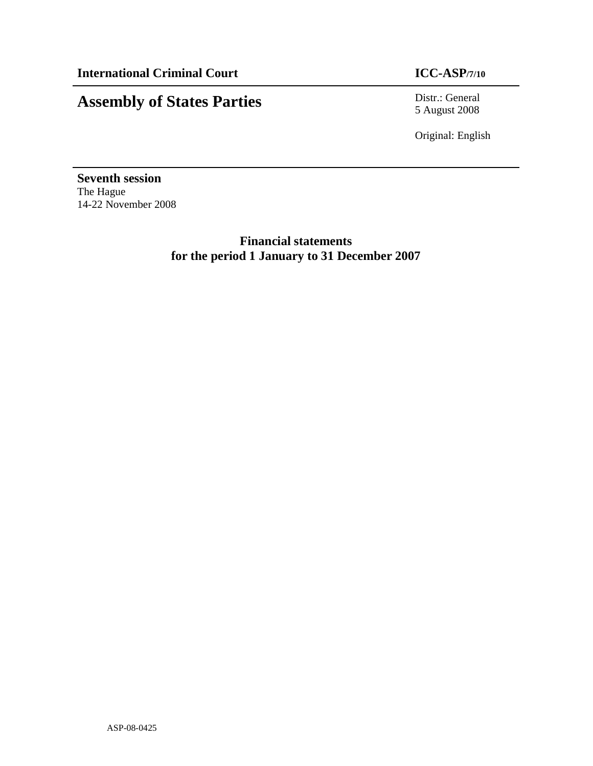**International Criminal Court** **ICC-ASP/7/10**

# Assembly of States Parties

Distr.: General
5 August 2008

Original: English

**Seventh session**
The Hague
14-22 November 2008

## Financial statements for the period 1 January to 31 December 2007

ASP-08-0425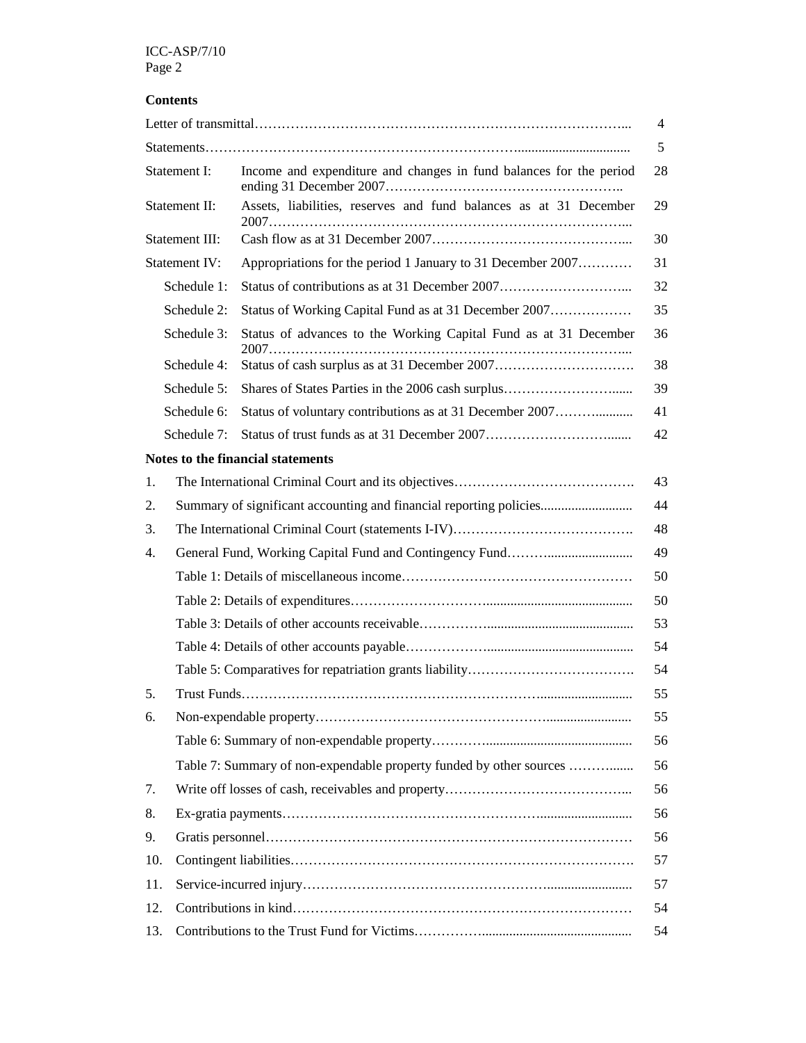**Contents**

| | | |
|---|---|---|
| Letter of transmittal | | 4 |
| Statements | | 5 |
| Statement I: | Income and expenditure and changes in fund balances for the period ending 31 December 2007 | 28 |
| Statement II: | Assets, liabilities, reserves and fund balances as at 31 December 2007 | 29 |
| Statement III: | Cash flow as at 31 December 2007 | 30 |
| Statement IV: | Appropriations for the period 1 January to 31 December 2007 | 31 |
| Schedule 1: | Status of contributions as at 31 December 2007 | 32 |
| Schedule 2: | Status of Working Capital Fund as at 31 December 2007 | 35 |
| Schedule 3: | Status of advances to the Working Capital Fund as at 31 December 2007 | 36 |
| Schedule 4: | Status of cash surplus as at 31 December 2007 | 38 |
| Schedule 5: | Shares of States Parties in the 2006 cash surplus | 39 |
| Schedule 6: | Status of voluntary contributions as at 31 December 2007 | 41 |
| Schedule 7: | Status of trust funds as at 31 December 2007 | 42 |

**Notes to the financial statements**

| | | |
|---|---|---|
| 1. | The International Criminal Court and its objectives | 43 |
| 2. | Summary of significant accounting and financial reporting policies | 44 |
| 3. | The International Criminal Court (statements I-IV) | 48 |
| 4. | General Fund, Working Capital Fund and Contingency Fund | 49 |
| | Table 1: Details of miscellaneous income | 50 |
| | Table 2: Details of expenditures | 50 |
| | Table 3: Details of other accounts receivable | 53 |
| | Table 4: Details of other accounts payable | 54 |
| | Table 5: Comparatives for repatriation grants liability | 54 |
| 5. | Trust Funds | 55 |
| 6. | Non-expendable property | 55 |
| | Table 6: Summary of non-expendable property | 56 |
| | Table 7: Summary of non-expendable property funded by other sources | 56 |
| 7. | Write off losses of cash, receivables and property | 56 |
| 8. | Ex-gratia payments | 56 |
| 9. | Gratis personnel | 56 |
| 10. | Contingent liabilities | 57 |
| 11. | Service-incurred injury | 57 |
| 12. | Contributions in kind | 54 |
| 13. | Contributions to the Trust Fund for Victims | 54 |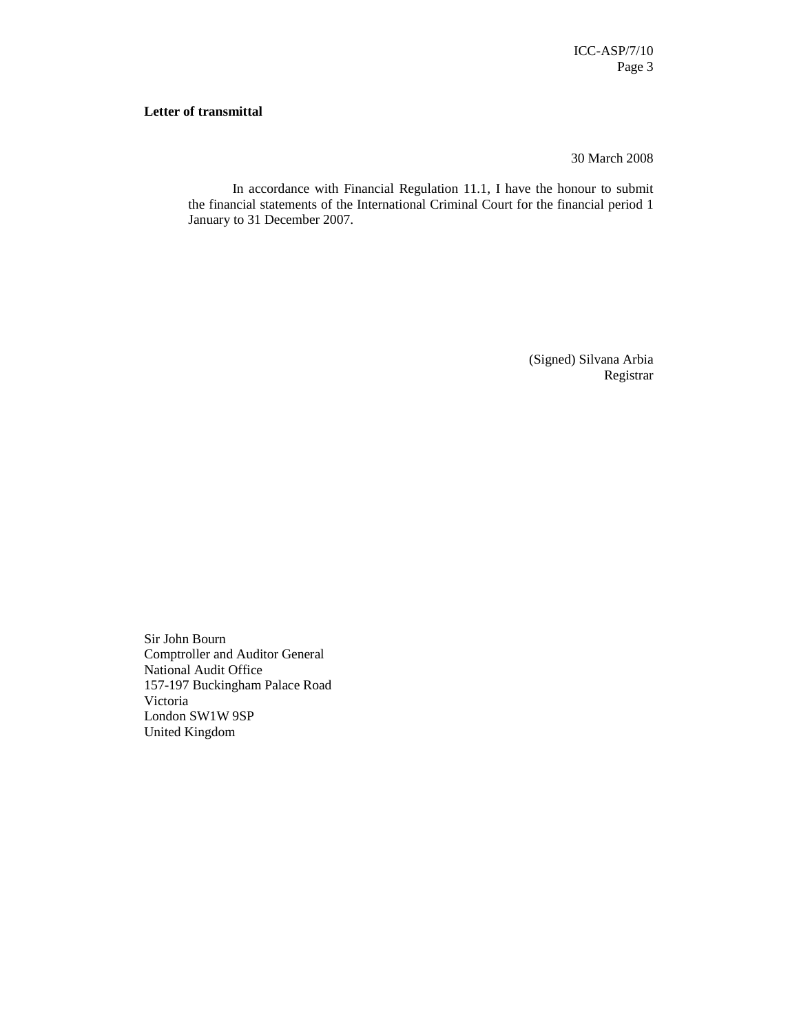**Letter of transmittal**

30 March 2008

In accordance with Financial Regulation 11.1, I have the honour to submit the financial statements of the International Criminal Court for the financial period 1 January to 31 December 2007.

(Signed) Silvana Arbia
Registrar

Sir John Bourn
Comptroller and Auditor General
National Audit Office
157-197 Buckingham Palace Road
Victoria
London SW1W 9SP
United Kingdom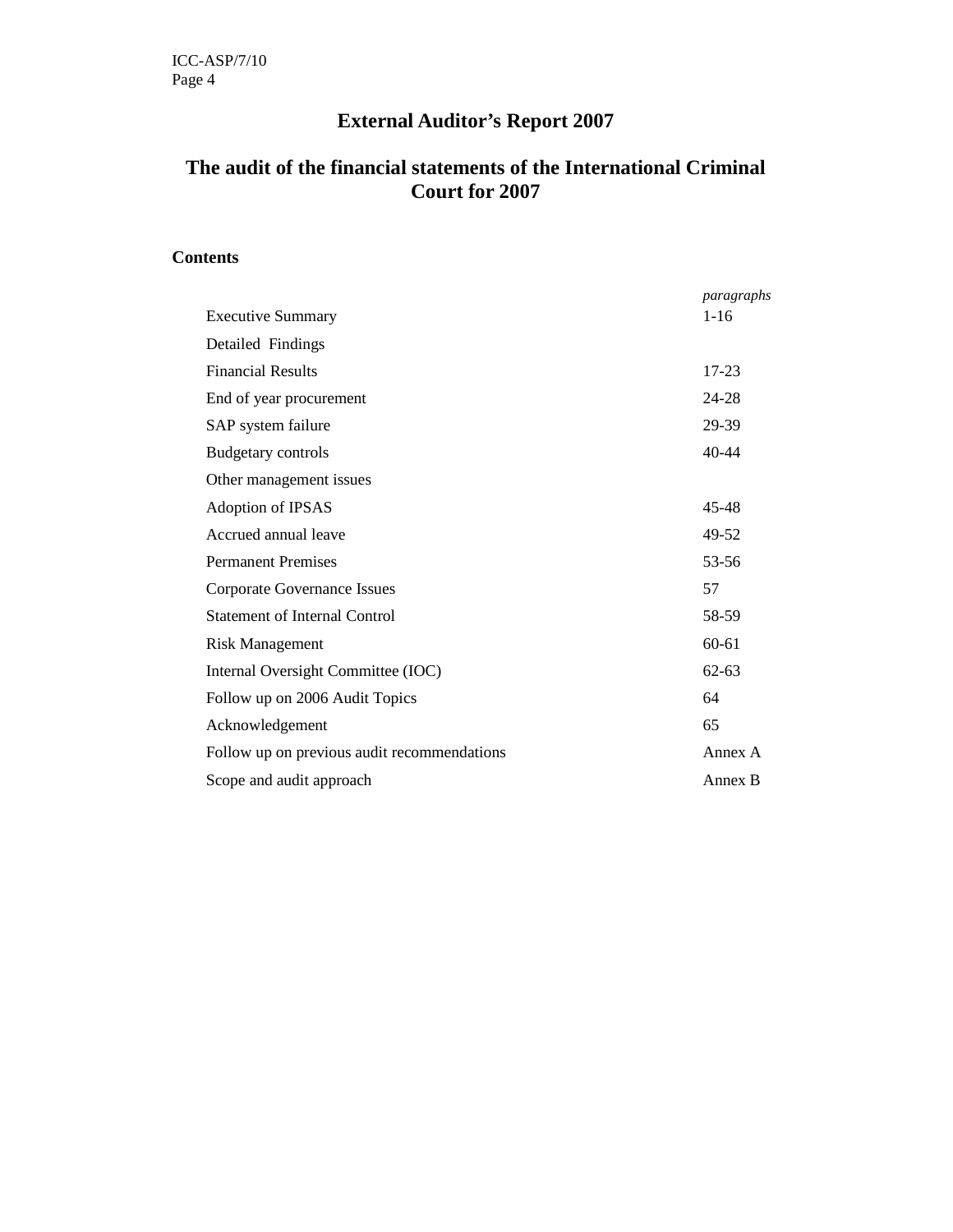# External Auditor's Report 2007

## The audit of the financial statements of the International Criminal Court for 2007

**Contents**

| | *paragraphs* |
|---|---|
| Executive Summary | 1-16 |
| Detailed Findings | |
| Financial Results | 17-23 |
| End of year procurement | 24-28 |
| SAP system failure | 29-39 |
| Budgetary controls | 40-44 |
| Other management issues | |
| Adoption of IPSAS | 45-48 |
| Accrued annual leave | 49-52 |
| Permanent Premises | 53-56 |
| Corporate Governance Issues | 57 |
| Statement of Internal Control | 58-59 |
| Risk Management | 60-61 |
| Internal Oversight Committee (IOC) | 62-63 |
| Follow up on 2006 Audit Topics | 64 |
| Acknowledgement | 65 |
| Follow up on previous audit recommendations | Annex A |
| Scope and audit approach | Annex B |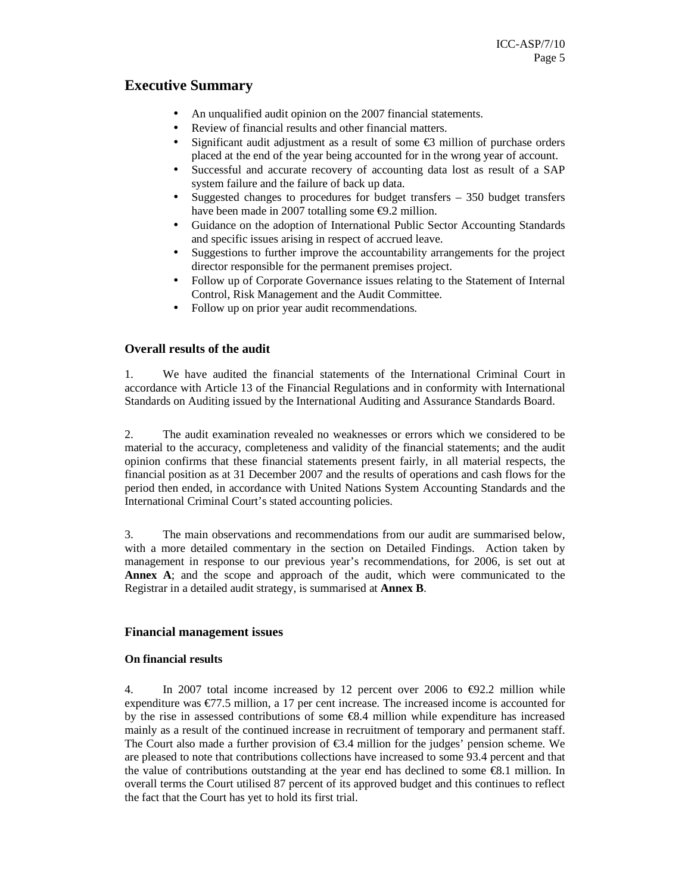## Executive Summary

- An unqualified audit opinion on the 2007 financial statements.
- Review of financial results and other financial matters.
- Significant audit adjustment as a result of some €3 million of purchase orders placed at the end of the year being accounted for in the wrong year of account.
- Successful and accurate recovery of accounting data lost as result of a SAP system failure and the failure of back up data.
- Suggested changes to procedures for budget transfers – 350 budget transfers have been made in 2007 totalling some €9.2 million.
- Guidance on the adoption of International Public Sector Accounting Standards and specific issues arising in respect of accrued leave.
- Suggestions to further improve the accountability arrangements for the project director responsible for the permanent premises project.
- Follow up of Corporate Governance issues relating to the Statement of Internal Control, Risk Management and the Audit Committee.
- Follow up on prior year audit recommendations.

### Overall results of the audit

1. We have audited the financial statements of the International Criminal Court in accordance with Article 13 of the Financial Regulations and in conformity with International Standards on Auditing issued by the International Auditing and Assurance Standards Board.

2. The audit examination revealed no weaknesses or errors which we considered to be material to the accuracy, completeness and validity of the financial statements; and the audit opinion confirms that these financial statements present fairly, in all material respects, the financial position as at 31 December 2007 and the results of operations and cash flows for the period then ended, in accordance with United Nations System Accounting Standards and the International Criminal Court's stated accounting policies.

3. The main observations and recommendations from our audit are summarised below, with a more detailed commentary in the section on Detailed Findings. Action taken by management in response to our previous year's recommendations, for 2006, is set out at **Annex A**; and the scope and approach of the audit, which were communicated to the Registrar in a detailed audit strategy, is summarised at **Annex B**.

### Financial management issues

#### On financial results

4. In 2007 total income increased by 12 percent over 2006 to €92.2 million while expenditure was €77.5 million, a 17 per cent increase. The increased income is accounted for by the rise in assessed contributions of some €8.4 million while expenditure has increased mainly as a result of the continued increase in recruitment of temporary and permanent staff. The Court also made a further provision of €3.4 million for the judges' pension scheme. We are pleased to note that contributions collections have increased to some 93.4 percent and that the value of contributions outstanding at the year end has declined to some €8.1 million. In overall terms the Court utilised 87 percent of its approved budget and this continues to reflect the fact that the Court has yet to hold its first trial.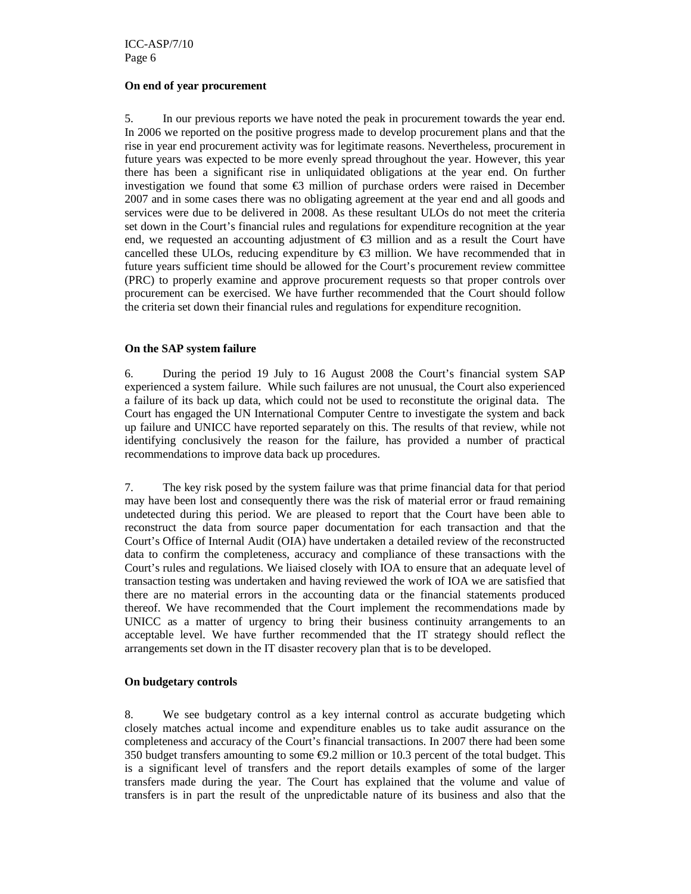**On end of year procurement**

5. In our previous reports we have noted the peak in procurement towards the year end. In 2006 we reported on the positive progress made to develop procurement plans and that the rise in year end procurement activity was for legitimate reasons. Nevertheless, procurement in future years was expected to be more evenly spread throughout the year. However, this year there has been a significant rise in unliquidated obligations at the year end. On further investigation we found that some €3 million of purchase orders were raised in December 2007 and in some cases there was no obligating agreement at the year end and all goods and services were due to be delivered in 2008. As these resultant ULOs do not meet the criteria set down in the Court's financial rules and regulations for expenditure recognition at the year end, we requested an accounting adjustment of €3 million and as a result the Court have cancelled these ULOs, reducing expenditure by €3 million. We have recommended that in future years sufficient time should be allowed for the Court's procurement review committee (PRC) to properly examine and approve procurement requests so that proper controls over procurement can be exercised. We have further recommended that the Court should follow the criteria set down their financial rules and regulations for expenditure recognition.

**On the SAP system failure**

6. During the period 19 July to 16 August 2008 the Court's financial system SAP experienced a system failure. While such failures are not unusual, the Court also experienced a failure of its back up data, which could not be used to reconstitute the original data. The Court has engaged the UN International Computer Centre to investigate the system and back up failure and UNICC have reported separately on this. The results of that review, while not identifying conclusively the reason for the failure, has provided a number of practical recommendations to improve data back up procedures.

7. The key risk posed by the system failure was that prime financial data for that period may have been lost and consequently there was the risk of material error or fraud remaining undetected during this period. We are pleased to report that the Court have been able to reconstruct the data from source paper documentation for each transaction and that the Court's Office of Internal Audit (OIA) have undertaken a detailed review of the reconstructed data to confirm the completeness, accuracy and compliance of these transactions with the Court's rules and regulations. We liaised closely with IOA to ensure that an adequate level of transaction testing was undertaken and having reviewed the work of IOA we are satisfied that there are no material errors in the accounting data or the financial statements produced thereof. We have recommended that the Court implement the recommendations made by UNICC as a matter of urgency to bring their business continuity arrangements to an acceptable level. We have further recommended that the IT strategy should reflect the arrangements set down in the IT disaster recovery plan that is to be developed.

**On budgetary controls**

8. We see budgetary control as a key internal control as accurate budgeting which closely matches actual income and expenditure enables us to take audit assurance on the completeness and accuracy of the Court's financial transactions. In 2007 there had been some 350 budget transfers amounting to some €9.2 million or 10.3 percent of the total budget. This is a significant level of transfers and the report details examples of some of the larger transfers made during the year. The Court has explained that the volume and value of transfers is in part the result of the unpredictable nature of its business and also that the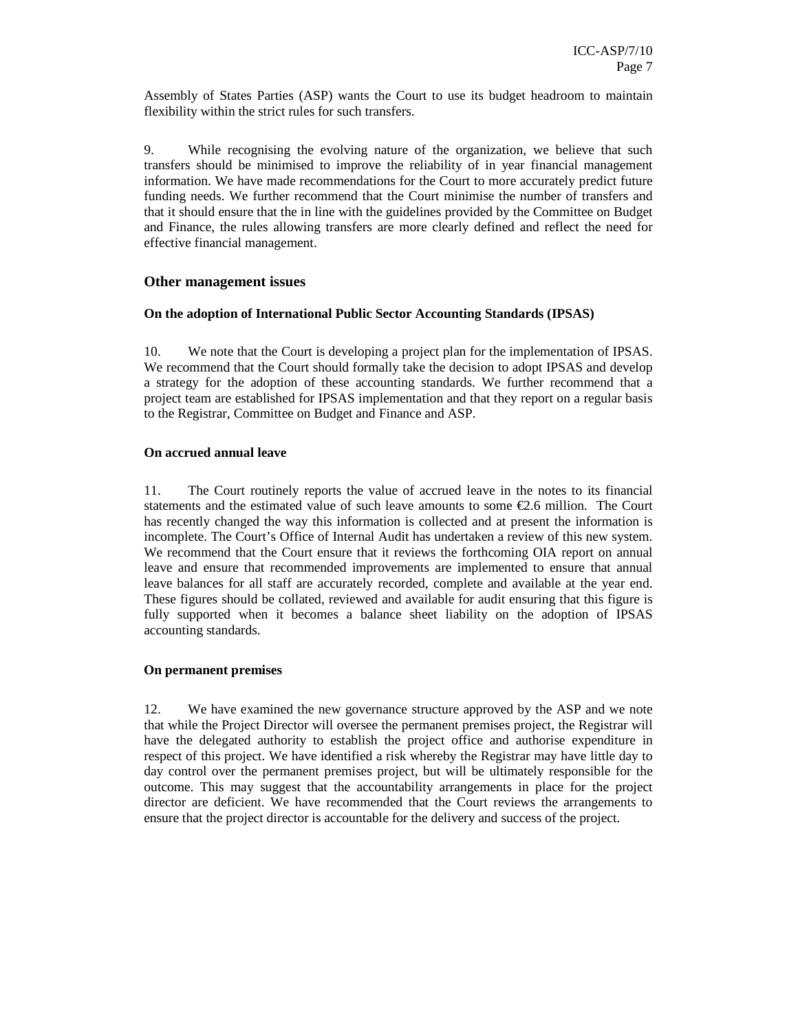Assembly of States Parties (ASP) wants the Court to use its budget headroom to maintain flexibility within the strict rules for such transfers.

9. While recognising the evolving nature of the organization, we believe that such transfers should be minimised to improve the reliability of in year financial management information. We have made recommendations for the Court to more accurately predict future funding needs. We further recommend that the Court minimise the number of transfers and that it should ensure that the in line with the guidelines provided by the Committee on Budget and Finance, the rules allowing transfers are more clearly defined and reflect the need for effective financial management.

### Other management issues

#### On the adoption of International Public Sector Accounting Standards (IPSAS)

10. We note that the Court is developing a project plan for the implementation of IPSAS. We recommend that the Court should formally take the decision to adopt IPSAS and develop a strategy for the adoption of these accounting standards. We further recommend that a project team are established for IPSAS implementation and that they report on a regular basis to the Registrar, Committee on Budget and Finance and ASP.

#### On accrued annual leave

11. The Court routinely reports the value of accrued leave in the notes to its financial statements and the estimated value of such leave amounts to some €2.6 million. The Court has recently changed the way this information is collected and at present the information is incomplete. The Court's Office of Internal Audit has undertaken a review of this new system. We recommend that the Court ensure that it reviews the forthcoming OIA report on annual leave and ensure that recommended improvements are implemented to ensure that annual leave balances for all staff are accurately recorded, complete and available at the year end. These figures should be collated, reviewed and available for audit ensuring that this figure is fully supported when it becomes a balance sheet liability on the adoption of IPSAS accounting standards.

#### On permanent premises

12. We have examined the new governance structure approved by the ASP and we note that while the Project Director will oversee the permanent premises project, the Registrar will have the delegated authority to establish the project office and authorise expenditure in respect of this project. We have identified a risk whereby the Registrar may have little day to day control over the permanent premises project, but will be ultimately responsible for the outcome. This may suggest that the accountability arrangements in place for the project director are deficient. We have recommended that the Court reviews the arrangements to ensure that the project director is accountable for the delivery and success of the project.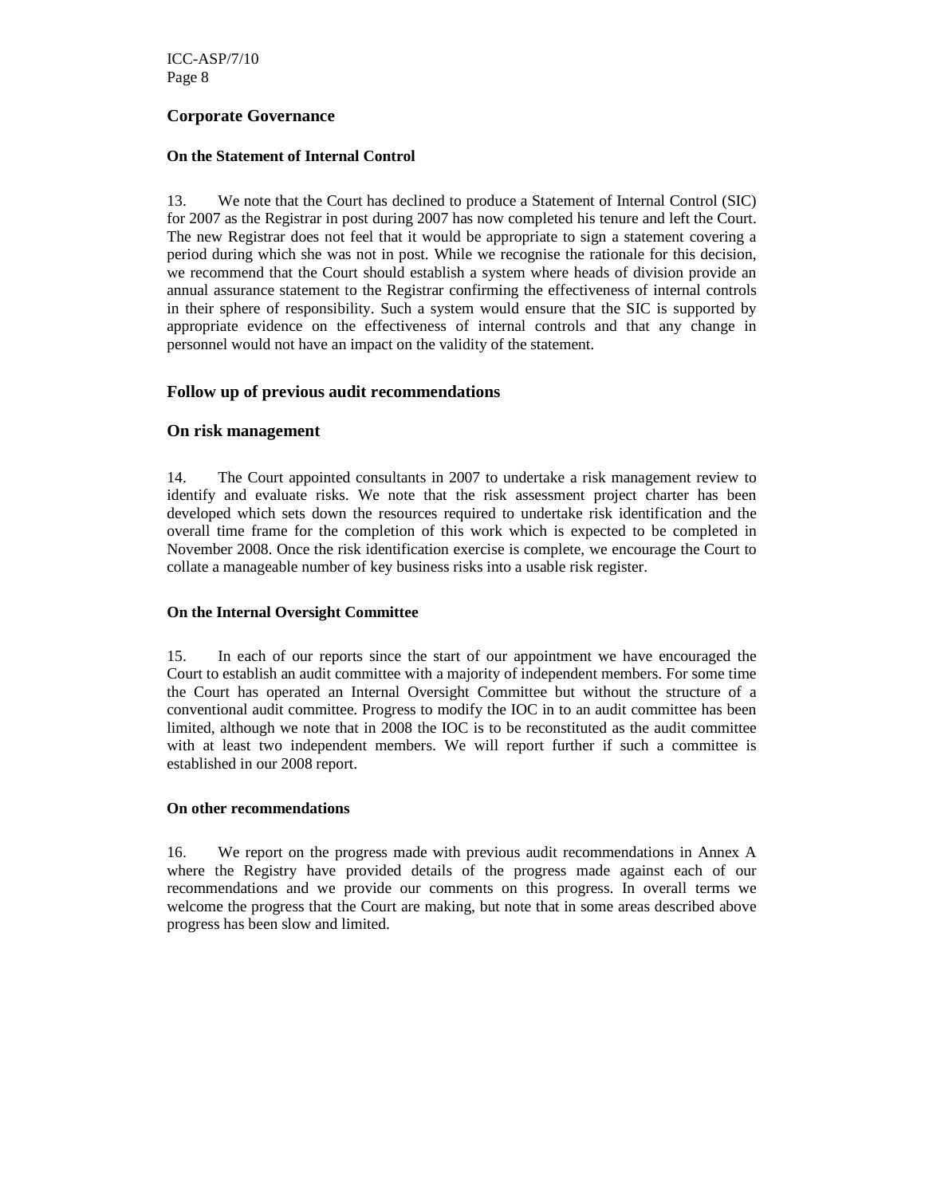## Corporate Governance

**On the Statement of Internal Control**

13. We note that the Court has declined to produce a Statement of Internal Control (SIC) for 2007 as the Registrar in post during 2007 has now completed his tenure and left the Court. The new Registrar does not feel that it would be appropriate to sign a statement covering a period during which she was not in post. While we recognise the rationale for this decision, we recommend that the Court should establish a system where heads of division provide an annual assurance statement to the Registrar confirming the effectiveness of internal controls in their sphere of responsibility. Such a system would ensure that the SIC is supported by appropriate evidence on the effectiveness of internal controls and that any change in personnel would not have an impact on the validity of the statement.

## Follow up of previous audit recommendations

## On risk management

14. The Court appointed consultants in 2007 to undertake a risk management review to identify and evaluate risks. We note that the risk assessment project charter has been developed which sets down the resources required to undertake risk identification and the overall time frame for the completion of this work which is expected to be completed in November 2008. Once the risk identification exercise is complete, we encourage the Court to collate a manageable number of key business risks into a usable risk register.

**On the Internal Oversight Committee**

15. In each of our reports since the start of our appointment we have encouraged the Court to establish an audit committee with a majority of independent members. For some time the Court has operated an Internal Oversight Committee but without the structure of a conventional audit committee. Progress to modify the IOC in to an audit committee has been limited, although we note that in 2008 the IOC is to be reconstituted as the audit committee with at least two independent members. We will report further if such a committee is established in our 2008 report.

**On other recommendations**

16. We report on the progress made with previous audit recommendations in Annex A where the Registry have provided details of the progress made against each of our recommendations and we provide our comments on this progress. In overall terms we welcome the progress that the Court are making, but note that in some areas described above progress has been slow and limited.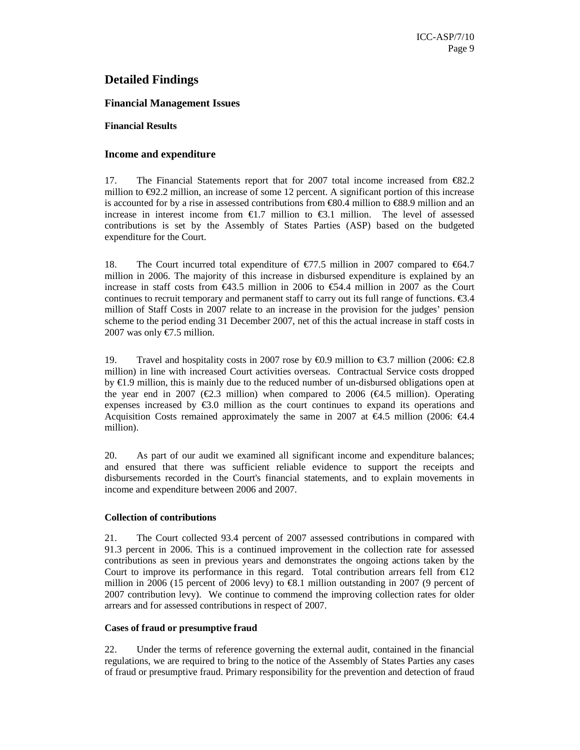# Detailed Findings

## Financial Management Issues

### Financial Results

### Income and expenditure

17. The Financial Statements report that for 2007 total income increased from €82.2 million to €92.2 million, an increase of some 12 percent. A significant portion of this increase is accounted for by a rise in assessed contributions from €80.4 million to €88.9 million and an increase in interest income from €1.7 million to €3.1 million. The level of assessed contributions is set by the Assembly of States Parties (ASP) based on the budgeted expenditure for the Court.

18. The Court incurred total expenditure of €77.5 million in 2007 compared to €64.7 million in 2006. The majority of this increase in disbursed expenditure is explained by an increase in staff costs from €43.5 million in 2006 to €54.4 million in 2007 as the Court continues to recruit temporary and permanent staff to carry out its full range of functions. €3.4 million of Staff Costs in 2007 relate to an increase in the provision for the judges' pension scheme to the period ending 31 December 2007, net of this the actual increase in staff costs in 2007 was only €7.5 million.

19. Travel and hospitality costs in 2007 rose by €0.9 million to €3.7 million (2006: €2.8 million) in line with increased Court activities overseas. Contractual Service costs dropped by €1.9 million, this is mainly due to the reduced number of un-disbursed obligations open at the year end in 2007 (€2.3 million) when compared to 2006 (€4.5 million). Operating expenses increased by €3.0 million as the court continues to expand its operations and Acquisition Costs remained approximately the same in 2007 at €4.5 million (2006: €4.4 million).

20. As part of our audit we examined all significant income and expenditure balances; and ensured that there was sufficient reliable evidence to support the receipts and disbursements recorded in the Court's financial statements, and to explain movements in income and expenditure between 2006 and 2007.

### Collection of contributions

21. The Court collected 93.4 percent of 2007 assessed contributions in compared with 91.3 percent in 2006. This is a continued improvement in the collection rate for assessed contributions as seen in previous years and demonstrates the ongoing actions taken by the Court to improve its performance in this regard. Total contribution arrears fell from €12 million in 2006 (15 percent of 2006 levy) to €8.1 million outstanding in 2007 (9 percent of 2007 contribution levy). We continue to commend the improving collection rates for older arrears and for assessed contributions in respect of 2007.

### Cases of fraud or presumptive fraud

22. Under the terms of reference governing the external audit, contained in the financial regulations, we are required to bring to the notice of the Assembly of States Parties any cases of fraud or presumptive fraud. Primary responsibility for the prevention and detection of fraud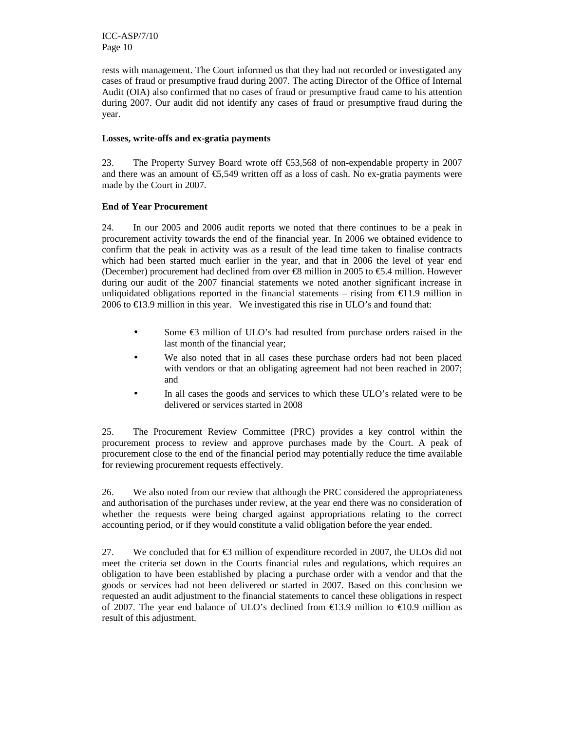rests with management. The Court informed us that they had not recorded or investigated any cases of fraud or presumptive fraud during 2007. The acting Director of the Office of Internal Audit (OIA) also confirmed that no cases of fraud or presumptive fraud came to his attention during 2007. Our audit did not identify any cases of fraud or presumptive fraud during the year.

**Losses, write-offs and ex-gratia payments**

23. The Property Survey Board wrote off €53,568 of non-expendable property in 2007 and there was an amount of €5,549 written off as a loss of cash. No ex-gratia payments were made by the Court in 2007.

**End of Year Procurement**

24. In our 2005 and 2006 audit reports we noted that there continues to be a peak in procurement activity towards the end of the financial year. In 2006 we obtained evidence to confirm that the peak in activity was as a result of the lead time taken to finalise contracts which had been started much earlier in the year, and that in 2006 the level of year end (December) procurement had declined from over €8 million in 2005 to €5.4 million. However during our audit of the 2007 financial statements we noted another significant increase in unliquidated obligations reported in the financial statements – rising from €11.9 million in 2006 to €13.9 million in this year. We investigated this rise in ULO's and found that:

- Some €3 million of ULO's had resulted from purchase orders raised in the last month of the financial year;
- We also noted that in all cases these purchase orders had not been placed with vendors or that an obligating agreement had not been reached in 2007; and
- In all cases the goods and services to which these ULO's related were to be delivered or services started in 2008

25. The Procurement Review Committee (PRC) provides a key control within the procurement process to review and approve purchases made by the Court. A peak of procurement close to the end of the financial period may potentially reduce the time available for reviewing procurement requests effectively.

26. We also noted from our review that although the PRC considered the appropriateness and authorisation of the purchases under review, at the year end there was no consideration of whether the requests were being charged against appropriations relating to the correct accounting period, or if they would constitute a valid obligation before the year ended.

27. We concluded that for €3 million of expenditure recorded in 2007, the ULOs did not meet the criteria set down in the Courts financial rules and regulations, which requires an obligation to have been established by placing a purchase order with a vendor and that the goods or services had not been delivered or started in 2007. Based on this conclusion we requested an audit adjustment to the financial statements to cancel these obligations in respect of 2007. The year end balance of ULO's declined from €13.9 million to €10.9 million as result of this adjustment.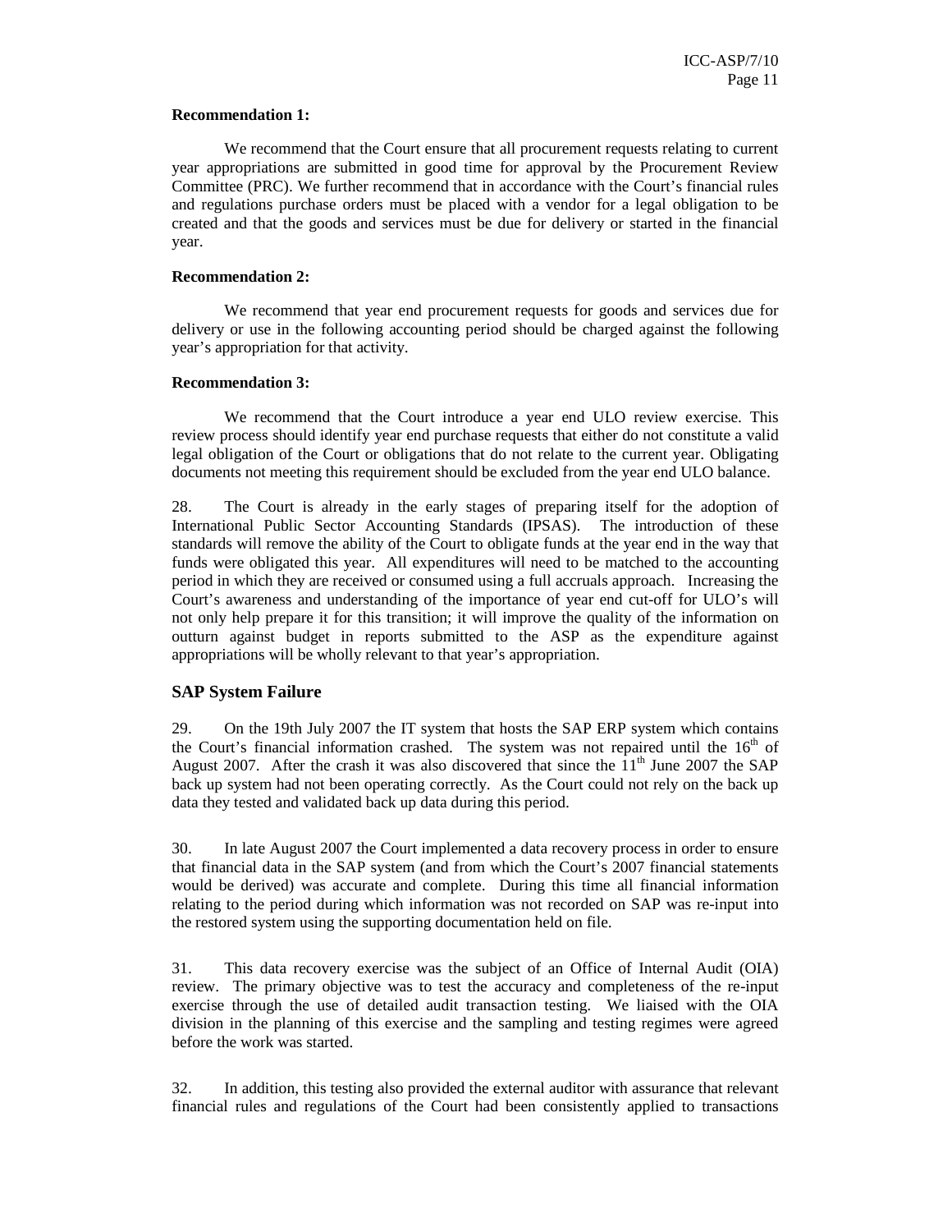**Recommendation 1:**

We recommend that the Court ensure that all procurement requests relating to current year appropriations are submitted in good time for approval by the Procurement Review Committee (PRC). We further recommend that in accordance with the Court's financial rules and regulations purchase orders must be placed with a vendor for a legal obligation to be created and that the goods and services must be due for delivery or started in the financial year.

**Recommendation 2:**

We recommend that year end procurement requests for goods and services due for delivery or use in the following accounting period should be charged against the following year's appropriation for that activity.

**Recommendation 3:**

We recommend that the Court introduce a year end ULO review exercise. This review process should identify year end purchase requests that either do not constitute a valid legal obligation of the Court or obligations that do not relate to the current year. Obligating documents not meeting this requirement should be excluded from the year end ULO balance.

28. The Court is already in the early stages of preparing itself for the adoption of International Public Sector Accounting Standards (IPSAS). The introduction of these standards will remove the ability of the Court to obligate funds at the year end in the way that funds were obligated this year. All expenditures will need to be matched to the accounting period in which they are received or consumed using a full accruals approach. Increasing the Court's awareness and understanding of the importance of year end cut-off for ULO's will not only help prepare it for this transition; it will improve the quality of the information on outturn against budget in reports submitted to the ASP as the expenditure against appropriations will be wholly relevant to that year's appropriation.

## SAP System Failure

29. On the 19th July 2007 the IT system that hosts the SAP ERP system which contains the Court's financial information crashed. The system was not repaired until the 16th of August 2007. After the crash it was also discovered that since the 11th June 2007 the SAP back up system had not been operating correctly. As the Court could not rely on the back up data they tested and validated back up data during this period.

30. In late August 2007 the Court implemented a data recovery process in order to ensure that financial data in the SAP system (and from which the Court's 2007 financial statements would be derived) was accurate and complete. During this time all financial information relating to the period during which information was not recorded on SAP was re-input into the restored system using the supporting documentation held on file.

31. This data recovery exercise was the subject of an Office of Internal Audit (OIA) review. The primary objective was to test the accuracy and completeness of the re-input exercise through the use of detailed audit transaction testing. We liaised with the OIA division in the planning of this exercise and the sampling and testing regimes were agreed before the work was started.

32. In addition, this testing also provided the external auditor with assurance that relevant financial rules and regulations of the Court had been consistently applied to transactions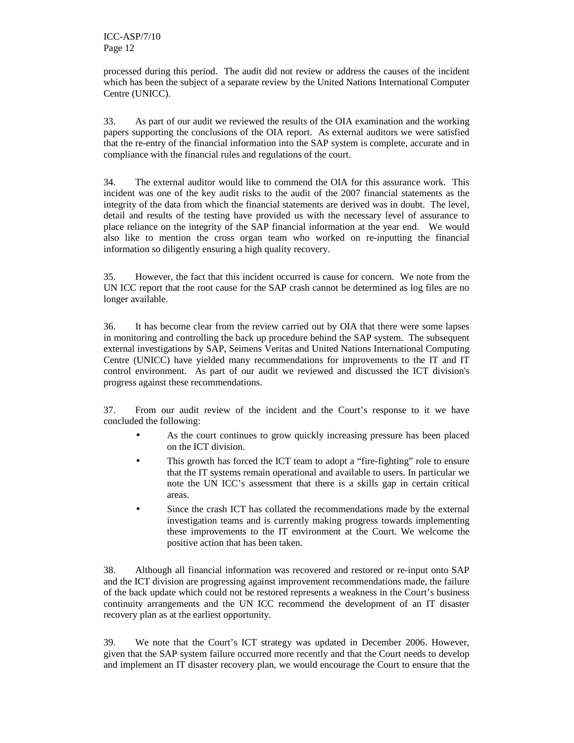processed during this period. The audit did not review or address the causes of the incident which has been the subject of a separate review by the United Nations International Computer Centre (UNICC).

33. As part of our audit we reviewed the results of the OIA examination and the working papers supporting the conclusions of the OIA report. As external auditors we were satisfied that the re-entry of the financial information into the SAP system is complete, accurate and in compliance with the financial rules and regulations of the court.

34. The external auditor would like to commend the OIA for this assurance work. This incident was one of the key audit risks to the audit of the 2007 financial statements as the integrity of the data from which the financial statements are derived was in doubt. The level, detail and results of the testing have provided us with the necessary level of assurance to place reliance on the integrity of the SAP financial information at the year end. We would also like to mention the cross organ team who worked on re-inputting the financial information so diligently ensuring a high quality recovery.

35. However, the fact that this incident occurred is cause for concern. We note from the UN ICC report that the root cause for the SAP crash cannot be determined as log files are no longer available.

36. It has become clear from the review carried out by OIA that there were some lapses in monitoring and controlling the back up procedure behind the SAP system. The subsequent external investigations by SAP, Seimens Veritas and United Nations International Computing Centre (UNICC) have yielded many recommendations for improvements to the IT and IT control environment. As part of our audit we reviewed and discussed the ICT division's progress against these recommendations.

37. From our audit review of the incident and the Court's response to it we have concluded the following:

- As the court continues to grow quickly increasing pressure has been placed on the ICT division.
- This growth has forced the ICT team to adopt a "fire-fighting" role to ensure that the IT systems remain operational and available to users. In particular we note the UN ICC's assessment that there is a skills gap in certain critical areas.
- Since the crash ICT has collated the recommendations made by the external investigation teams and is currently making progress towards implementing these improvements to the IT environment at the Court. We welcome the positive action that has been taken.

38. Although all financial information was recovered and restored or re-input onto SAP and the ICT division are progressing against improvement recommendations made, the failure of the back update which could not be restored represents a weakness in the Court's business continuity arrangements and the UN ICC recommend the development of an IT disaster recovery plan as at the earliest opportunity.

39. We note that the Court's ICT strategy was updated in December 2006. However, given that the SAP system failure occurred more recently and that the Court needs to develop and implement an IT disaster recovery plan, we would encourage the Court to ensure that the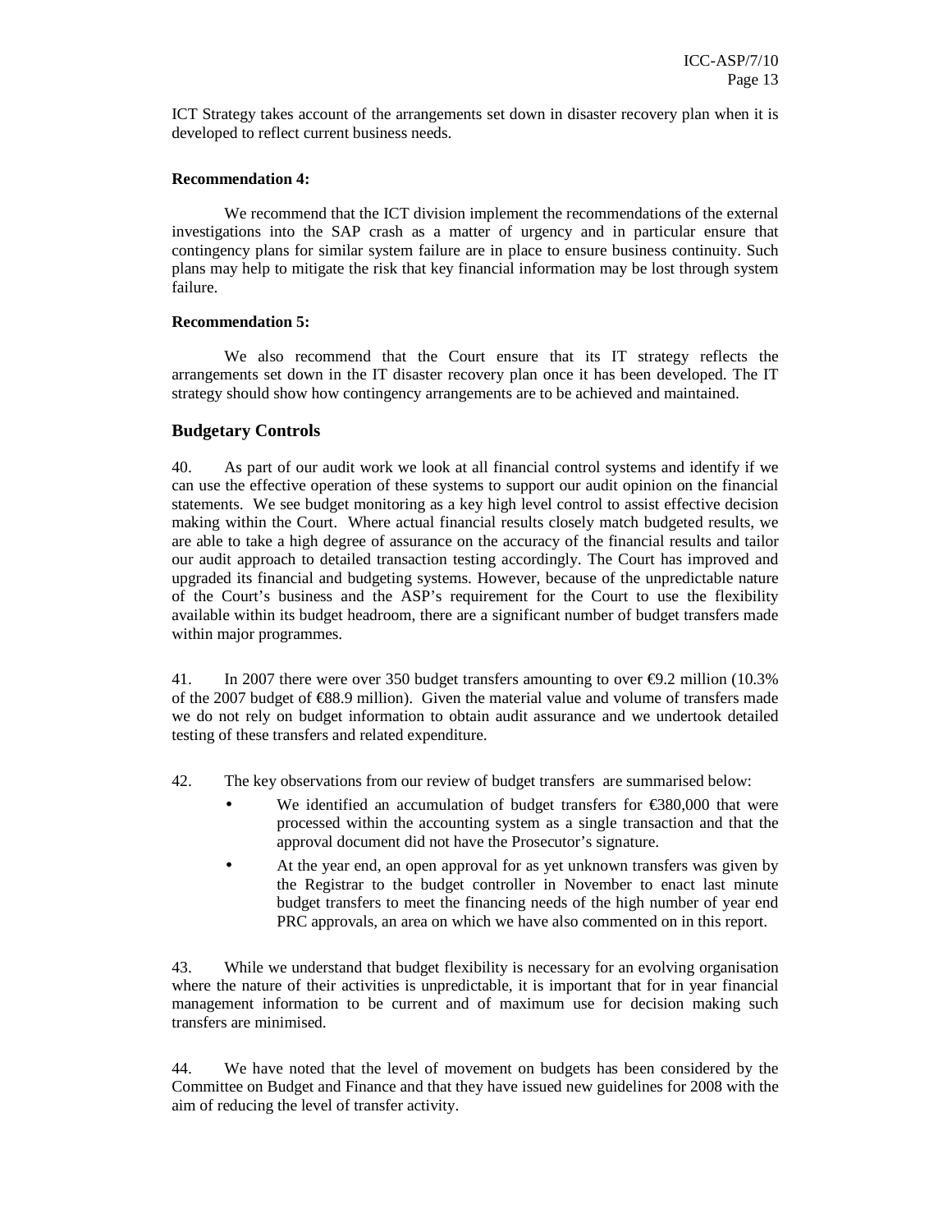ICT Strategy takes account of the arrangements set down in disaster recovery plan when it is developed to reflect current business needs.

**Recommendation 4:**

We recommend that the ICT division implement the recommendations of the external investigations into the SAP crash as a matter of urgency and in particular ensure that contingency plans for similar system failure are in place to ensure business continuity. Such plans may help to mitigate the risk that key financial information may be lost through system failure.

**Recommendation 5:**

We also recommend that the Court ensure that its IT strategy reflects the arrangements set down in the IT disaster recovery plan once it has been developed. The IT strategy should show how contingency arrangements are to be achieved and maintained.

### Budgetary Controls

40. As part of our audit work we look at all financial control systems and identify if we can use the effective operation of these systems to support our audit opinion on the financial statements. We see budget monitoring as a key high level control to assist effective decision making within the Court. Where actual financial results closely match budgeted results, we are able to take a high degree of assurance on the accuracy of the financial results and tailor our audit approach to detailed transaction testing accordingly. The Court has improved and upgraded its financial and budgeting systems. However, because of the unpredictable nature of the Court's business and the ASP's requirement for the Court to use the flexibility available within its budget headroom, there are a significant number of budget transfers made within major programmes.

41. In 2007 there were over 350 budget transfers amounting to over €9.2 million (10.3% of the 2007 budget of €88.9 million). Given the material value and volume of transfers made we do not rely on budget information to obtain audit assurance and we undertook detailed testing of these transfers and related expenditure.

42. The key observations from our review of budget transfers are summarised below:

- We identified an accumulation of budget transfers for €380,000 that were processed within the accounting system as a single transaction and that the approval document did not have the Prosecutor's signature.
- At the year end, an open approval for as yet unknown transfers was given by the Registrar to the budget controller in November to enact last minute budget transfers to meet the financing needs of the high number of year end PRC approvals, an area on which we have also commented on in this report.

43. While we understand that budget flexibility is necessary for an evolving organisation where the nature of their activities is unpredictable, it is important that for in year financial management information to be current and of maximum use for decision making such transfers are minimised.

44. We have noted that the level of movement on budgets has been considered by the Committee on Budget and Finance and that they have issued new guidelines for 2008 with the aim of reducing the level of transfer activity.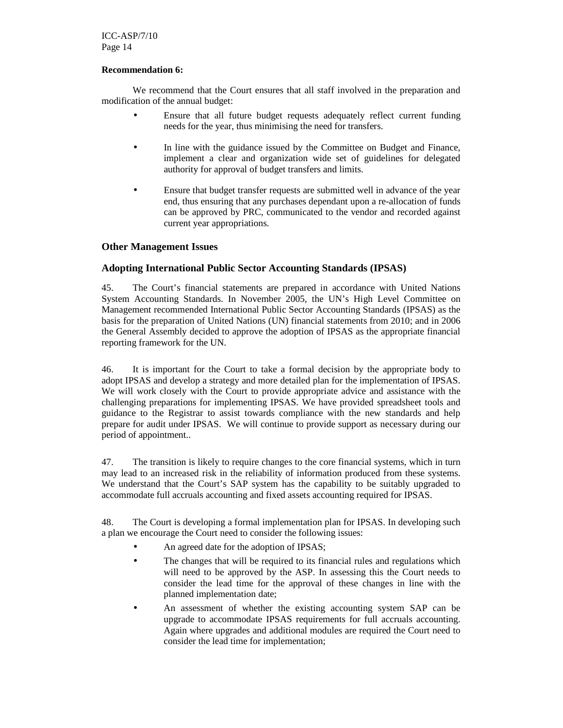**Recommendation 6:**

We recommend that the Court ensures that all staff involved in the preparation and modification of the annual budget:

- Ensure that all future budget requests adequately reflect current funding needs for the year, thus minimising the need for transfers.
- In line with the guidance issued by the Committee on Budget and Finance, implement a clear and organization wide set of guidelines for delegated authority for approval of budget transfers and limits.
- Ensure that budget transfer requests are submitted well in advance of the year end, thus ensuring that any purchases dependant upon a re-allocation of funds can be approved by PRC, communicated to the vendor and recorded against current year appropriations.

## Other Management Issues

## Adopting International Public Sector Accounting Standards (IPSAS)

45. The Court's financial statements are prepared in accordance with United Nations System Accounting Standards. In November 2005, the UN's High Level Committee on Management recommended International Public Sector Accounting Standards (IPSAS) as the basis for the preparation of United Nations (UN) financial statements from 2010; and in 2006 the General Assembly decided to approve the adoption of IPSAS as the appropriate financial reporting framework for the UN.

46. It is important for the Court to take a formal decision by the appropriate body to adopt IPSAS and develop a strategy and more detailed plan for the implementation of IPSAS. We will work closely with the Court to provide appropriate advice and assistance with the challenging preparations for implementing IPSAS. We have provided spreadsheet tools and guidance to the Registrar to assist towards compliance with the new standards and help prepare for audit under IPSAS. We will continue to provide support as necessary during our period of appointment..

47. The transition is likely to require changes to the core financial systems, which in turn may lead to an increased risk in the reliability of information produced from these systems. We understand that the Court's SAP system has the capability to be suitably upgraded to accommodate full accruals accounting and fixed assets accounting required for IPSAS.

48. The Court is developing a formal implementation plan for IPSAS. In developing such a plan we encourage the Court need to consider the following issues:

- An agreed date for the adoption of IPSAS;
- The changes that will be required to its financial rules and regulations which will need to be approved by the ASP. In assessing this the Court needs to consider the lead time for the approval of these changes in line with the planned implementation date;
- An assessment of whether the existing accounting system SAP can be upgrade to accommodate IPSAS requirements for full accruals accounting. Again where upgrades and additional modules are required the Court need to consider the lead time for implementation;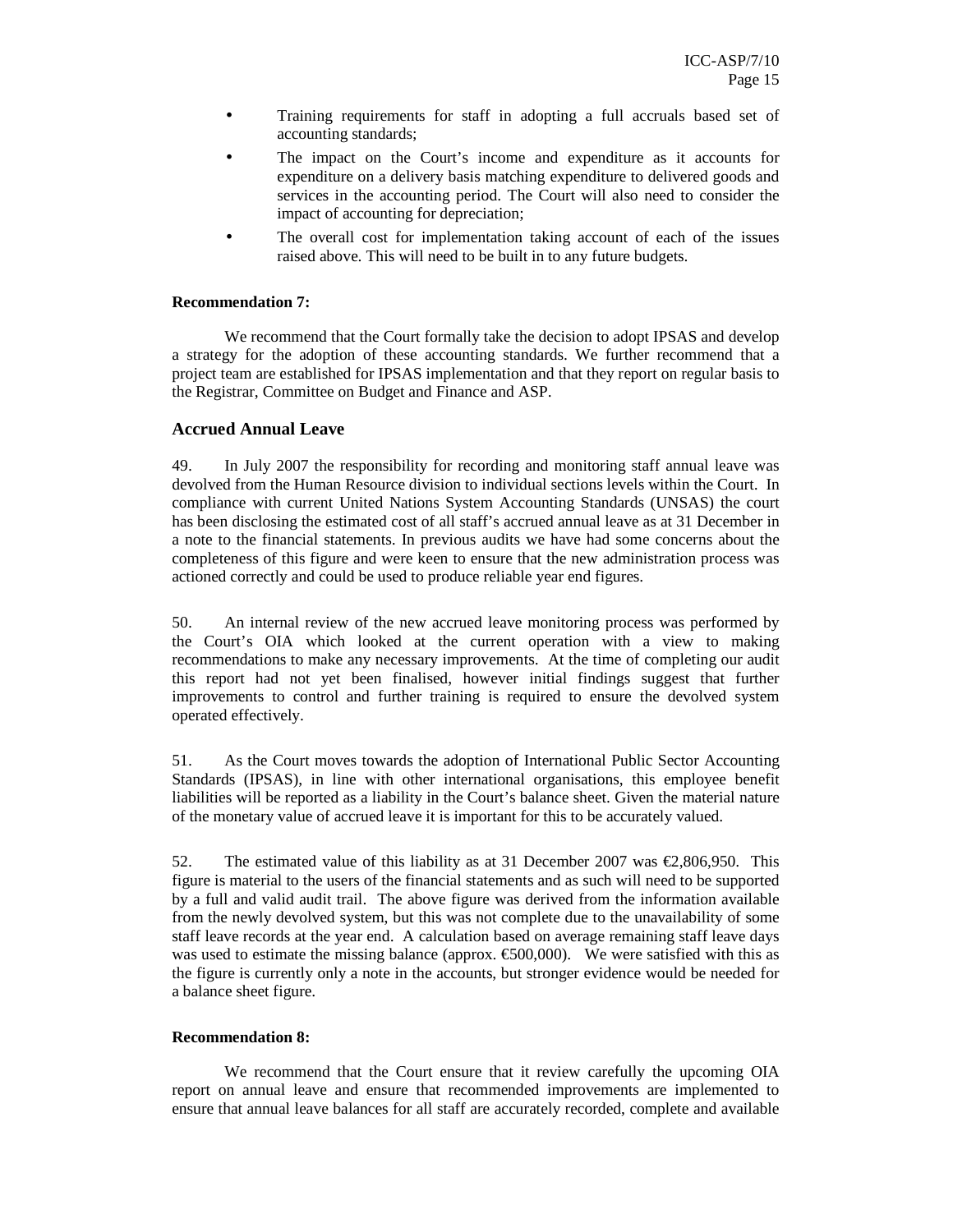- Training requirements for staff in adopting a full accruals based set of accounting standards;
- The impact on the Court's income and expenditure as it accounts for expenditure on a delivery basis matching expenditure to delivered goods and services in the accounting period. The Court will also need to consider the impact of accounting for depreciation;
- The overall cost for implementation taking account of each of the issues raised above. This will need to be built in to any future budgets.

**Recommendation 7:**

We recommend that the Court formally take the decision to adopt IPSAS and develop a strategy for the adoption of these accounting standards. We further recommend that a project team are established for IPSAS implementation and that they report on regular basis to the Registrar, Committee on Budget and Finance and ASP.

### Accrued Annual Leave

49. In July 2007 the responsibility for recording and monitoring staff annual leave was devolved from the Human Resource division to individual sections levels within the Court. In compliance with current United Nations System Accounting Standards (UNSAS) the court has been disclosing the estimated cost of all staff's accrued annual leave as at 31 December in a note to the financial statements. In previous audits we have had some concerns about the completeness of this figure and were keen to ensure that the new administration process was actioned correctly and could be used to produce reliable year end figures.

50. An internal review of the new accrued leave monitoring process was performed by the Court's OIA which looked at the current operation with a view to making recommendations to make any necessary improvements. At the time of completing our audit this report had not yet been finalised, however initial findings suggest that further improvements to control and further training is required to ensure the devolved system operated effectively.

51. As the Court moves towards the adoption of International Public Sector Accounting Standards (IPSAS), in line with other international organisations, this employee benefit liabilities will be reported as a liability in the Court's balance sheet. Given the material nature of the monetary value of accrued leave it is important for this to be accurately valued.

52. The estimated value of this liability as at 31 December 2007 was €2,806,950. This figure is material to the users of the financial statements and as such will need to be supported by a full and valid audit trail. The above figure was derived from the information available from the newly devolved system, but this was not complete due to the unavailability of some staff leave records at the year end. A calculation based on average remaining staff leave days was used to estimate the missing balance (approx. €500,000). We were satisfied with this as the figure is currently only a note in the accounts, but stronger evidence would be needed for a balance sheet figure.

**Recommendation 8:**

We recommend that the Court ensure that it review carefully the upcoming OIA report on annual leave and ensure that recommended improvements are implemented to ensure that annual leave balances for all staff are accurately recorded, complete and available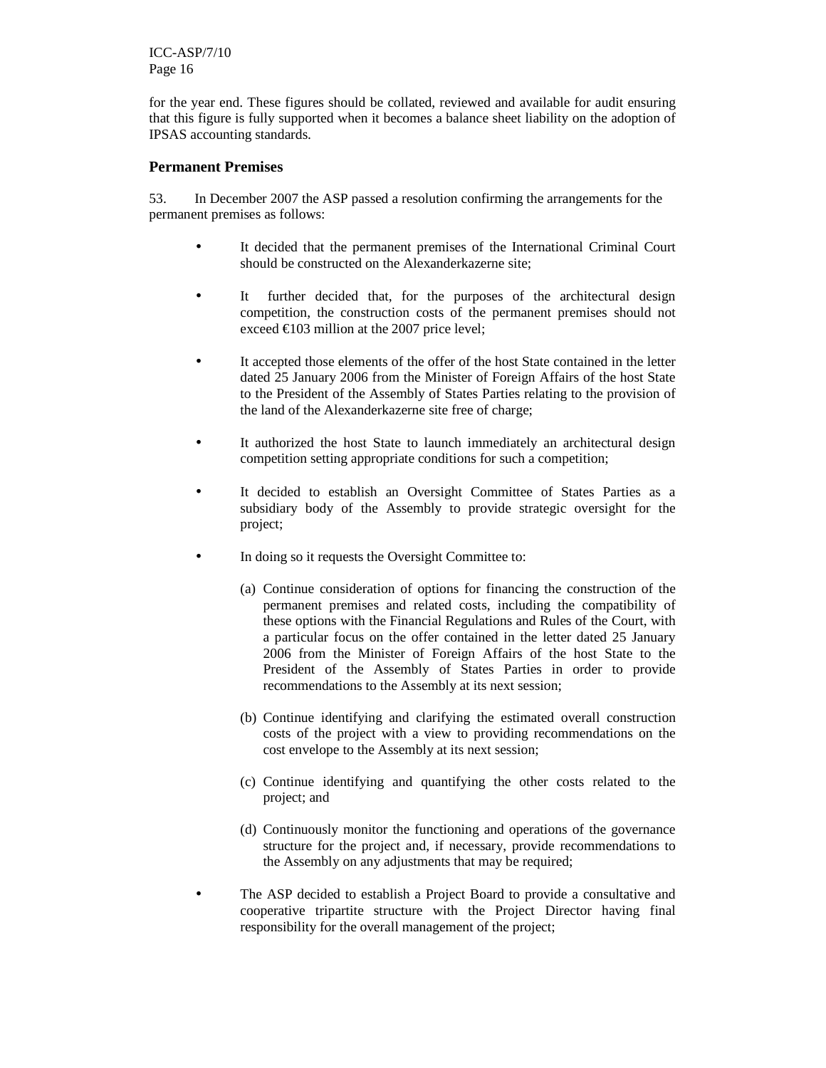for the year end. These figures should be collated, reviewed and available for audit ensuring that this figure is fully supported when it becomes a balance sheet liability on the adoption of IPSAS accounting standards.

## Permanent Premises

53. In December 2007 the ASP passed a resolution confirming the arrangements for the permanent premises as follows:

- It decided that the permanent premises of the International Criminal Court should be constructed on the Alexanderkazerne site;
- It further decided that, for the purposes of the architectural design competition, the construction costs of the permanent premises should not exceed €103 million at the 2007 price level;
- It accepted those elements of the offer of the host State contained in the letter dated 25 January 2006 from the Minister of Foreign Affairs of the host State to the President of the Assembly of States Parties relating to the provision of the land of the Alexanderkazerne site free of charge;
- It authorized the host State to launch immediately an architectural design competition setting appropriate conditions for such a competition;
- It decided to establish an Oversight Committee of States Parties as a subsidiary body of the Assembly to provide strategic oversight for the project;
- In doing so it requests the Oversight Committee to:

  (a) Continue consideration of options for financing the construction of the permanent premises and related costs, including the compatibility of these options with the Financial Regulations and Rules of the Court, with a particular focus on the offer contained in the letter dated 25 January 2006 from the Minister of Foreign Affairs of the host State to the President of the Assembly of States Parties in order to provide recommendations to the Assembly at its next session;

  (b) Continue identifying and clarifying the estimated overall construction costs of the project with a view to providing recommendations on the cost envelope to the Assembly at its next session;

  (c) Continue identifying and quantifying the other costs related to the project; and

  (d) Continuously monitor the functioning and operations of the governance structure for the project and, if necessary, provide recommendations to the Assembly on any adjustments that may be required;

- The ASP decided to establish a Project Board to provide a consultative and cooperative tripartite structure with the Project Director having final responsibility for the overall management of the project;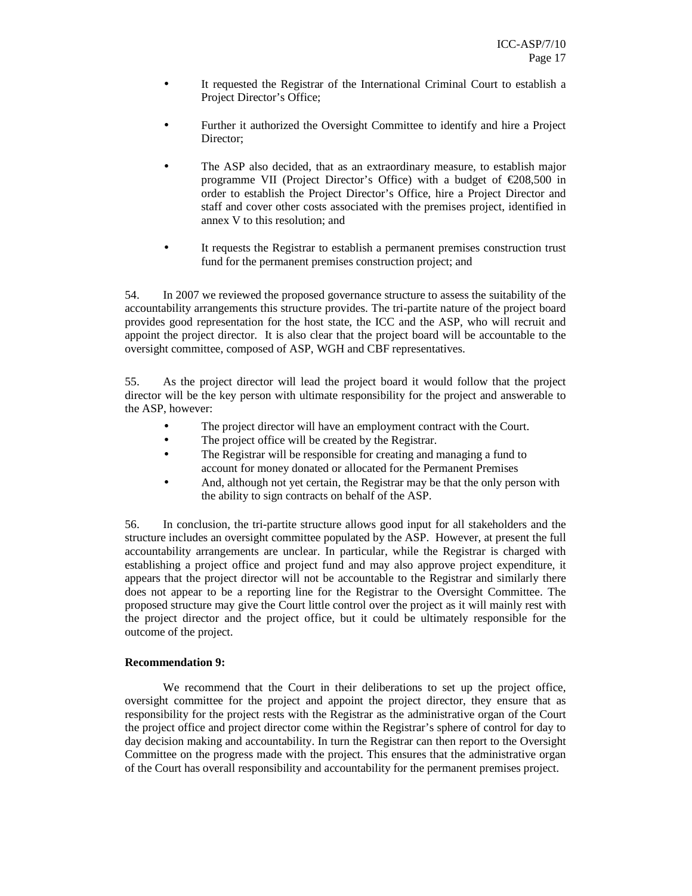- It requested the Registrar of the International Criminal Court to establish a Project Director's Office;

- Further it authorized the Oversight Committee to identify and hire a Project Director;

- The ASP also decided, that as an extraordinary measure, to establish major programme VII (Project Director's Office) with a budget of €208,500 in order to establish the Project Director's Office, hire a Project Director and staff and cover other costs associated with the premises project, identified in annex V to this resolution; and

- It requests the Registrar to establish a permanent premises construction trust fund for the permanent premises construction project; and

54. In 2007 we reviewed the proposed governance structure to assess the suitability of the accountability arrangements this structure provides. The tri-partite nature of the project board provides good representation for the host state, the ICC and the ASP, who will recruit and appoint the project director. It is also clear that the project board will be accountable to the oversight committee, composed of ASP, WGH and CBF representatives.

55. As the project director will lead the project board it would follow that the project director will be the key person with ultimate responsibility for the project and answerable to the ASP, however:

- The project director will have an employment contract with the Court.
- The project office will be created by the Registrar.
- The Registrar will be responsible for creating and managing a fund to account for money donated or allocated for the Permanent Premises
- And, although not yet certain, the Registrar may be that the only person with the ability to sign contracts on behalf of the ASP.

56. In conclusion, the tri-partite structure allows good input for all stakeholders and the structure includes an oversight committee populated by the ASP. However, at present the full accountability arrangements are unclear. In particular, while the Registrar is charged with establishing a project office and project fund and may also approve project expenditure, it appears that the project director will not be accountable to the Registrar and similarly there does not appear to be a reporting line for the Registrar to the Oversight Committee. The proposed structure may give the Court little control over the project as it will mainly rest with the project director and the project office, but it could be ultimately responsible for the outcome of the project.

**Recommendation 9:**

We recommend that the Court in their deliberations to set up the project office, oversight committee for the project and appoint the project director, they ensure that as responsibility for the project rests with the Registrar as the administrative organ of the Court the project office and project director come within the Registrar's sphere of control for day to day decision making and accountability. In turn the Registrar can then report to the Oversight Committee on the progress made with the project. This ensures that the administrative organ of the Court has overall responsibility and accountability for the permanent premises project.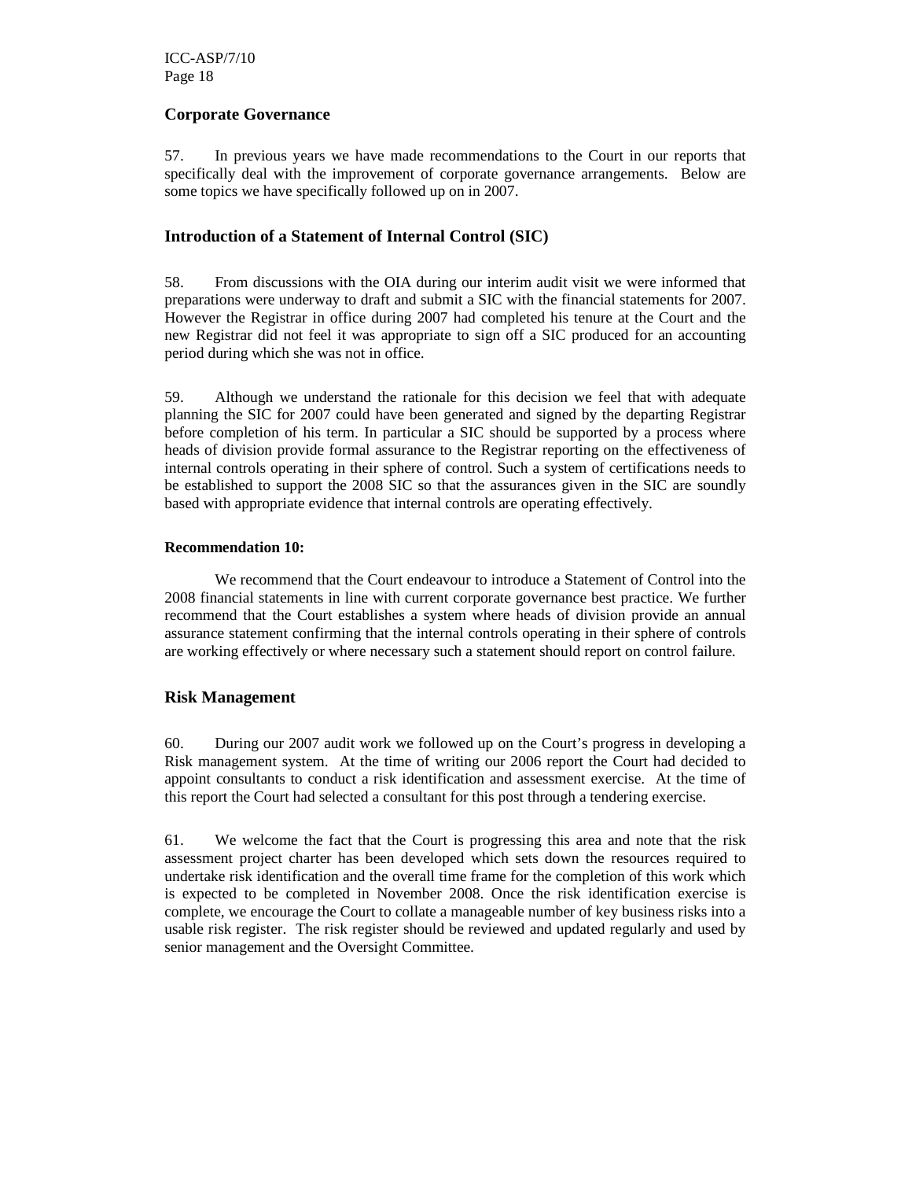## Corporate Governance

57. In previous years we have made recommendations to the Court in our reports that specifically deal with the improvement of corporate governance arrangements. Below are some topics we have specifically followed up on in 2007.

## Introduction of a Statement of Internal Control (SIC)

58. From discussions with the OIA during our interim audit visit we were informed that preparations were underway to draft and submit a SIC with the financial statements for 2007. However the Registrar in office during 2007 had completed his tenure at the Court and the new Registrar did not feel it was appropriate to sign off a SIC produced for an accounting period during which she was not in office.

59. Although we understand the rationale for this decision we feel that with adequate planning the SIC for 2007 could have been generated and signed by the departing Registrar before completion of his term. In particular a SIC should be supported by a process where heads of division provide formal assurance to the Registrar reporting on the effectiveness of internal controls operating in their sphere of control. Such a system of certifications needs to be established to support the 2008 SIC so that the assurances given in the SIC are soundly based with appropriate evidence that internal controls are operating effectively.

**Recommendation 10:**

We recommend that the Court endeavour to introduce a Statement of Control into the 2008 financial statements in line with current corporate governance best practice. We further recommend that the Court establishes a system where heads of division provide an annual assurance statement confirming that the internal controls operating in their sphere of controls are working effectively or where necessary such a statement should report on control failure.

## Risk Management

60. During our 2007 audit work we followed up on the Court's progress in developing a Risk management system. At the time of writing our 2006 report the Court had decided to appoint consultants to conduct a risk identification and assessment exercise. At the time of this report the Court had selected a consultant for this post through a tendering exercise.

61. We welcome the fact that the Court is progressing this area and note that the risk assessment project charter has been developed which sets down the resources required to undertake risk identification and the overall time frame for the completion of this work which is expected to be completed in November 2008. Once the risk identification exercise is complete, we encourage the Court to collate a manageable number of key business risks into a usable risk register. The risk register should be reviewed and updated regularly and used by senior management and the Oversight Committee.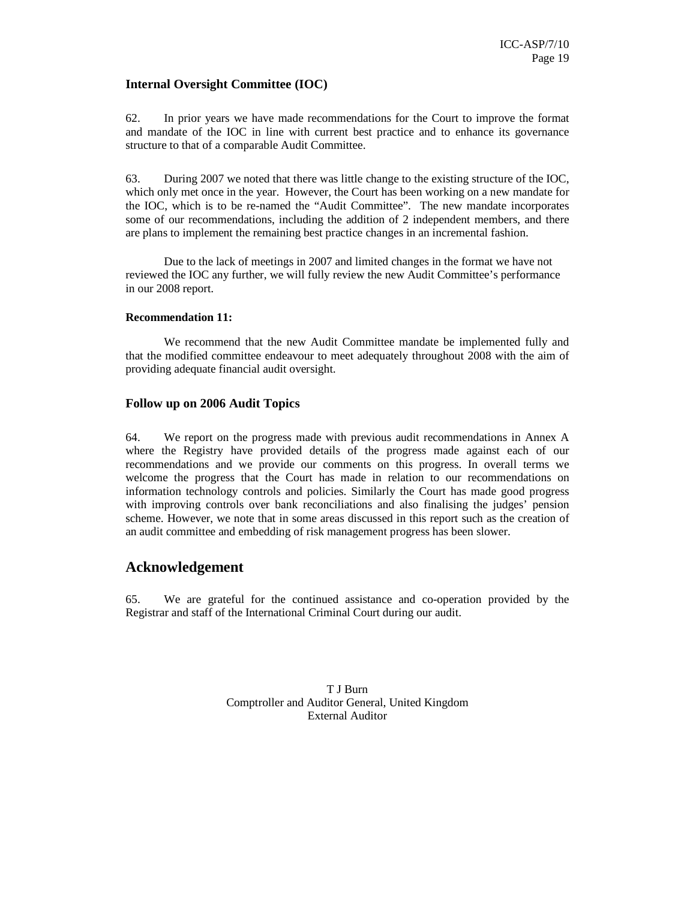### Internal Oversight Committee (IOC)

62. In prior years we have made recommendations for the Court to improve the format and mandate of the IOC in line with current best practice and to enhance its governance structure to that of a comparable Audit Committee.

63. During 2007 we noted that there was little change to the existing structure of the IOC, which only met once in the year. However, the Court has been working on a new mandate for the IOC, which is to be re-named the "Audit Committee". The new mandate incorporates some of our recommendations, including the addition of 2 independent members, and there are plans to implement the remaining best practice changes in an incremental fashion.

Due to the lack of meetings in 2007 and limited changes in the format we have not reviewed the IOC any further, we will fully review the new Audit Committee's performance in our 2008 report.

**Recommendation 11:**

We recommend that the new Audit Committee mandate be implemented fully and that the modified committee endeavour to meet adequately throughout 2008 with the aim of providing adequate financial audit oversight.

### Follow up on 2006 Audit Topics

64. We report on the progress made with previous audit recommendations in Annex A where the Registry have provided details of the progress made against each of our recommendations and we provide our comments on this progress. In overall terms we welcome the progress that the Court has made in relation to our recommendations on information technology controls and policies. Similarly the Court has made good progress with improving controls over bank reconciliations and also finalising the judges' pension scheme. However, we note that in some areas discussed in this report such as the creation of an audit committee and embedding of risk management progress has been slower.

## Acknowledgement

65. We are grateful for the continued assistance and co-operation provided by the Registrar and staff of the International Criminal Court during our audit.

T J Burn
Comptroller and Auditor General, United Kingdom
External Auditor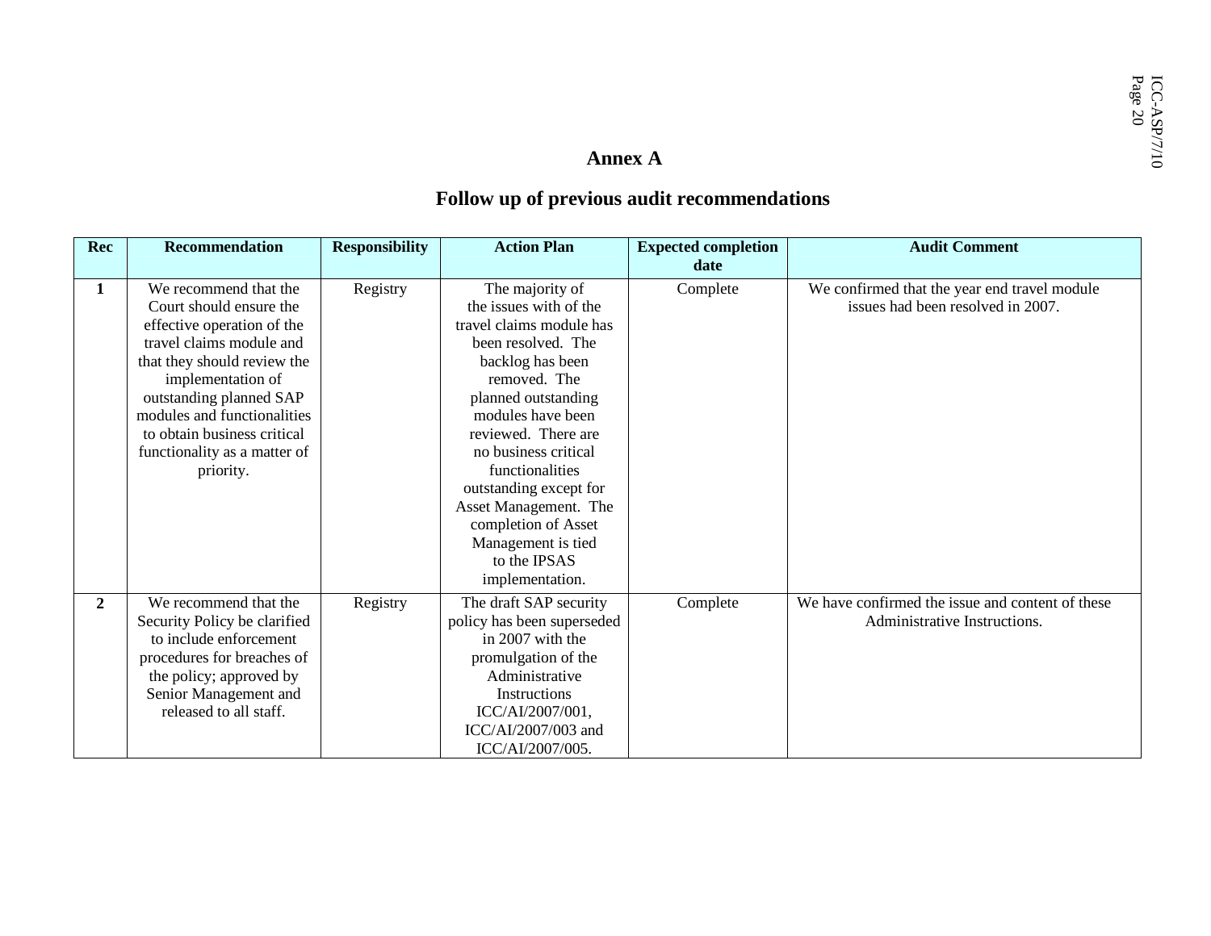# Annex A

## Follow up of previous audit recommendations

| Rec | Recommendation | Responsibility | Action Plan | Expected completion date | Audit Comment |
|---|---|---|---|---|---|
| **1** | We recommend that the Court should ensure the effective operation of the travel claims module and that they should review the implementation of outstanding planned SAP modules and functionalities to obtain business critical functionality as a matter of priority. | Registry | The majority of the issues with of the travel claims module has been resolved. The backlog has been removed. The planned outstanding modules have been reviewed. There are no business critical functionalities outstanding except for Asset Management. The completion of Asset Management is tied to the IPSAS implementation. | Complete | We confirmed that the year end travel module issues had been resolved in 2007. |
| **2** | We recommend that the Security Policy be clarified to include enforcement procedures for breaches of the policy; approved by Senior Management and released to all staff. | Registry | The draft SAP security policy has been superseded in 2007 with the promulgation of the Administrative Instructions ICC/AI/2007/001, ICC/AI/2007/003 and ICC/AI/2007/005. | Complete | We have confirmed the issue and content of these Administrative Instructions. |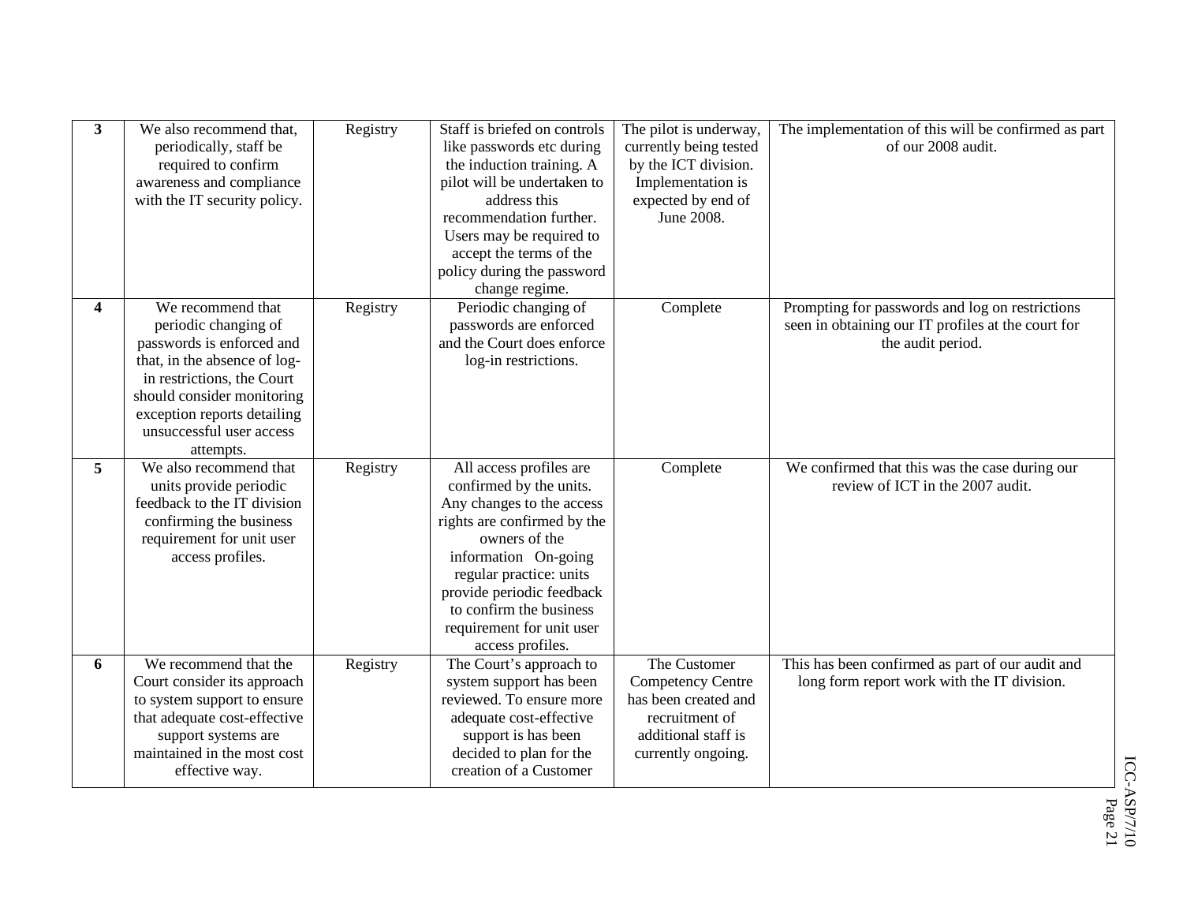| 3 | We also recommend that, periodically, staff be required to confirm awareness and compliance with the IT security policy. | Registry | Staff is briefed on controls like passwords etc during the induction training. A pilot will be undertaken to address this recommendation further. Users may be required to accept the terms of the policy during the password change regime. | The pilot is underway, currently being tested by the ICT division. Implementation is expected by end of June 2008. | The implementation of this will be confirmed as part of our 2008 audit. |
|---|---|---|---|---|---|
| 4 | We recommend that periodic changing of passwords is enforced and that, in the absence of log-in restrictions, the Court should consider monitoring exception reports detailing unsuccessful user access attempts. | Registry | Periodic changing of passwords are enforced and the Court does enforce log-in restrictions. | Complete | Prompting for passwords and log on restrictions seen in obtaining our IT profiles at the court for the audit period. |
| 5 | We also recommend that units provide periodic feedback to the IT division confirming the business requirement for unit user access profiles. | Registry | All access profiles are confirmed by the units. Any changes to the access rights are confirmed by the owners of the information On-going regular practice: units provide periodic feedback to confirm the business requirement for unit user access profiles. | Complete | We confirmed that this was the case during our review of ICT in the 2007 audit. |
| 6 | We recommend that the Court consider its approach to system support to ensure that adequate cost-effective support systems are maintained in the most cost effective way. | Registry | The Court's approach to system support has been reviewed. To ensure more adequate cost-effective support is has been decided to plan for the creation of a Customer | The Customer Competency Centre has been created and recruitment of additional staff is currently ongoing. | This has been confirmed as part of our audit and long form report work with the IT division. |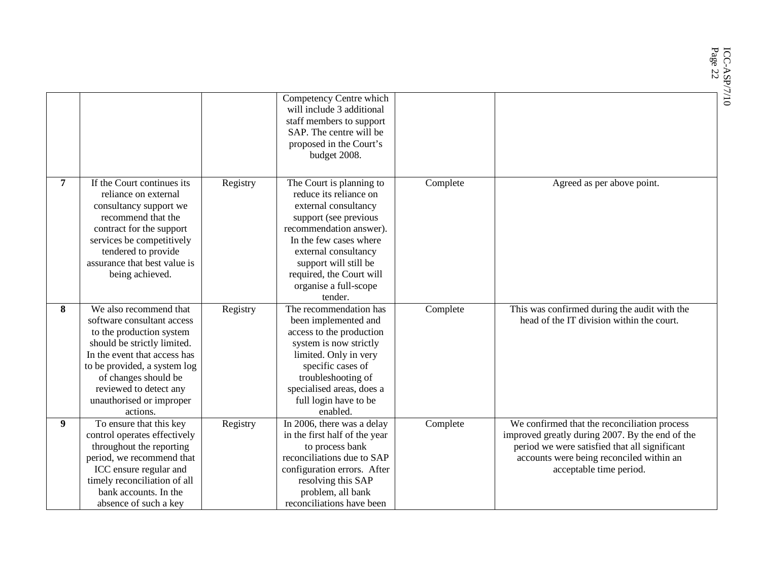| | | | | | |
|---|---|---|---|---|---|
| | | | Competency Centre which will include 3 additional staff members to support SAP. The centre will be proposed in the Court's budget 2008. | | |
| **7** | If the Court continues its reliance on external consultancy support we recommend that the contract for the support services be competitively tendered to provide assurance that best value is being achieved. | Registry | The Court is planning to reduce its reliance on external consultancy support (see previous recommendation answer). In the few cases where external consultancy support will still be required, the Court will organise a full-scope tender. | Complete | Agreed as per above point. |
| **8** | We also recommend that software consultant access to the production system should be strictly limited. In the event that access has to be provided, a system log of changes should be reviewed to detect any unauthorised or improper actions. | Registry | The recommendation has been implemented and access to the production system is now strictly limited. Only in very specific cases of troubleshooting of specialised areas, does a full login have to be enabled. | Complete | This was confirmed during the audit with the head of the IT division within the court. |
| **9** | To ensure that this key control operates effectively throughout the reporting period, we recommend that ICC ensure regular and timely reconciliation of all bank accounts. In the absence of such a key | Registry | In 2006, there was a delay in the first half of the year to process bank reconciliations due to SAP configuration errors. After resolving this SAP problem, all bank reconciliations have been | Complete | We confirmed that the reconciliation process improved greatly during 2007. By the end of the period we were satisfied that all significant accounts were being reconciled within an acceptable time period. |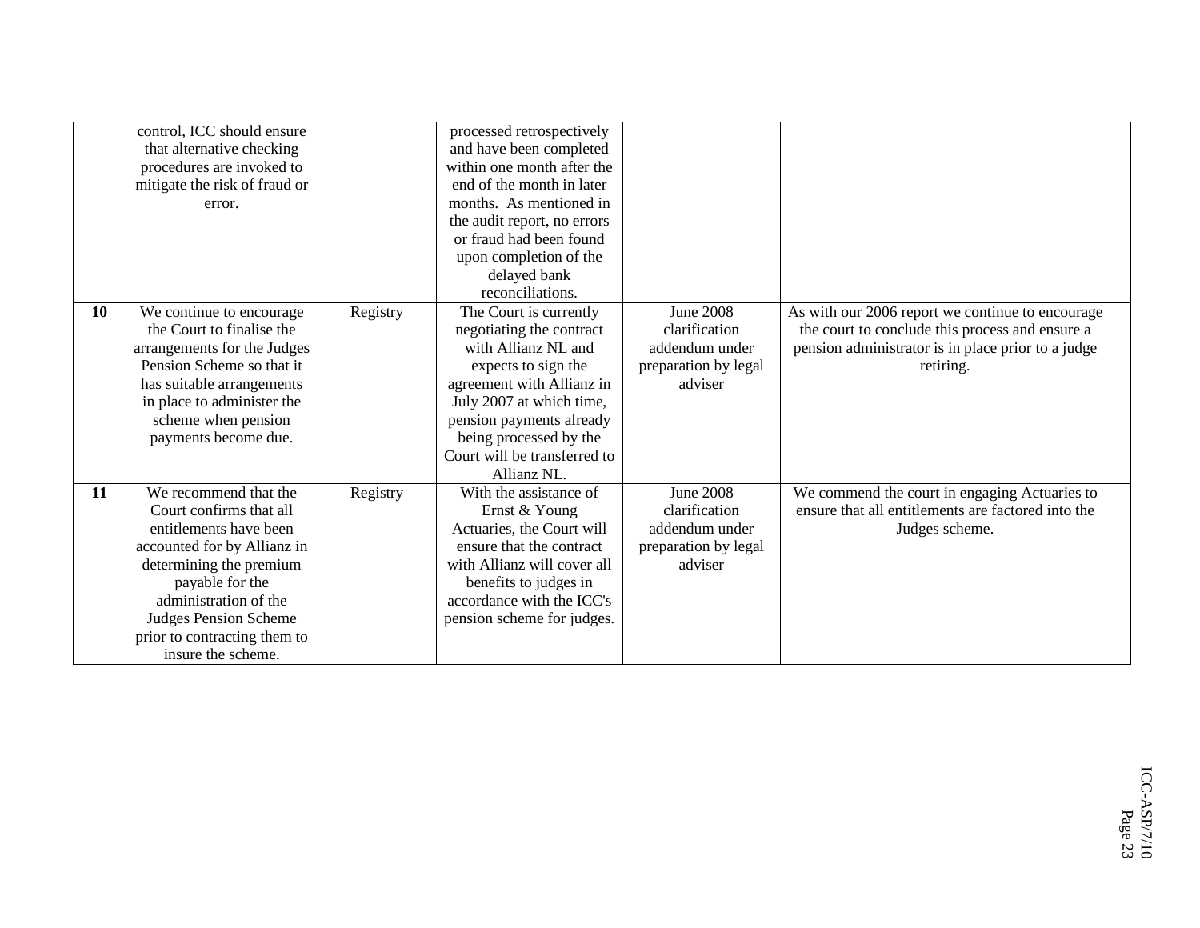| | | | | | |
|---|---|---|---|---|---|
| | control, ICC should ensure that alternative checking procedures are invoked to mitigate the risk of fraud or error. | | processed retrospectively and have been completed within one month after the end of the month in later months. As mentioned in the audit report, no errors or fraud had been found upon completion of the delayed bank reconciliations. | | |
| **10** | We continue to encourage the Court to finalise the arrangements for the Judges Pension Scheme so that it has suitable arrangements in place to administer the scheme when pension payments become due. | Registry | The Court is currently negotiating the contract with Allianz NL and expects to sign the agreement with Allianz in July 2007 at which time, pension payments already being processed by the Court will be transferred to Allianz NL. | June 2008 clarification addendum under preparation by legal adviser | As with our 2006 report we continue to encourage the court to conclude this process and ensure a pension administrator is in place prior to a judge retiring. |
| **11** | We recommend that the Court confirms that all entitlements have been accounted for by Allianz in determining the premium payable for the administration of the Judges Pension Scheme prior to contracting them to insure the scheme. | Registry | With the assistance of Ernst & Young Actuaries, the Court will ensure that the contract with Allianz will cover all benefits to judges in accordance with the ICC's pension scheme for judges. | June 2008 clarification addendum under preparation by legal adviser | We commend the court in engaging Actuaries to ensure that all entitlements are factored into the Judges scheme. |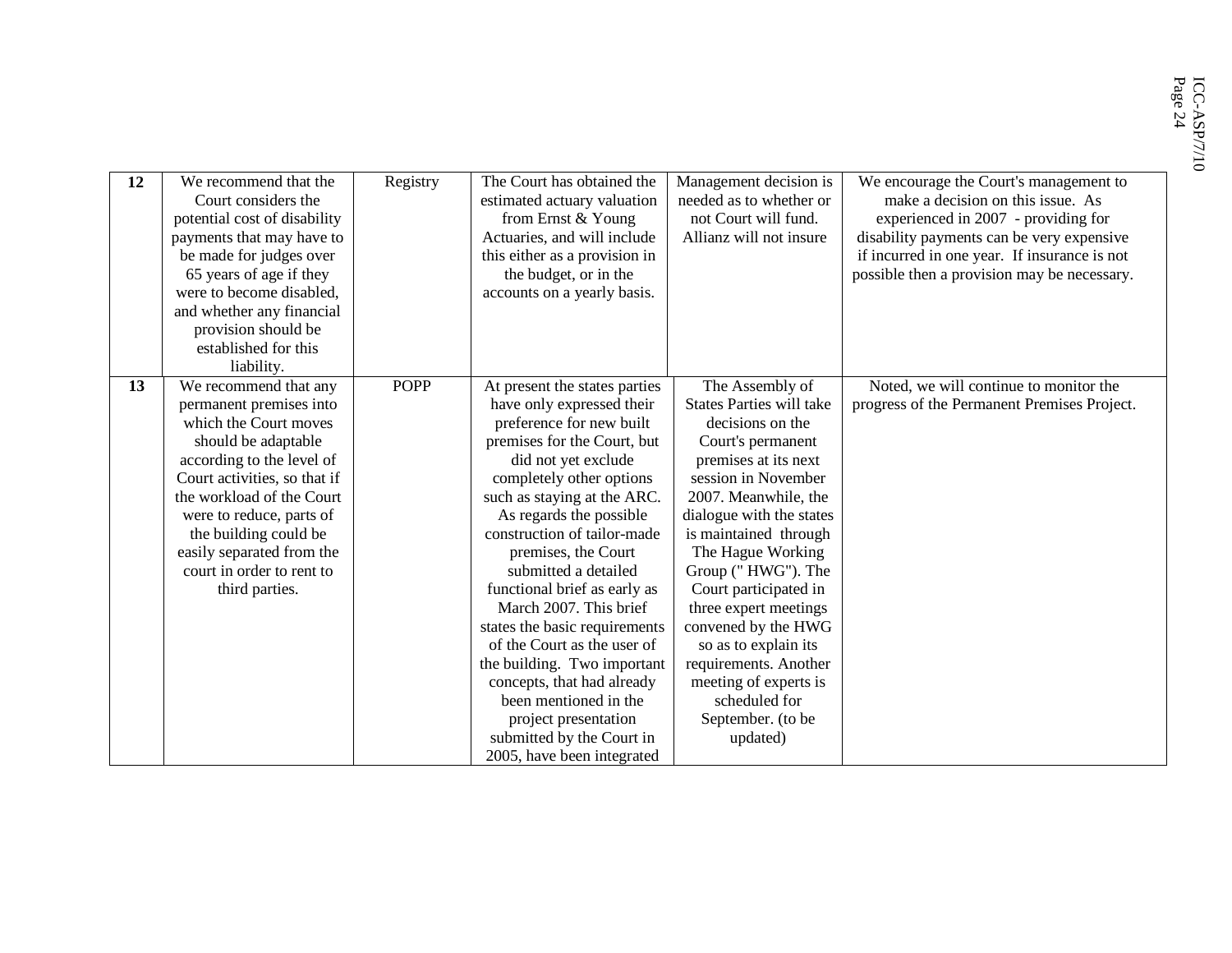| | | | | | |
|---|---|---|---|---|---|
| **12** | We recommend that the Court considers the potential cost of disability payments that may have to be made for judges over 65 years of age if they were to become disabled, and whether any financial provision should be established for this liability. | Registry | The Court has obtained the estimated actuary valuation from Ernst & Young Actuaries, and will include this either as a provision in the budget, or in the accounts on a yearly basis. | Management decision is needed as to whether or not Court will fund. Allianz will not insure | We encourage the Court's management to make a decision on this issue. As experienced in 2007 - providing for disability payments can be very expensive if incurred in one year. If insurance is not possible then a provision may be necessary. |
| **13** | We recommend that any permanent premises into which the Court moves should be adaptable according to the level of Court activities, so that if the workload of the Court were to reduce, parts of the building could be easily separated from the court in order to rent to third parties. | POPP | At present the states parties have only expressed their preference for new built premises for the Court, but did not yet exclude completely other options such as staying at the ARC. As regards the possible construction of tailor-made premises, the Court submitted a detailed functional brief as early as March 2007. This brief states the basic requirements of the Court as the user of the building. Two important concepts, that had already been mentioned in the project presentation submitted by the Court in 2005, have been integrated | The Assembly of States Parties will take decisions on the Court's permanent premises at its next session in November 2007. Meanwhile, the dialogue with the states is maintained through The Hague Working Group (" HWG"). The Court participated in three expert meetings convened by the HWG so as to explain its requirements. Another meeting of experts is scheduled for September. (to be updated) | Noted, we will continue to monitor the progress of the Permanent Premises Project. |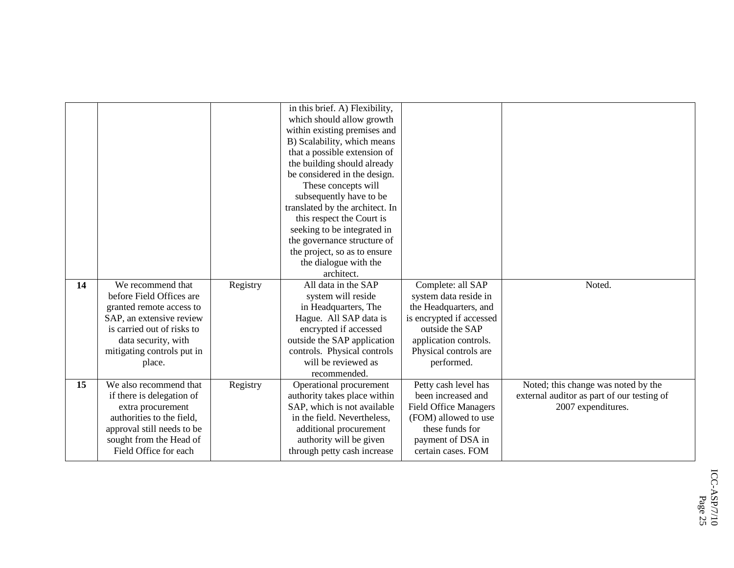|  |  |  | in this brief. A) Flexibility, which should allow growth within existing premises and B) Scalability, which means that a possible extension of the building should already be considered in the design. These concepts will subsequently have to be translated by the architect. In this respect the Court is seeking to be integrated in the governance structure of the project, so as to ensure the dialogue with the architect. |  |  |
|---|---|---|---|---|---|
| **14** | We recommend that before Field Offices are granted remote access to SAP, an extensive review is carried out of risks to data security, with mitigating controls put in place. | Registry | All data in the SAP system will reside in Headquarters, The Hague. All SAP data is encrypted if accessed outside the SAP application controls. Physical controls will be reviewed as recommended. | Complete: all SAP system data reside in the Headquarters, and is encrypted if accessed outside the SAP application controls. Physical controls are performed. | Noted. |
| **15** | We also recommend that if there is delegation of extra procurement authorities to the field, approval still needs to be sought from the Head of Field Office for each | Registry | Operational procurement authority takes place within SAP, which is not available in the field. Nevertheless, additional procurement authority will be given through petty cash increase | Petty cash level has been increased and Field Office Managers (FOM) allowed to use these funds for payment of DSA in certain cases. FOM | Noted; this change was noted by the external auditor as part of our testing of 2007 expenditures. |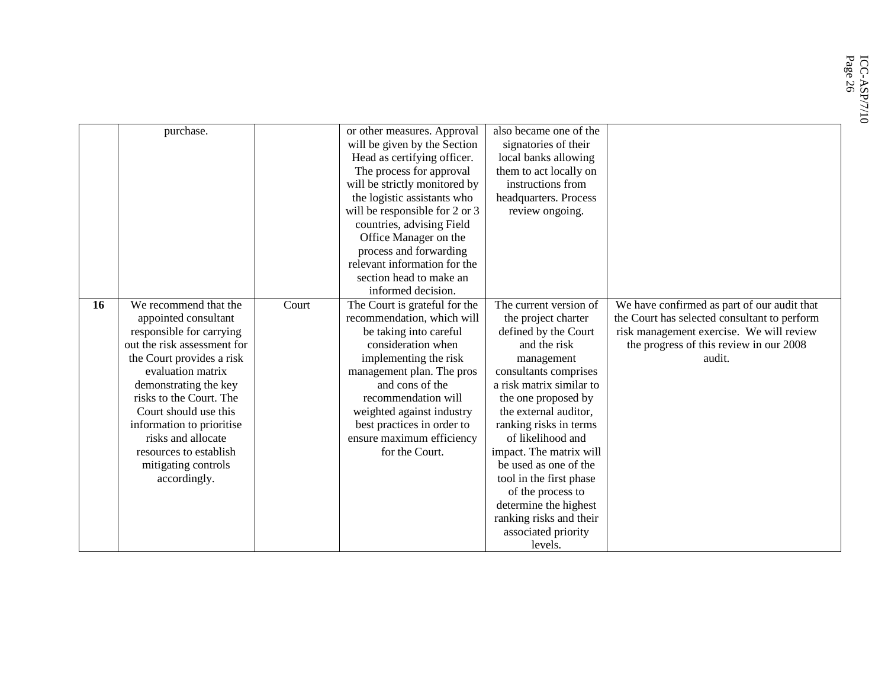| | | | | | |
|---|---|---|---|---|---|
| | purchase. | | or other measures. Approval will be given by the Section Head as certifying officer. The process for approval will be strictly monitored by the logistic assistants who will be responsible for 2 or 3 countries, advising Field Office Manager on the process and forwarding relevant information for the section head to make an informed decision. | also became one of the signatories of their local banks allowing them to act locally on instructions from headquarters. Process review ongoing. | |
| **16** | We recommend that the appointed consultant responsible for carrying out the risk assessment for the Court provides a risk evaluation matrix demonstrating the key risks to the Court. The Court should use this information to prioritise risks and allocate resources to establish mitigating controls accordingly. | Court | The Court is grateful for the recommendation, which will be taking into careful consideration when implementing the risk management plan. The pros and cons of the recommendation will weighted against industry best practices in order to ensure maximum efficiency for the Court. | The current version of the project charter defined by the Court and the risk management consultants comprises a risk matrix similar to the one proposed by the external auditor, ranking risks in terms of likelihood and impact. The matrix will be used as one of the tool in the first phase of the process to determine the highest ranking risks and their associated priority levels. | We have confirmed as part of our audit that the Court has selected consultant to perform risk management exercise. We will review the progress of this review in our 2008 audit. |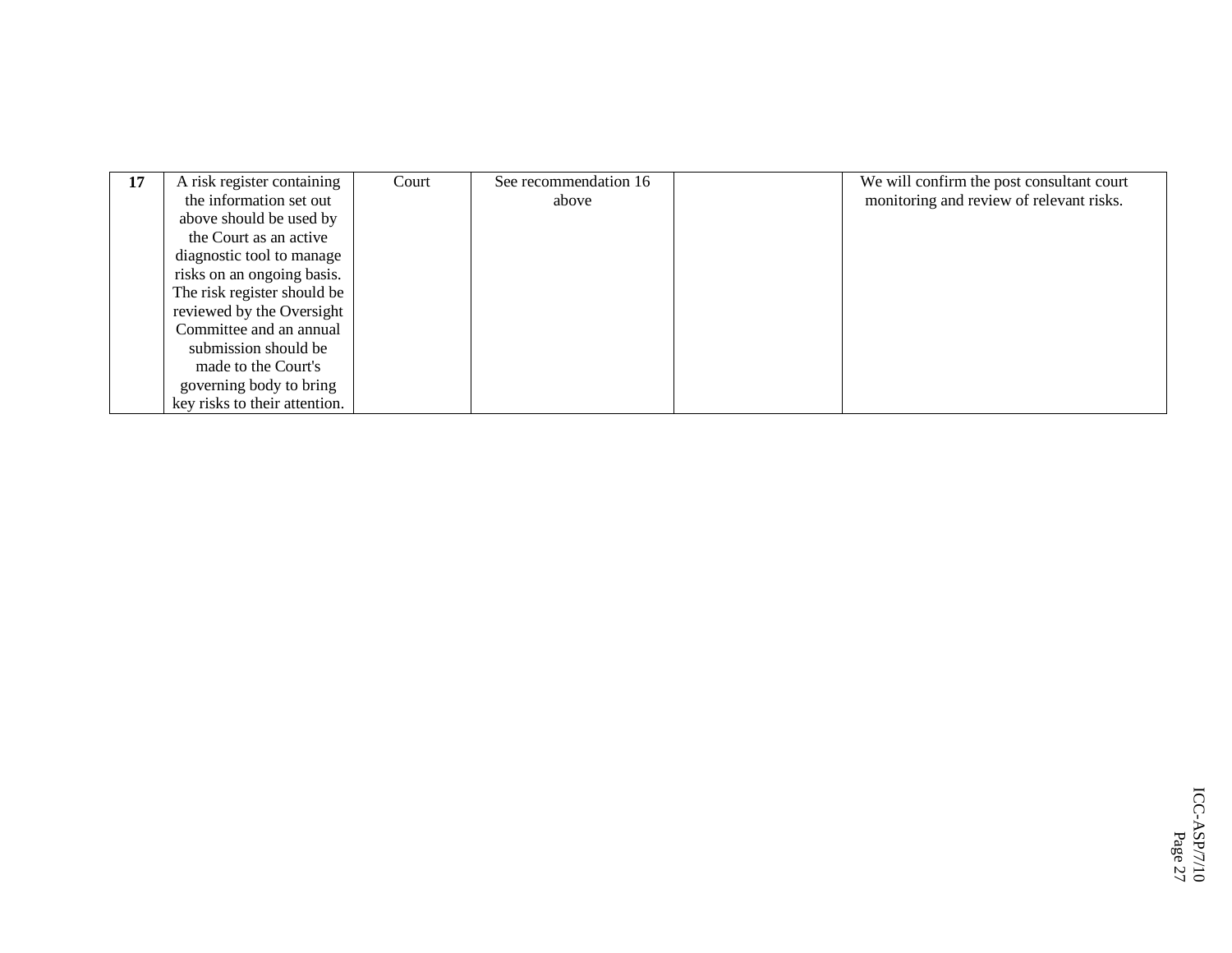| **17** | A risk register containing the information set out above should be used by the Court as an active diagnostic tool to manage risks on an ongoing basis. The risk register should be reviewed by the Oversight Committee and an annual submission should be made to the Court's governing body to bring key risks to their attention. | Court | See recommendation 16 above | | We will confirm the post consultant court monitoring and review of relevant risks. |
|---|---|---|---|---|---|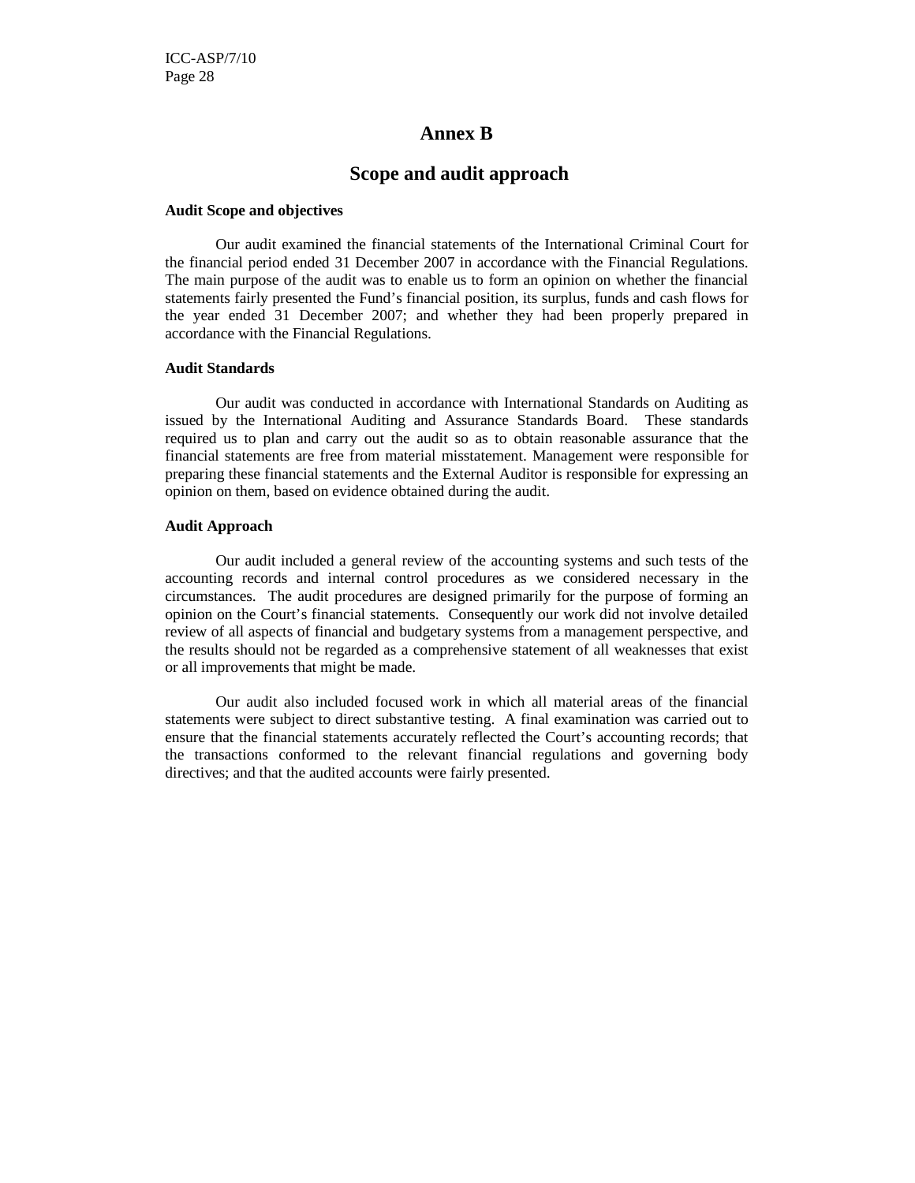# Annex B

## Scope and audit approach

**Audit Scope and objectives**

Our audit examined the financial statements of the International Criminal Court for the financial period ended 31 December 2007 in accordance with the Financial Regulations. The main purpose of the audit was to enable us to form an opinion on whether the financial statements fairly presented the Fund's financial position, its surplus, funds and cash flows for the year ended 31 December 2007; and whether they had been properly prepared in accordance with the Financial Regulations.

**Audit Standards**

Our audit was conducted in accordance with International Standards on Auditing as issued by the International Auditing and Assurance Standards Board. These standards required us to plan and carry out the audit so as to obtain reasonable assurance that the financial statements are free from material misstatement. Management were responsible for preparing these financial statements and the External Auditor is responsible for expressing an opinion on them, based on evidence obtained during the audit.

**Audit Approach**

Our audit included a general review of the accounting systems and such tests of the accounting records and internal control procedures as we considered necessary in the circumstances. The audit procedures are designed primarily for the purpose of forming an opinion on the Court's financial statements. Consequently our work did not involve detailed review of all aspects of financial and budgetary systems from a management perspective, and the results should not be regarded as a comprehensive statement of all weaknesses that exist or all improvements that might be made.

Our audit also included focused work in which all material areas of the financial statements were subject to direct substantive testing. A final examination was carried out to ensure that the financial statements accurately reflected the Court's accounting records; that the transactions conformed to the relevant financial regulations and governing body directives; and that the audited accounts were fairly presented.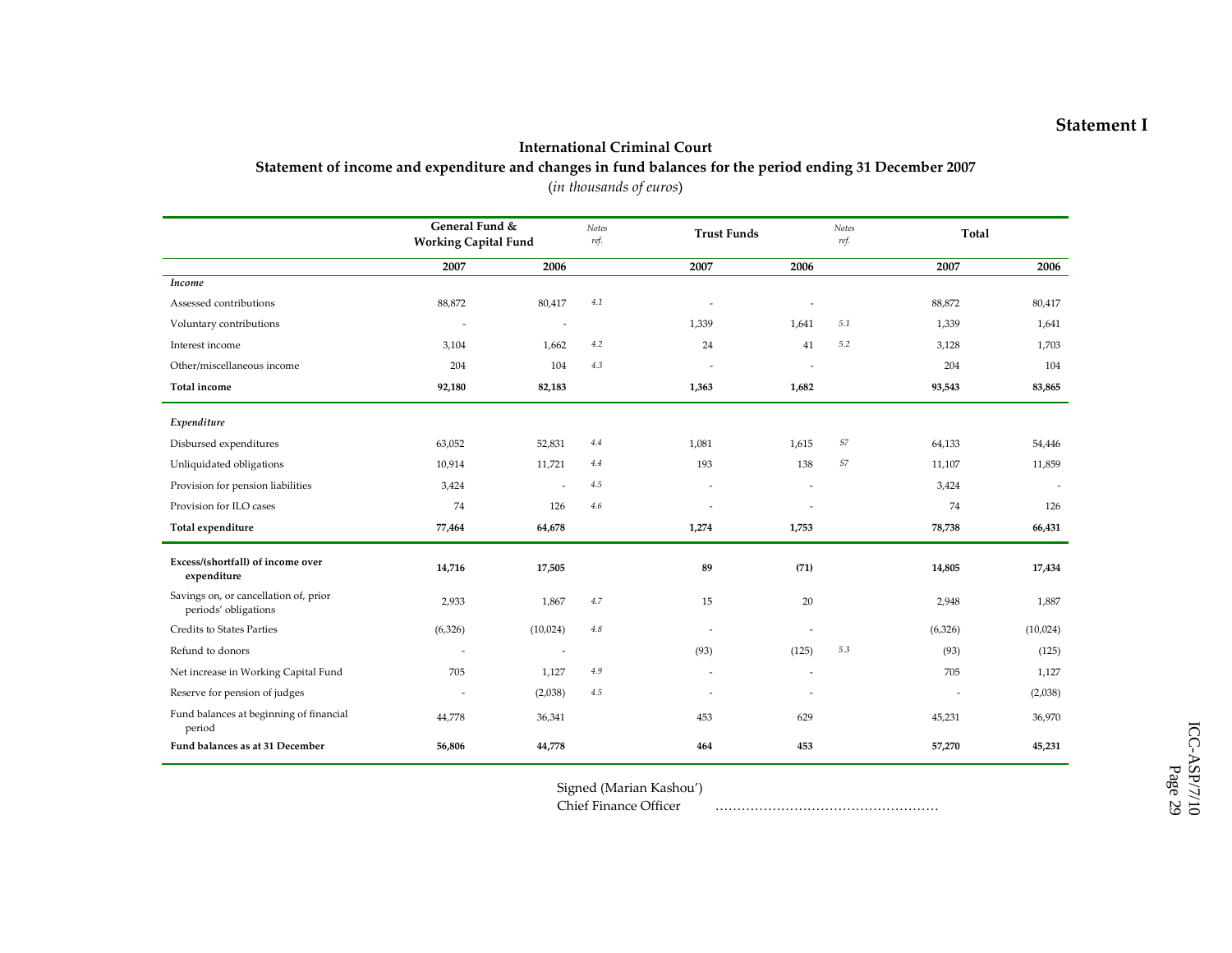**Statement I**

**International Criminal Court**

**Statement of income and expenditure and changes in fund balances for the period ending 31 December 2007**

(*in thousands of euros*)

| | General Fund & Working Capital Fund | | *Notes ref.* | Trust Funds | | *Notes ref.* | Total | |
|---|---|---|---|---|---|---|---|---|
| | **2007** | **2006** | | **2007** | **2006** | | **2007** | **2006** |
| ***Income*** | | | | | | | | |
| Assessed contributions | 88,872 | 80,417 | *4.1* | - | - | | 88,872 | 80,417 |
| Voluntary contributions | - | - | | 1,339 | 1,641 | *5.1* | 1,339 | 1,641 |
| Interest income | 3,104 | 1,662 | *4.2* | 24 | 41 | *5.2* | 3,128 | 1,703 |
| Other/miscellaneous income | 204 | 104 | *4.3* | - | - | | 204 | 104 |
| **Total income** | **92,180** | **82,183** | | **1,363** | **1,682** | | **93,543** | **83,865** |
| ***Expenditure*** | | | | | | | | |
| Disbursed expenditures | 63,052 | 52,831 | *4.4* | 1,081 | 1,615 | *S7* | 64,133 | 54,446 |
| Unliquidated obligations | 10,914 | 11,721 | *4.4* | 193 | 138 | *S7* | 11,107 | 11,859 |
| Provision for pension liabilities | 3,424 | - | *4.5* | - | - | | 3,424 | - |
| Provision for ILO cases | 74 | 126 | *4.6* | - | - | | 74 | 126 |
| **Total expenditure** | **77,464** | **64,678** | | **1,274** | **1,753** | | **78,738** | **66,431** |
| **Excess/(shortfall) of income over expenditure** | **14,716** | **17,505** | | **89** | **(71)** | | **14,805** | **17,434** |
| Savings on, or cancellation of, prior periods' obligations | 2,933 | 1,867 | *4.7* | 15 | 20 | | 2,948 | 1,887 |
| Credits to States Parties | (6,326) | (10,024) | *4.8* | - | - | | (6,326) | (10,024) |
| Refund to donors | - | - | | (93) | (125) | *5.3* | (93) | (125) |
| Net increase in Working Capital Fund | 705 | 1,127 | *4.9* | - | - | | 705 | 1,127 |
| Reserve for pension of judges | - | (2,038) | *4.5* | - | - | | - | (2,038) |
| Fund balances at beginning of financial period | 44,778 | 36,341 | | 453 | 629 | | 45,231 | 36,970 |
| **Fund balances as at 31 December** | **56,806** | **44,778** | | **464** | **453** | | **57,270** | **45,231** |

Signed (Marian Kashou')
Chief Finance Officer ……………………………………………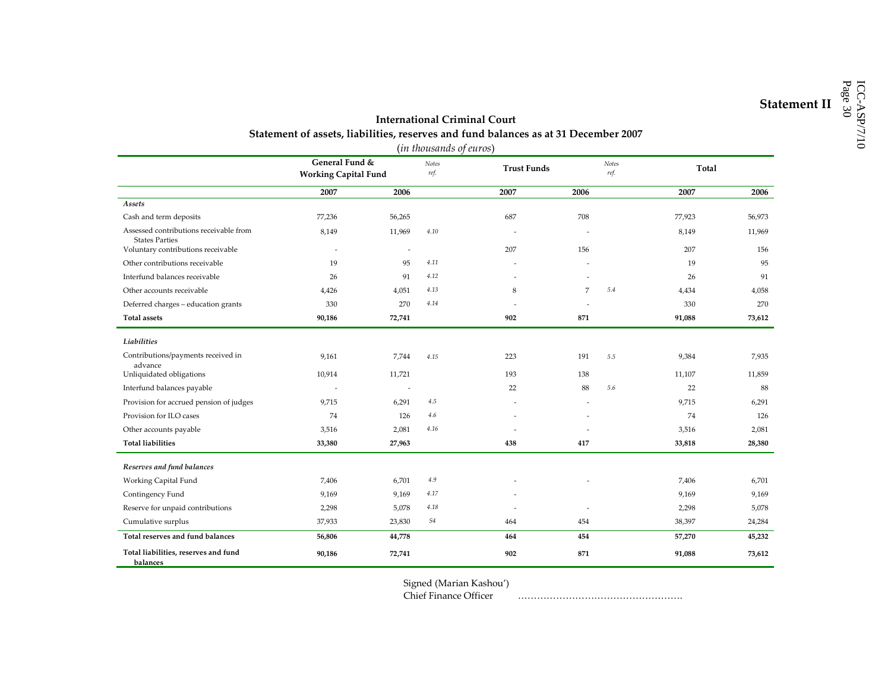**Statement II**

**International Criminal Court**
**Statement of assets, liabilities, reserves and fund balances as at 31 December 2007**
(*in thousands of euros*)

| | General Fund & Working Capital Fund | | *Notes ref.* | Trust Funds | | *Notes ref.* | Total | |
|---|---|---|---|---|---|---|---|---|
| | **2007** | **2006** | | **2007** | **2006** | | **2007** | **2006** |
| ***Assets*** | | | | | | | | |
| Cash and term deposits | 77,236 | 56,265 | | 687 | 708 | | 77,923 | 56,973 |
| Assessed contributions receivable from States Parties | 8,149 | 11,969 | *4.10* | - | - | | 8,149 | 11,969 |
| Voluntary contributions receivable | - | - | | 207 | 156 | | 207 | 156 |
| Other contributions receivable | 19 | 95 | *4.11* | - | - | | 19 | 95 |
| Interfund balances receivable | 26 | 91 | *4.12* | - | - | | 26 | 91 |
| Other accounts receivable | 4,426 | 4,051 | *4.13* | 8 | 7 | *5.4* | 4,434 | 4,058 |
| Deferred charges – education grants | 330 | 270 | *4.14* | - | - | | 330 | 270 |
| **Total assets** | **90,186** | **72,741** | | **902** | **871** | | **91,088** | **73,612** |
| ***Liabilities*** | | | | | | | | |
| Contributions/payments received in advance | 9,161 | 7,744 | *4.15* | 223 | 191 | *5.5* | 9,384 | 7,935 |
| Unliquidated obligations | 10,914 | 11,721 | | 193 | 138 | | 11,107 | 11,859 |
| Interfund balances payable | - | - | | 22 | 88 | *5.6* | 22 | 88 |
| Provision for accrued pension of judges | 9,715 | 6,291 | *4.5* | - | - | | 9,715 | 6,291 |
| Provision for ILO cases | 74 | 126 | *4.6* | - | - | | 74 | 126 |
| Other accounts payable | 3,516 | 2,081 | *4.16* | - | - | | 3,516 | 2,081 |
| **Total liabilities** | **33,380** | **27,963** | | **438** | **417** | | **33,818** | **28,380** |
| ***Reserves and fund balances*** | | | | | | | | |
| Working Capital Fund | 7,406 | 6,701 | *4.9* | - | - | | 7,406 | 6,701 |
| Contingency Fund | 9,169 | 9,169 | *4.17* | - | | | 9,169 | 9,169 |
| Reserve for unpaid contributions | 2,298 | 5,078 | *4.18* | - | - | | 2,298 | 5,078 |
| Cumulative surplus | 37,933 | 23,830 | *S4* | 464 | 454 | | 38,397 | 24,284 |
| **Total reserves and fund balances** | **56,806** | **44,778** | | **464** | **454** | | **57,270** | **45,232** |
| **Total liabilities, reserves and fund balances** | **90,186** | **72,741** | | **902** | **871** | | **91,088** | **73,612** |

Signed (Marian Kashou')
Chief Finance Officer ……………………………………………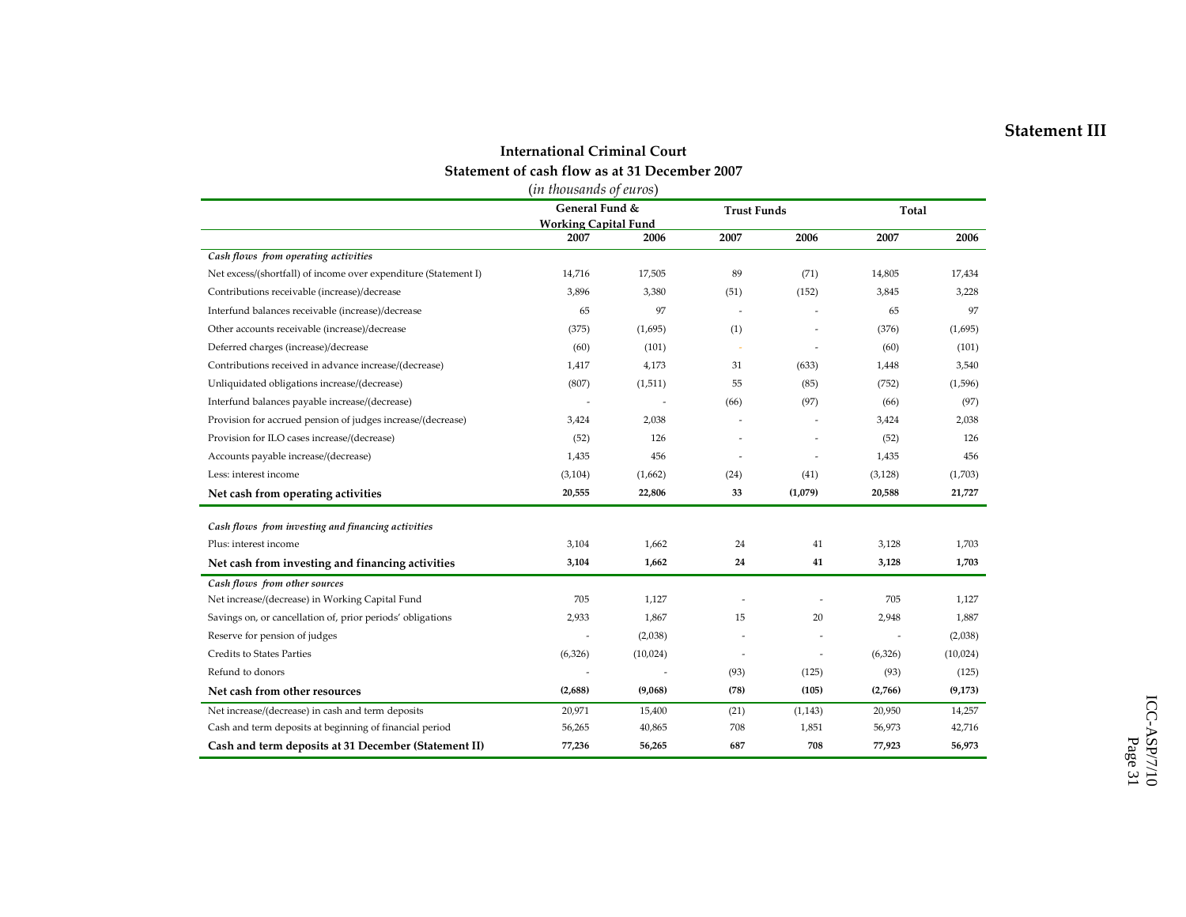**Statement III**

## International Criminal Court

### Statement of cash flow as at 31 December 2007

(*in thousands of euros*)

| | General Fund & Working Capital Fund | | Trust Funds | | Total | |
|---|---|---|---|---|---|---|
| | 2007 | 2006 | 2007 | 2006 | 2007 | 2006 |
| ***Cash flows from operating activities*** | | | | | | |
| Net excess/(shortfall) of income over expenditure (Statement I) | 14,716 | 17,505 | 89 | (71) | 14,805 | 17,434 |
| Contributions receivable (increase)/decrease | 3,896 | 3,380 | (51) | (152) | 3,845 | 3,228 |
| Interfund balances receivable (increase)/decrease | 65 | 97 | - | - | 65 | 97 |
| Other accounts receivable (increase)/decrease | (375) | (1,695) | (1) | - | (376) | (1,695) |
| Deferred charges (increase)/decrease | (60) | (101) | - | - | (60) | (101) |
| Contributions received in advance increase/(decrease) | 1,417 | 4,173 | 31 | (633) | 1,448 | 3,540 |
| Unliquidated obligations increase/(decrease) | (807) | (1,511) | 55 | (85) | (752) | (1,596) |
| Interfund balances payable increase/(decrease) | - | - | (66) | (97) | (66) | (97) |
| Provision for accrued pension of judges increase/(decrease) | 3,424 | 2,038 | - | - | 3,424 | 2,038 |
| Provision for ILO cases increase/(decrease) | (52) | 126 | - | - | (52) | 126 |
| Accounts payable increase/(decrease) | 1,435 | 456 | - | - | 1,435 | 456 |
| Less: interest income | (3,104) | (1,662) | (24) | (41) | (3,128) | (1,703) |
| **Net cash from operating activities** | **20,555** | **22,806** | **33** | **(1,079)** | **20,588** | **21,727** |
| ***Cash flows from investing and financing activities*** | | | | | | |
| Plus: interest income | 3,104 | 1,662 | 24 | 41 | 3,128 | 1,703 |
| **Net cash from investing and financing activities** | **3,104** | **1,662** | **24** | **41** | **3,128** | **1,703** |
| ***Cash flows from other sources*** | | | | | | |
| Net increase/(decrease) in Working Capital Fund | 705 | 1,127 | - | - | 705 | 1,127 |
| Savings on, or cancellation of, prior periods' obligations | 2,933 | 1,867 | 15 | 20 | 2,948 | 1,887 |
| Reserve for pension of judges | - | (2,038) | - | - | - | (2,038) |
| Credits to States Parties | (6,326) | (10,024) | - | - | (6,326) | (10,024) |
| Refund to donors | - | - | (93) | (125) | (93) | (125) |
| **Net cash from other resources** | **(2,688)** | **(9,068)** | **(78)** | **(105)** | **(2,766)** | **(9,173)** |
| Net increase/(decrease) in cash and term deposits | 20,971 | 15,400 | (21) | (1,143) | 20,950 | 14,257 |
| Cash and term deposits at beginning of financial period | 56,265 | 40,865 | 708 | 1,851 | 56,973 | 42,716 |
| **Cash and term deposits at 31 December (Statement II)** | **77,236** | **56,265** | **687** | **708** | **77,923** | **56,973** |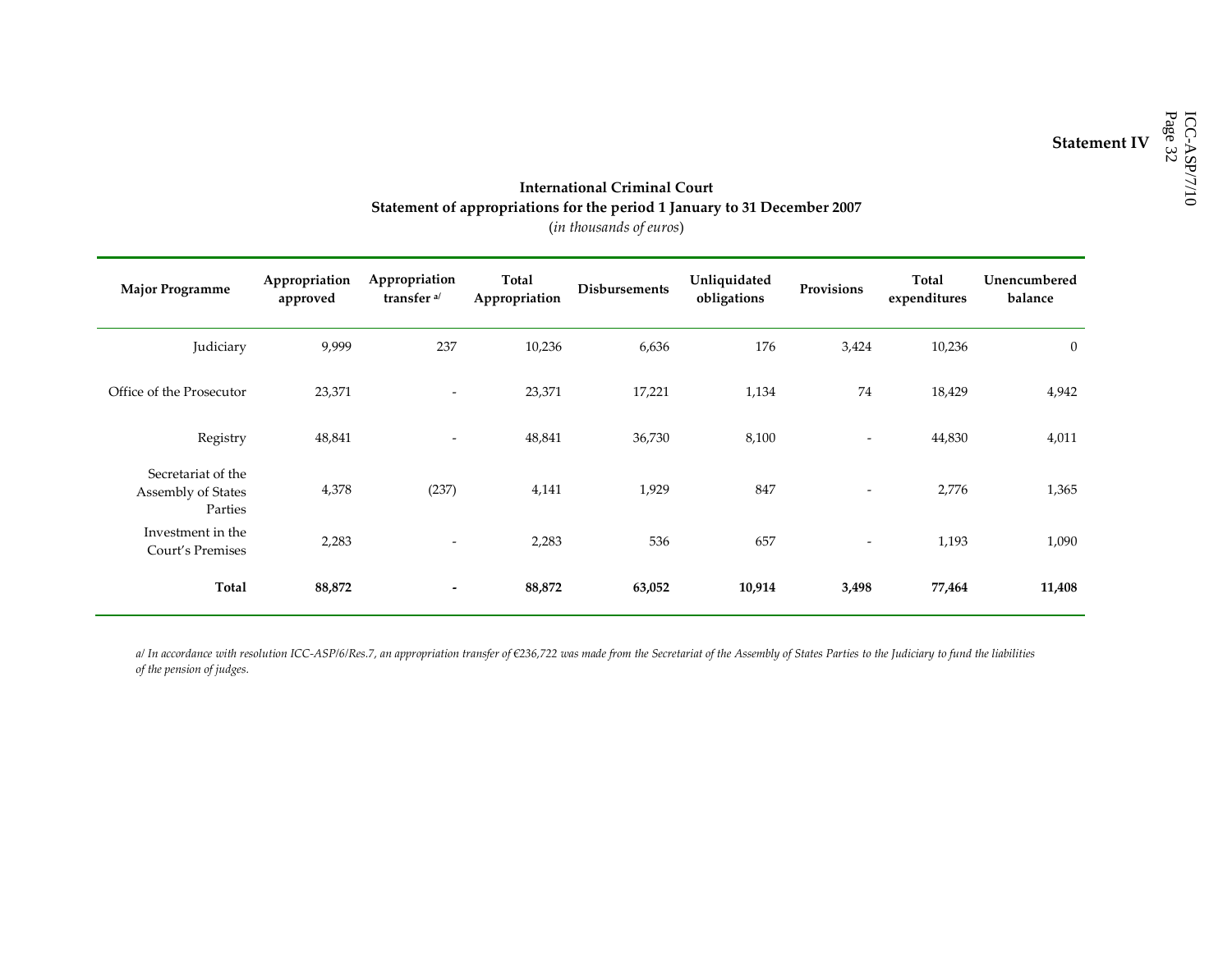**Statement IV**

**International Criminal Court**
**Statement of appropriations for the period 1 January to 31 December 2007**
(*in thousands of euros*)

| Major Programme | Appropriation approved | Appropriation transfer [a/] | Total Appropriation | Disbursements | Unliquidated obligations | Provisions | Total expenditures | Unencumbered balance |
|---|---|---|---|---|---|---|---|---|
| Judiciary | 9,999 | 237 | 10,236 | 6,636 | 176 | 3,424 | 10,236 | 0 |
| Office of the Prosecutor | 23,371 | - | 23,371 | 17,221 | 1,134 | 74 | 18,429 | 4,942 |
| Registry | 48,841 | - | 48,841 | 36,730 | 8,100 | - | 44,830 | 4,011 |
| Secretariat of the Assembly of States Parties | 4,378 | (237) | 4,141 | 1,929 | 847 | - | 2,776 | 1,365 |
| Investment in the Court's Premises | 2,283 | - | 2,283 | 536 | 657 | - | 1,193 | 1,090 |
| **Total** | **88,872** | **-** | **88,872** | **63,052** | **10,914** | **3,498** | **77,464** | **11,408** |

*a/ In accordance with resolution ICC-ASP/6/Res.7, an appropriation transfer of €236,722 was made from the Secretariat of the Assembly of States Parties to the Judiciary to fund the liabilities of the pension of judges.*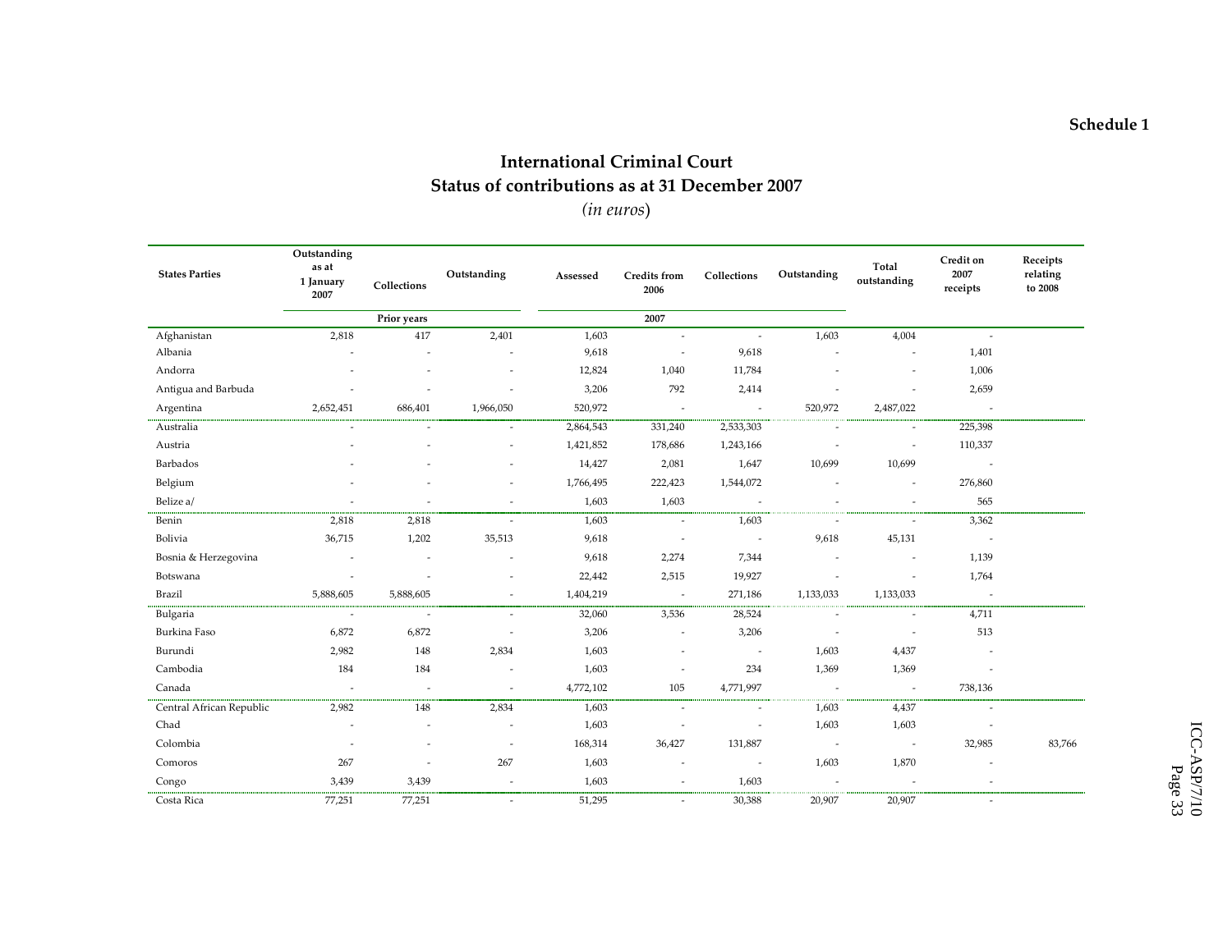**Schedule 1**

# International Criminal Court
## Status of contributions as at 31 December 2007
*(in euros)*

| States Parties | Outstanding as at 1 January 2007 | Collections | Outstanding | Assessed | Credits from 2006 | Collections | Outstanding | Total outstanding | Credit on 2007 receipts | Receipts relating to 2008 |
|---|---|---|---|---|---|---|---|---|---|---|
| | Prior years | | | 2007 | | | | | | |
| Afghanistan | 2,818 | 417 | 2,401 | 1,603 | - | - | 1,603 | 4,004 | - | |
| Albania | - | - | - | 9,618 | - | 9,618 | - | - | 1,401 | |
| Andorra | - | - | - | 12,824 | 1,040 | 11,784 | - | - | 1,006 | |
| Antigua and Barbuda | - | - | - | 3,206 | 792 | 2,414 | - | - | 2,659 | |
| Argentina | 2,652,451 | 686,401 | 1,966,050 | 520,972 | - | - | 520,972 | 2,487,022 | - | |
| Australia | - | - | - | 2,864,543 | 331,240 | 2,533,303 | - | - | 225,398 | |
| Austria | - | - | - | 1,421,852 | 178,686 | 1,243,166 | - | - | 110,337 | |
| Barbados | - | - | - | 14,427 | 2,081 | 1,647 | 10,699 | 10,699 | - | |
| Belgium | - | - | - | 1,766,495 | 222,423 | 1,544,072 | - | - | 276,860 | |
| Belize a/ | - | - | - | 1,603 | 1,603 | - | - | - | 565 | |
| Benin | 2,818 | 2,818 | - | 1,603 | - | 1,603 | - | - | 3,362 | |
| Bolivia | 36,715 | 1,202 | 35,513 | 9,618 | - | - | 9,618 | 45,131 | - | |
| Bosnia & Herzegovina | - | - | - | 9,618 | 2,274 | 7,344 | - | - | 1,139 | |
| Botswana | - | - | - | 22,442 | 2,515 | 19,927 | - | - | 1,764 | |
| Brazil | 5,888,605 | 5,888,605 | - | 1,404,219 | - | 271,186 | 1,133,033 | 1,133,033 | - | |
| Bulgaria | - | - | - | 32,060 | 3,536 | 28,524 | - | - | 4,711 | |
| Burkina Faso | 6,872 | 6,872 | - | 3,206 | - | 3,206 | - | - | 513 | |
| Burundi | 2,982 | 148 | 2,834 | 1,603 | - | - | 1,603 | 4,437 | - | |
| Cambodia | 184 | 184 | - | 1,603 | - | 234 | 1,369 | 1,369 | - | |
| Canada | - | - | - | 4,772,102 | 105 | 4,771,997 | - | - | 738,136 | |
| Central African Republic | 2,982 | 148 | 2,834 | 1,603 | - | - | 1,603 | 4,437 | - | |
| Chad | - | - | - | 1,603 | - | - | 1,603 | 1,603 | - | |
| Colombia | - | - | - | 168,314 | 36,427 | 131,887 | - | - | 32,985 | 83,766 |
| Comoros | 267 | - | 267 | 1,603 | - | - | 1,603 | 1,870 | - | |
| Congo | 3,439 | 3,439 | - | 1,603 | - | 1,603 | - | - | - | |
| Costa Rica | 77,251 | 77,251 | - | 51,295 | - | 30,388 | 20,907 | 20,907 | - | |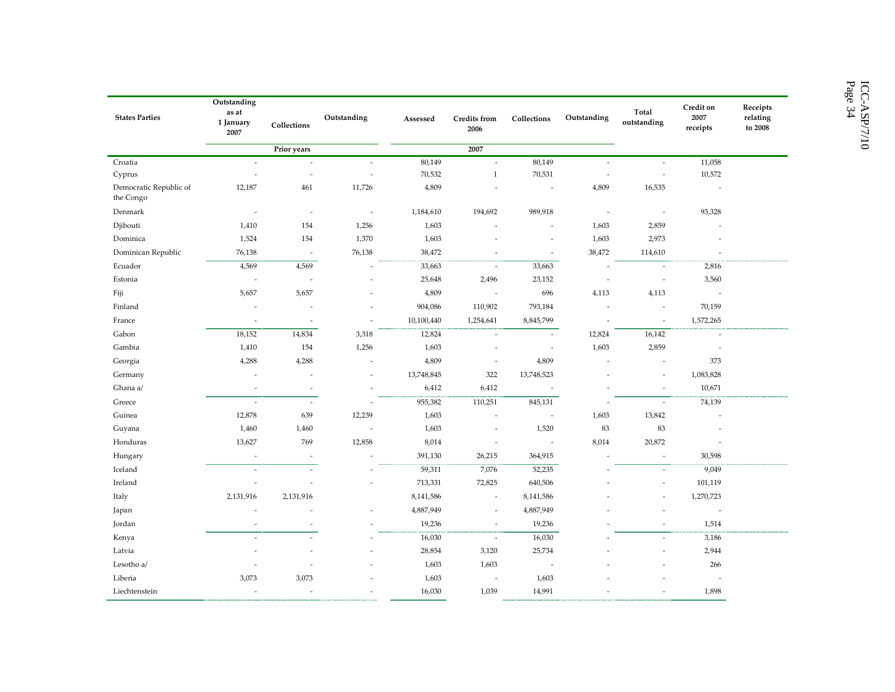| States Parties | Outstanding as at 1 January 2007 | Collections | Outstanding | Assessed | Credits from 2006 | Collections | Outstanding | Total outstanding | Credit on 2007 receipts | Receipts relating to 2008 |
|---|---|---|---|---|---|---|---|---|---|---|
| | Prior years | | | 2007 | | | | | | |
| Croatia | - | - | - | 80,149 | - | 80,149 | - | - | 11,058 | |
| Cyprus | - | - | - | 70,532 | 1 | 70,531 | - | - | 10,572 | |
| Democratic Republic of the Congo | 12,187 | 461 | 11,726 | 4,809 | - | - | 4,809 | 16,535 | - | |
| Denmark | - | - | - | 1,184,610 | 194,692 | 989,918 | - | - | 93,328 | |
| Djibouti | 1,410 | 154 | 1,256 | 1,603 | - | - | 1,603 | 2,859 | - | |
| Dominica | 1,524 | 154 | 1,370 | 1,603 | - | - | 1,603 | 2,973 | - | |
| Dominican Republic | 76,138 | - | 76,138 | 38,472 | - | - | 38,472 | 114,610 | - | |
| Ecuador | 4,569 | 4,569 | - | 33,663 | - | 33,663 | - | - | 2,816 | |
| Estonia | - | - | - | 25,648 | 2,496 | 23,152 | - | - | 3,560 | |
| Fiji | 5,657 | 5,657 | - | 4,809 | - | 696 | 4,113 | 4,113 | - | |
| Finland | - | - | - | 904,086 | 110,902 | 793,184 | - | - | 70,159 | |
| France | - | - | - | 10,100,440 | 1,254,641 | 8,845,799 | - | - | 1,572,265 | |
| Gabon | 18,152 | 14,834 | 3,318 | 12,824 | - | - | 12,824 | 16,142 | - | |
| Gambia | 1,410 | 154 | 1,256 | 1,603 | - | - | 1,603 | 2,859 | - | |
| Georgia | 4,288 | 4,288 | - | 4,809 | - | 4,809 | - | - | 373 | |
| Germany | - | - | - | 13,748,845 | 322 | 13,748,523 | - | - | 1,083,828 | |
| Ghana a/ | - | - | - | 6,412 | 6,412 | - | - | - | 10,671 | |
| Greece | - | - | - | 955,382 | 110,251 | 845,131 | - | - | 74,139 | |
| Guinea | 12,878 | 639 | 12,239 | 1,603 | - | - | 1,603 | 13,842 | - | |
| Guyana | 1,460 | 1,460 | - | 1,603 | - | 1,520 | 83 | 83 | - | |
| Honduras | 13,627 | 769 | 12,858 | 8,014 | - | - | 8,014 | 20,872 | - | |
| Hungary | - | - | - | 391,130 | 26,215 | 364,915 | - | - | 30,598 | |
| Iceland | - | - | - | 59,311 | 7,076 | 52,235 | - | - | 9,049 | |
| Ireland | - | - | - | 713,331 | 72,825 | 640,506 | - | - | 101,119 | |
| Italy | 2,131,916 | 2,131,916 | | 8,141,586 | - | 8,141,586 | - | - | 1,270,723 | |
| Japan | - | - | - | 4,887,949 | - | 4,887,949 | - | - | - | |
| Jordan | - | - | - | 19,236 | - | 19,236 | - | - | 1,514 | |
| Kenya | - | - | - | 16,030 | - | 16,030 | - | - | 3,186 | |
| Latvia | - | - | - | 28,854 | 3,120 | 25,734 | - | - | 2,944 | |
| Lesotho a/ | - | - | - | 1,603 | 1,603 | - | - | - | 266 | |
| Liberia | 3,073 | 3,073 | - | 1,603 | - | 1,603 | - | - | - | |
| Liechtenstein | - | - | - | 16,030 | 1,039 | 14,991 | - | - | 1,898 | |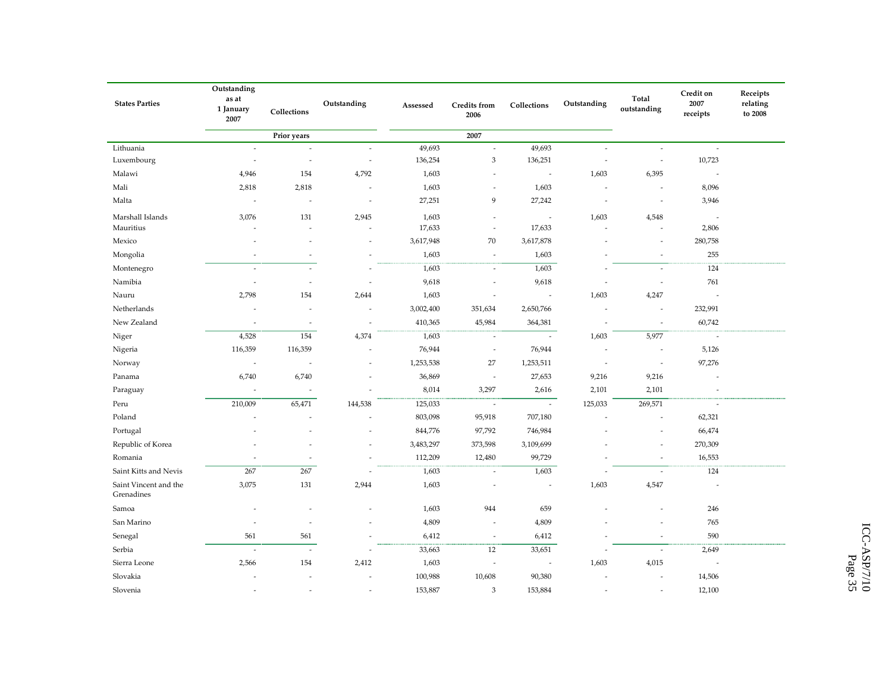| States Parties | Outstanding as at 1 January 2007 | Collections | Outstanding | Assessed | Credits from 2006 | Collections | Outstanding | Total outstanding | Credit on 2007 receipts | Receipts relating to 2008 |
|---|---|---|---|---|---|---|---|---|---|---|
| | Prior years | | | 2007 | | | | | | |
| Lithuania | - | - | - | 49,693 | - | 49,693 | - | - | - | |
| Luxembourg | - | - | - | 136,254 | 3 | 136,251 | - | - | 10,723 | |
| Malawi | 4,946 | 154 | 4,792 | 1,603 | - | - | 1,603 | 6,395 | - | |
| Mali | 2,818 | 2,818 | - | 1,603 | - | 1,603 | - | - | 8,096 | |
| Malta | - | - | - | 27,251 | 9 | 27,242 | - | - | 3,946 | |
| Marshall Islands | 3,076 | 131 | 2,945 | 1,603 | - | - | 1,603 | 4,548 | - | |
| Mauritius | - | - | - | 17,633 | - | 17,633 | - | - | 2,806 | |
| Mexico | - | - | - | 3,617,948 | 70 | 3,617,878 | - | - | 280,758 | |
| Mongolia | - | - | - | 1,603 | - | 1,603 | - | - | 255 | |
| Montenegro | - | - | - | 1,603 | - | 1,603 | - | - | 124 | |
| Namibia | - | - | - | 9,618 | - | 9,618 | - | - | 761 | |
| Nauru | 2,798 | 154 | 2,644 | 1,603 | - | - | 1,603 | 4,247 | - | |
| Netherlands | - | - | - | 3,002,400 | 351,634 | 2,650,766 | - | - | 232,991 | |
| New Zealand | - | - | - | 410,365 | 45,984 | 364,381 | - | - | 60,742 | |
| Niger | 4,528 | 154 | 4,374 | 1,603 | - | - | 1,603 | 5,977 | - | |
| Nigeria | 116,359 | 116,359 | - | 76,944 | - | 76,944 | - | - | 5,126 | |
| Norway | - | - | - | 1,253,538 | 27 | 1,253,511 | - | - | 97,276 | |
| Panama | 6,740 | 6,740 | - | 36,869 | - | 27,653 | 9,216 | 9,216 | - | |
| Paraguay | - | - | - | 8,014 | 3,297 | 2,616 | 2,101 | 2,101 | - | |
| Peru | 210,009 | 65,471 | 144,538 | 125,033 | - | - | 125,033 | 269,571 | - | |
| Poland | - | - | - | 803,098 | 95,918 | 707,180 | - | - | 62,321 | |
| Portugal | - | - | - | 844,776 | 97,792 | 746,984 | - | - | 66,474 | |
| Republic of Korea | - | - | - | 3,483,297 | 373,598 | 3,109,699 | - | - | 270,309 | |
| Romania | - | - | - | 112,209 | 12,480 | 99,729 | - | - | 16,553 | |
| Saint Kitts and Nevis | 267 | 267 | - | 1,603 | - | 1,603 | - | - | 124 | |
| Saint Vincent and the Grenadines | 3,075 | 131 | 2,944 | 1,603 | - | - | 1,603 | 4,547 | - | |
| Samoa | - | - | - | 1,603 | 944 | 659 | - | - | 246 | |
| San Marino | - | - | - | 4,809 | - | 4,809 | - | - | 765 | |
| Senegal | 561 | 561 | - | 6,412 | - | 6,412 | - | - | 590 | |
| Serbia | - | - | - | 33,663 | 12 | 33,651 | - | - | 2,649 | |
| Sierra Leone | 2,566 | 154 | 2,412 | 1,603 | - | - | 1,603 | 4,015 | - | |
| Slovakia | - | - | - | 100,988 | 10,608 | 90,380 | - | - | 14,506 | |
| Slovenia | - | - | - | 153,887 | 3 | 153,884 | - | - | 12,100 | |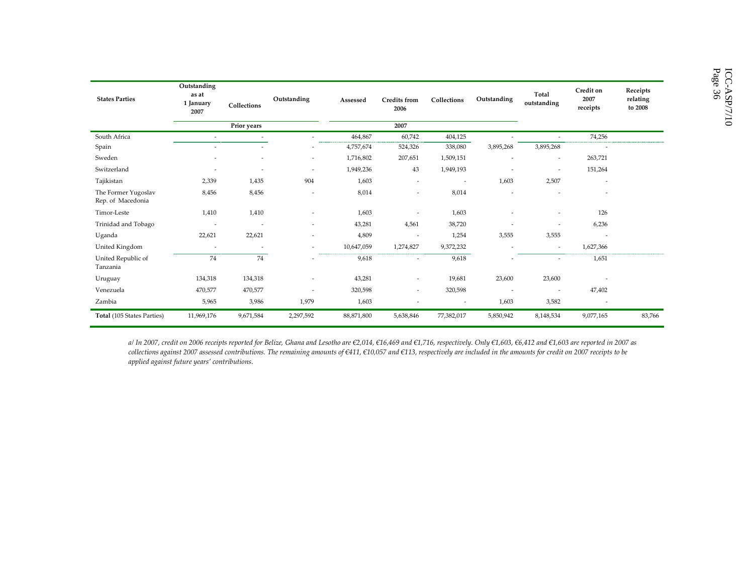| States Parties | Outstanding as at 1 January 2007 | Collections | Outstanding | Assessed | Credits from 2006 | Collections | Outstanding | Total outstanding | Credit on 2007 receipts | Receipts relating to 2008 |
|---|---|---|---|---|---|---|---|---|---|---|
| | Prior years | | | 2007 | | | | | | |
| South Africa | - | - | - | 464,867 | 60,742 | 404,125 | - | - | 74,256 | |
| Spain | - | - | - | 4,757,674 | 524,326 | 338,080 | 3,895,268 | 3,895,268 | - | |
| Sweden | - | - | - | 1,716,802 | 207,651 | 1,509,151 | - | - | 263,721 | |
| Switzerland | - | - | - | 1,949,236 | 43 | 1,949,193 | - | - | 151,264 | |
| Tajikistan | 2,339 | 1,435 | 904 | 1,603 | - | - | 1,603 | 2,507 | - | |
| The Former Yugoslav Rep. of Macedonia | 8,456 | 8,456 | - | 8,014 | - | 8,014 | - | - | - | |
| Timor-Leste | 1,410 | 1,410 | - | 1,603 | - | 1,603 | - | - | 126 | |
| Trinidad and Tobago | - | - | - | 43,281 | 4,561 | 38,720 | - | - | 6,236 | |
| Uganda | 22,621 | 22,621 | - | 4,809 | - | 1,254 | 3,555 | 3,555 | - | |
| United Kingdom | - | - | - | 10,647,059 | 1,274,827 | 9,372,232 | - | - | 1,627,366 | |
| United Republic of Tanzania | 74 | 74 | - | 9,618 | - | 9,618 | - | - | 1,651 | |
| Uruguay | 134,318 | 134,318 | - | 43,281 | - | 19,681 | 23,600 | 23,600 | - | |
| Venezuela | 470,577 | 470,577 | - | 320,598 | - | 320,598 | - | - | 47,402 | |
| Zambia | 5,965 | 3,986 | 1,979 | 1,603 | - | - | 1,603 | 3,582 | - | |
| **Total** (105 States Parties) | 11,969,176 | 9,671,584 | 2,297,592 | 88,871,800 | 5,638,846 | 77,382,017 | 5,850,942 | 8,148,534 | 9,077,165 | 83,766 |

*a/ In 2007, credit on 2006 receipts reported for Belize, Ghana and Lesotho are €2,014, €16,469 and €1,716, respectively. Only €1,603, €6,412 and €1,603 are reported in 2007 as collections against 2007 assessed contributions. The remaining amounts of €411, €10,057 and €113, respectively are included in the amounts for credit on 2007 receipts to be applied against future years' contributions.*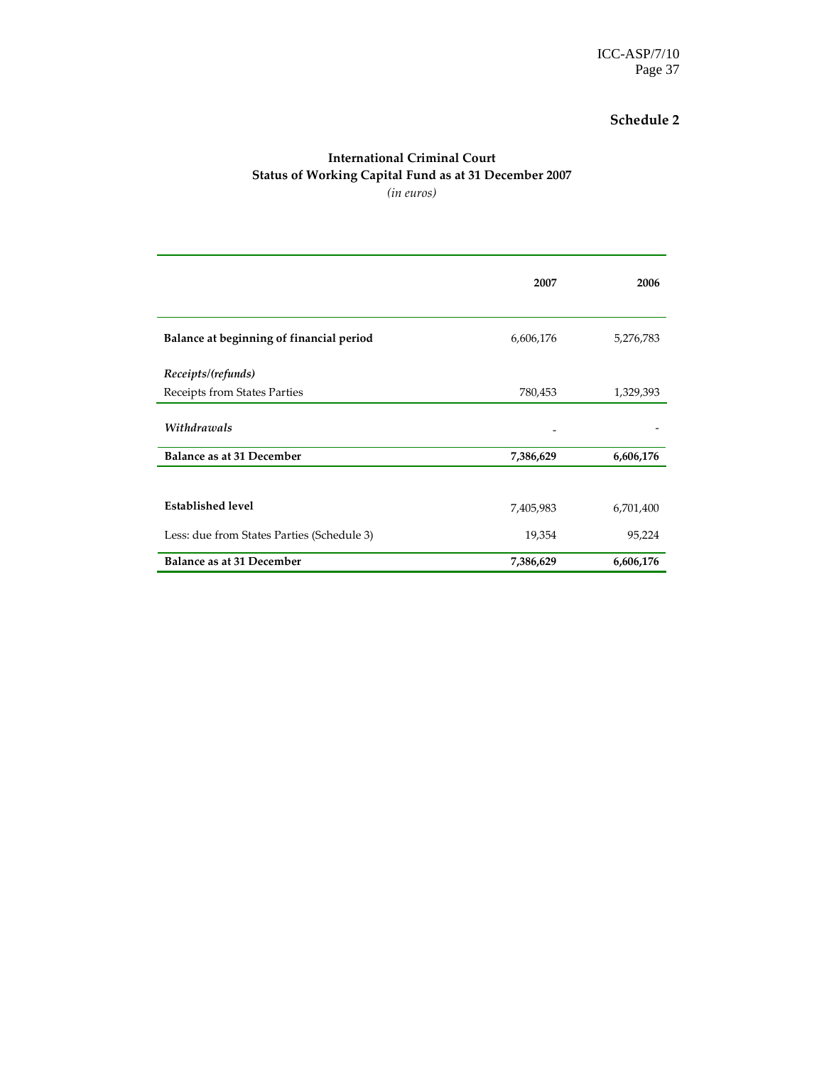## Schedule 2

### International Criminal Court
### Status of Working Capital Fund as at 31 December 2007

*(in euros)*

| | 2007 | 2006 |
|---|---|---|
| **Balance at beginning of financial period** | 6,606,176 | 5,276,783 |
| ***Receipts/(refunds)*** | | |
| Receipts from States Parties | 780,453 | 1,329,393 |
| ***Withdrawals*** | - | - |
| **Balance as at 31 December** | **7,386,629** | **6,606,176** |
| | | |
| **Established level** | 7,405,983 | 6,701,400 |
| Less: due from States Parties (Schedule 3) | 19,354 | 95,224 |
| **Balance as at 31 December** | **7,386,629** | **6,606,176** |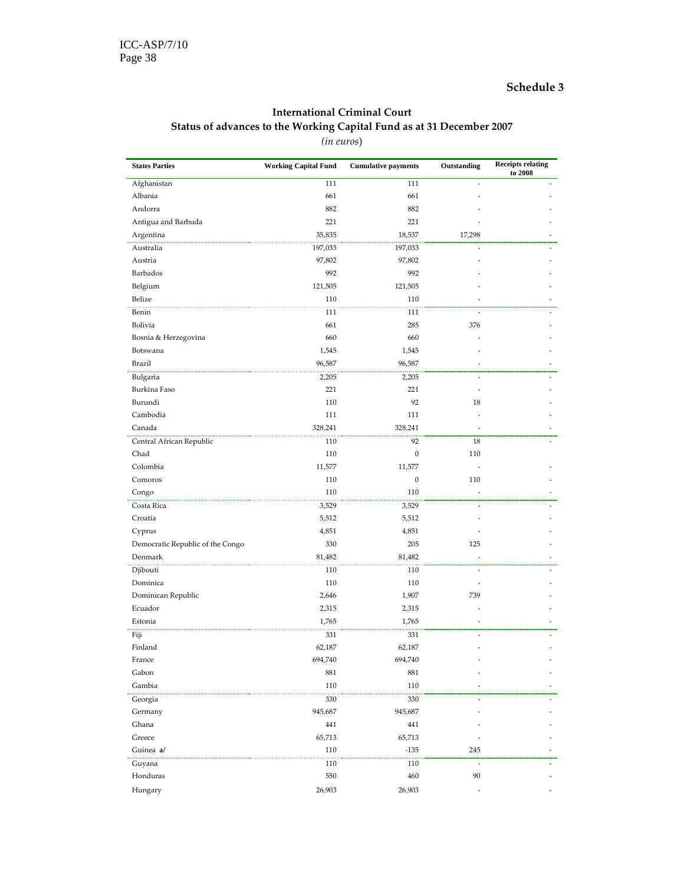## Schedule 3

### International Criminal Court
### Status of advances to the Working Capital Fund as at 31 December 2007

*(in euros)*

| States Parties | Working Capital Fund | Cumulative payments | Outstanding | Receipts relating to 2008 |
|---|---|---|---|---|
| Afghanistan | 111 | 111 | - | - |
| Albania | 661 | 661 | - | - |
| Andorra | 882 | 882 | - | - |
| Antigua and Barbuda | 221 | 221 | - | - |
| Argentina | 35,835 | 18,537 | 17,298 | - |
| Australia | 197,033 | 197,033 | - | - |
| Austria | 97,802 | 97,802 | - | - |
| Barbados | 992 | 992 | - | - |
| Belgium | 121,505 | 121,505 | - | - |
| Belize | 110 | 110 | - | - |
| Benin | 111 | 111 | - | - |
| Bolivia | 661 | 285 | 376 | - |
| Bosnia & Herzegovina | 660 | 660 | - | - |
| Botswana | 1,545 | 1,545 | - | - |
| Brazil | 96,587 | 96,587 | - | - |
| Bulgaria | 2,205 | 2,205 | - | - |
| Burkina Faso | 221 | 221 | - | - |
| Burundi | 110 | 92 | 18 | - |
| Cambodia | 111 | 111 | - | - |
| Canada | 328,241 | 328,241 | - | - |
| Central African Republic | 110 | 92 | 18 | - |
| Chad | 110 | 0 | 110 | |
| Colombia | 11,577 | 11,577 | - | - |
| Comoros | 110 | 0 | 110 | - |
| Congo | 110 | 110 | - | - |
| Costa Rica | 3,529 | 3,529 | - | - |
| Croatia | 5,512 | 5,512 | - | - |
| Cyprus | 4,851 | 4,851 | - | - |
| Democratic Republic of the Congo | 330 | 205 | 125 | - |
| Denmark | 81,482 | 81,482 | - | - |
| Djibouti | 110 | 110 | - | - |
| Dominica | 110 | 110 | - | - |
| Dominican Republic | 2,646 | 1,907 | 739 | - |
| Ecuador | 2,315 | 2,315 | - | - |
| Estonia | 1,765 | 1,765 | - | - |
| Fiji | 331 | 331 | - | - |
| Finland | 62,187 | 62,187 | - | - |
| France | 694,740 | 694,740 | - | - |
| Gabon | 881 | 881 | - | - |
| Gambia | 110 | 110 | - | - |
| Georgia | 330 | 330 | - | - |
| Germany | 945,687 | 945,687 | - | - |
| Ghana | 441 | 441 | - | - |
| Greece | 65,713 | 65,713 | - | - |
| Guinea **a/** | 110 | -135 | 245 | - |
| Guyana | 110 | 110 | - | - |
| Honduras | 550 | 460 | 90 | - |
| Hungary | 26,903 | 26,903 | - | - |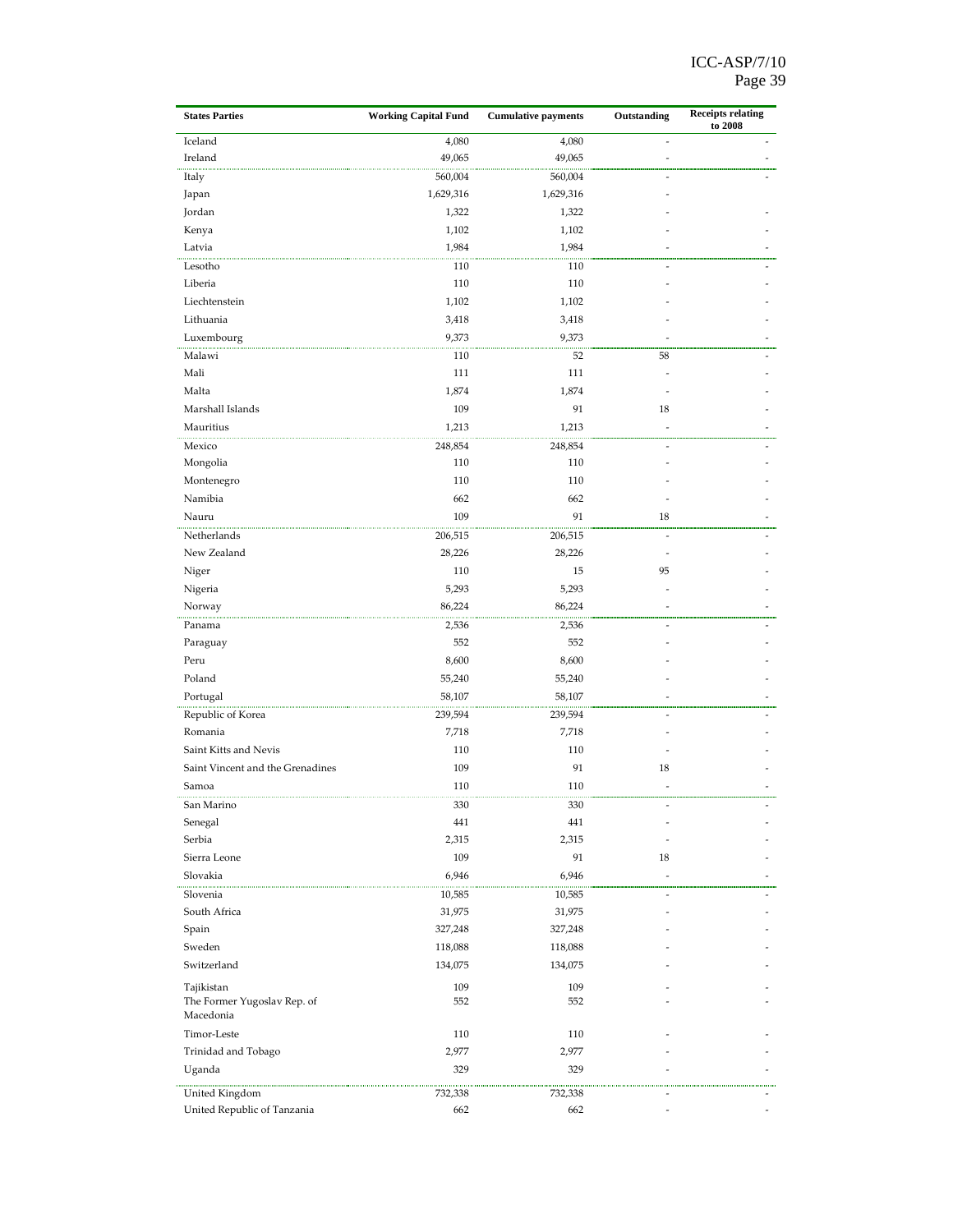| States Parties | Working Capital Fund | Cumulative payments | Outstanding | Receipts relating to 2008 |
|---|---|---|---|---|
| Iceland | 4,080 | 4,080 | - | - |
| Ireland | 49,065 | 49,065 | - | - |
| Italy | 560,004 | 560,004 | - | - |
| Japan | 1,629,316 | 1,629,316 | - | |
| Jordan | 1,322 | 1,322 | - | - |
| Kenya | 1,102 | 1,102 | - | - |
| Latvia | 1,984 | 1,984 | - | - |
| Lesotho | 110 | 110 | - | - |
| Liberia | 110 | 110 | - | - |
| Liechtenstein | 1,102 | 1,102 | - | - |
| Lithuania | 3,418 | 3,418 | - | - |
| Luxembourg | 9,373 | 9,373 | - | - |
| Malawi | 110 | 52 | 58 | - |
| Mali | 111 | 111 | - | - |
| Malta | 1,874 | 1,874 | - | - |
| Marshall Islands | 109 | 91 | 18 | - |
| Mauritius | 1,213 | 1,213 | - | - |
| Mexico | 248,854 | 248,854 | - | - |
| Mongolia | 110 | 110 | - | - |
| Montenegro | 110 | 110 | - | - |
| Namibia | 662 | 662 | - | - |
| Nauru | 109 | 91 | 18 | - |
| Netherlands | 206,515 | 206,515 | - | - |
| New Zealand | 28,226 | 28,226 | - | - |
| Niger | 110 | 15 | 95 | - |
| Nigeria | 5,293 | 5,293 | - | - |
| Norway | 86,224 | 86,224 | - | - |
| Panama | 2,536 | 2,536 | - | - |
| Paraguay | 552 | 552 | - | - |
| Peru | 8,600 | 8,600 | - | - |
| Poland | 55,240 | 55,240 | - | - |
| Portugal | 58,107 | 58,107 | - | - |
| Republic of Korea | 239,594 | 239,594 | - | - |
| Romania | 7,718 | 7,718 | - | - |
| Saint Kitts and Nevis | 110 | 110 | - | - |
| Saint Vincent and the Grenadines | 109 | 91 | 18 | - |
| Samoa | 110 | 110 | - | - |
| San Marino | 330 | 330 | - | - |
| Senegal | 441 | 441 | - | - |
| Serbia | 2,315 | 2,315 | - | - |
| Sierra Leone | 109 | 91 | 18 | - |
| Slovakia | 6,946 | 6,946 | - | - |
| Slovenia | 10,585 | 10,585 | - | - |
| South Africa | 31,975 | 31,975 | - | - |
| Spain | 327,248 | 327,248 | - | - |
| Sweden | 118,088 | 118,088 | - | - |
| Switzerland | 134,075 | 134,075 | - | - |
| Tajikistan | 109 | 109 | - | - |
| The Former Yugoslav Rep. of Macedonia | 552 | 552 | - | - |
| Timor-Leste | 110 | 110 | - | - |
| Trinidad and Tobago | 2,977 | 2,977 | - | - |
| Uganda | 329 | 329 | - | - |
| United Kingdom | 732,338 | 732,338 | - | - |
| United Republic of Tanzania | 662 | 662 | - | - |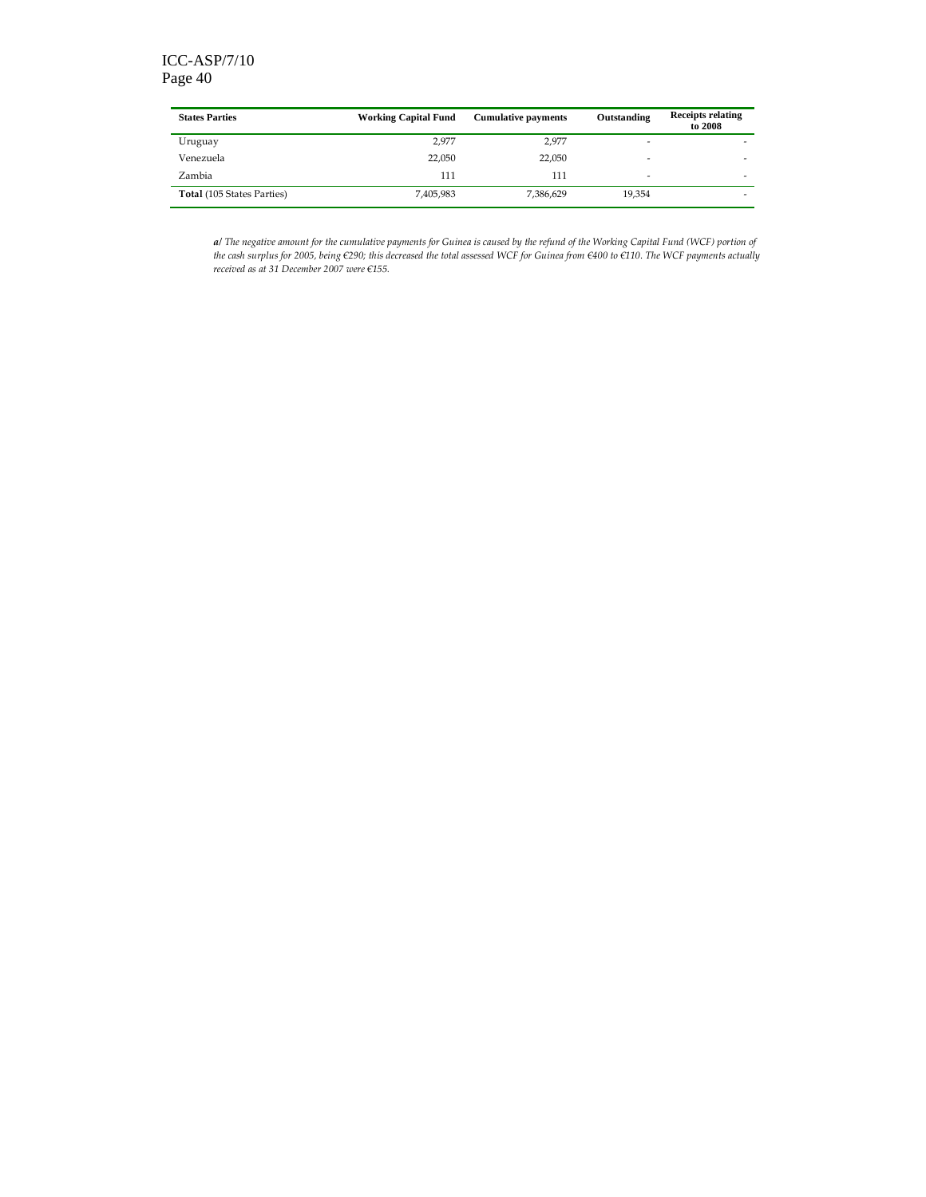| States Parties | Working Capital Fund | Cumulative payments | Outstanding | Receipts relating to 2008 |
|---|---|---|---|---|
| Uruguay | 2,977 | 2,977 | - | - |
| Venezuela | 22,050 | 22,050 | - | - |
| Zambia | 111 | 111 | - | - |
| **Total** (105 States Parties) | 7,405,983 | 7,386,629 | 19,354 | - |

***a/*** *The negative amount for the cumulative payments for Guinea is caused by the refund of the Working Capital Fund (WCF) portion of the cash surplus for 2005, being €290; this decreased the total assessed WCF for Guinea from €400 to €110. The WCF payments actually received as at 31 December 2007 were €155.*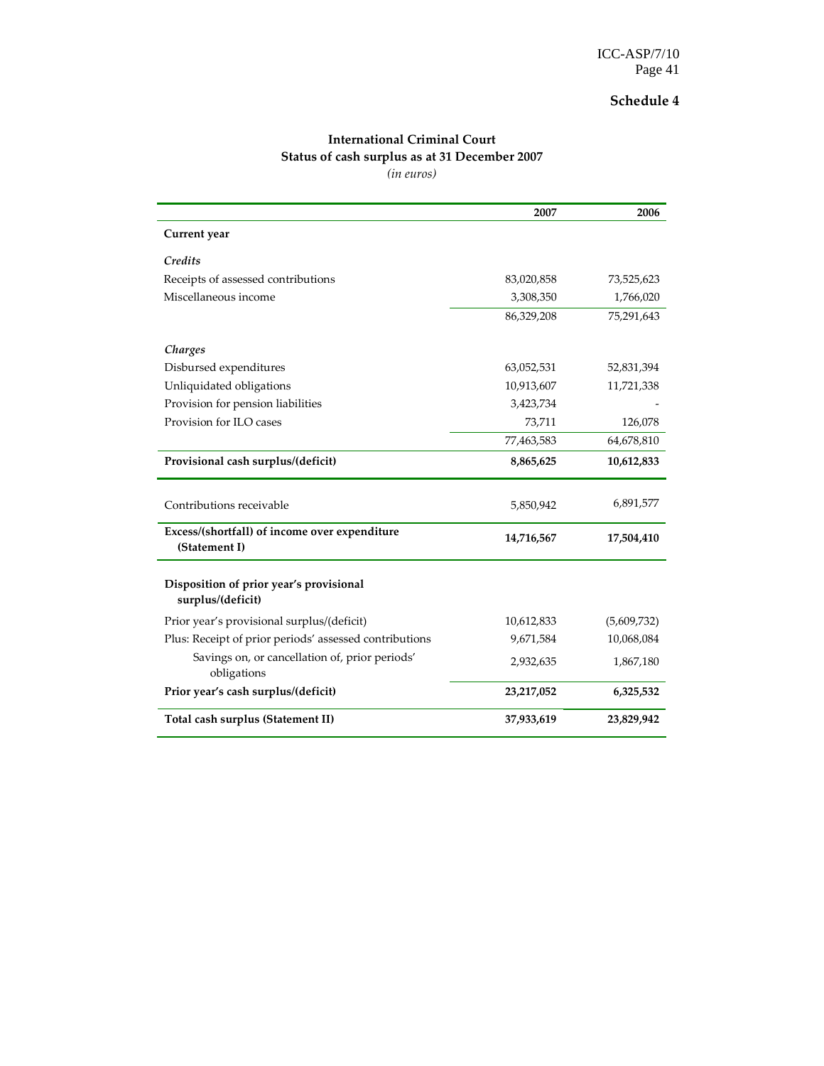## Schedule 4

### International Criminal Court
### Status of cash surplus as at 31 December 2007
*(in euros)*

| | 2007 | 2006 |
|---|---|---|
| **Current year** | | |
| *Credits* | | |
| Receipts of assessed contributions | 83,020,858 | 73,525,623 |
| Miscellaneous income | 3,308,350 | 1,766,020 |
| | 86,329,208 | 75,291,643 |
| *Charges* | | |
| Disbursed expenditures | 63,052,531 | 52,831,394 |
| Unliquidated obligations | 10,913,607 | 11,721,338 |
| Provision for pension liabilities | 3,423,734 | - |
| Provision for ILO cases | 73,711 | 126,078 |
| | 77,463,583 | 64,678,810 |
| **Provisional cash surplus/(deficit)** | **8,865,625** | **10,612,833** |
| Contributions receivable | 5,850,942 | 6,891,577 |
| **Excess/(shortfall) of income over expenditure (Statement I)** | **14,716,567** | **17,504,410** |
| **Disposition of prior year's provisional surplus/(deficit)** | | |
| Prior year's provisional surplus/(deficit) | 10,612,833 | (5,609,732) |
| Plus: Receipt of prior periods' assessed contributions | 9,671,584 | 10,068,084 |
| Savings on, or cancellation of, prior periods' obligations | 2,932,635 | 1,867,180 |
| **Prior year's cash surplus/(deficit)** | **23,217,052** | **6,325,532** |
| **Total cash surplus (Statement II)** | **37,933,619** | **23,829,942** |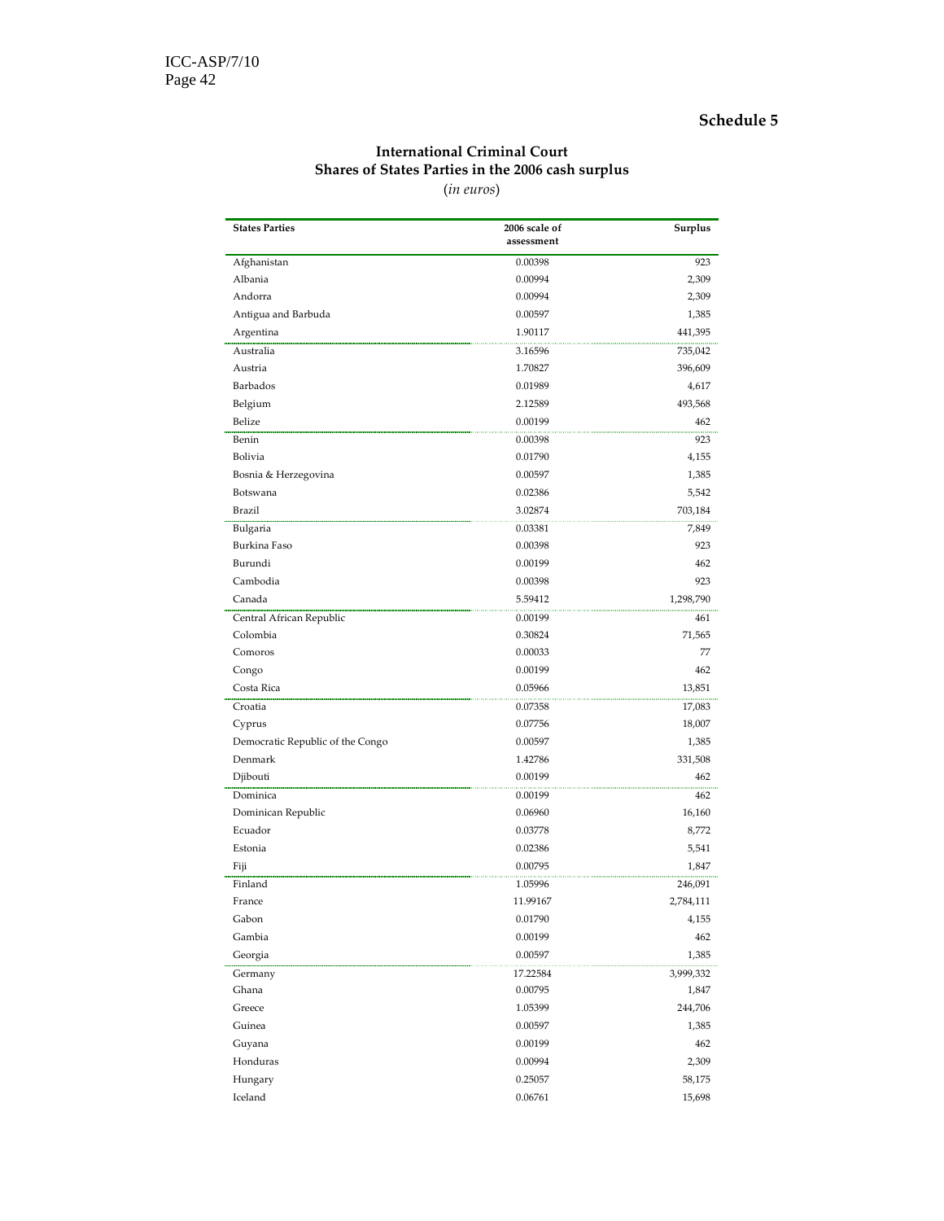**Schedule 5**

## International Criminal Court
## Shares of States Parties in the 2006 cash surplus
*(in euros)*

| States Parties | 2006 scale of assessment | Surplus |
|---|---|---|
| Afghanistan | 0.00398 | 923 |
| Albania | 0.00994 | 2,309 |
| Andorra | 0.00994 | 2,309 |
| Antigua and Barbuda | 0.00597 | 1,385 |
| Argentina | 1.90117 | 441,395 |
| Australia | 3.16596 | 735,042 |
| Austria | 1.70827 | 396,609 |
| Barbados | 0.01989 | 4,617 |
| Belgium | 2.12589 | 493,568 |
| Belize | 0.00199 | 462 |
| Benin | 0.00398 | 923 |
| Bolivia | 0.01790 | 4,155 |
| Bosnia & Herzegovina | 0.00597 | 1,385 |
| Botswana | 0.02386 | 5,542 |
| Brazil | 3.02874 | 703,184 |
| Bulgaria | 0.03381 | 7,849 |
| Burkina Faso | 0.00398 | 923 |
| Burundi | 0.00199 | 462 |
| Cambodia | 0.00398 | 923 |
| Canada | 5.59412 | 1,298,790 |
| Central African Republic | 0.00199 | 461 |
| Colombia | 0.30824 | 71,565 |
| Comoros | 0.00033 | 77 |
| Congo | 0.00199 | 462 |
| Costa Rica | 0.05966 | 13,851 |
| Croatia | 0.07358 | 17,083 |
| Cyprus | 0.07756 | 18,007 |
| Democratic Republic of the Congo | 0.00597 | 1,385 |
| Denmark | 1.42786 | 331,508 |
| Djibouti | 0.00199 | 462 |
| Dominica | 0.00199 | 462 |
| Dominican Republic | 0.06960 | 16,160 |
| Ecuador | 0.03778 | 8,772 |
| Estonia | 0.02386 | 5,541 |
| Fiji | 0.00795 | 1,847 |
| Finland | 1.05996 | 246,091 |
| France | 11.99167 | 2,784,111 |
| Gabon | 0.01790 | 4,155 |
| Gambia | 0.00199 | 462 |
| Georgia | 0.00597 | 1,385 |
| Germany | 17.22584 | 3,999,332 |
| Ghana | 0.00795 | 1,847 |
| Greece | 1.05399 | 244,706 |
| Guinea | 0.00597 | 1,385 |
| Guyana | 0.00199 | 462 |
| Honduras | 0.00994 | 2,309 |
| Hungary | 0.25057 | 58,175 |
| Iceland | 0.06761 | 15,698 |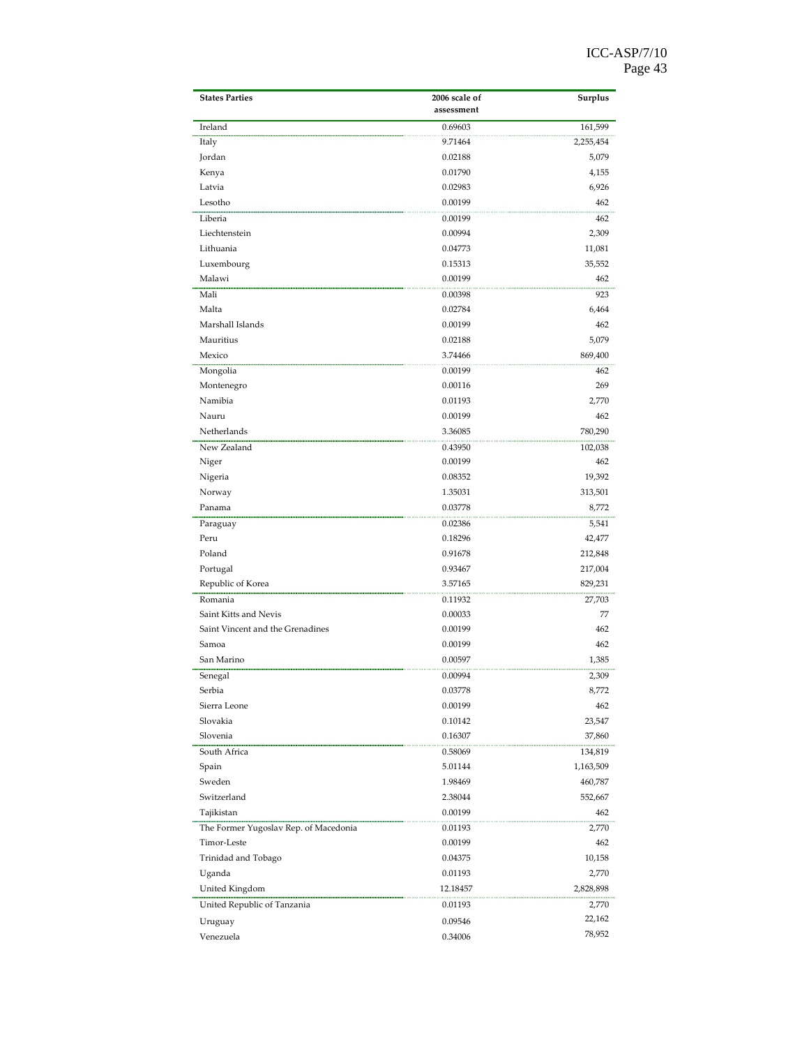| States Parties | 2006 scale of assessment | Surplus |
|---|---|---|
| Ireland | 0.69603 | 161,599 |
| Italy | 9.71464 | 2,255,454 |
| Jordan | 0.02188 | 5,079 |
| Kenya | 0.01790 | 4,155 |
| Latvia | 0.02983 | 6,926 |
| Lesotho | 0.00199 | 462 |
| Liberia | 0.00199 | 462 |
| Liechtenstein | 0.00994 | 2,309 |
| Lithuania | 0.04773 | 11,081 |
| Luxembourg | 0.15313 | 35,552 |
| Malawi | 0.00199 | 462 |
| Mali | 0.00398 | 923 |
| Malta | 0.02784 | 6,464 |
| Marshall Islands | 0.00199 | 462 |
| Mauritius | 0.02188 | 5,079 |
| Mexico | 3.74466 | 869,400 |
| Mongolia | 0.00199 | 462 |
| Montenegro | 0.00116 | 269 |
| Namibia | 0.01193 | 2,770 |
| Nauru | 0.00199 | 462 |
| Netherlands | 3.36085 | 780,290 |
| New Zealand | 0.43950 | 102,038 |
| Niger | 0.00199 | 462 |
| Nigeria | 0.08352 | 19,392 |
| Norway | 1.35031 | 313,501 |
| Panama | 0.03778 | 8,772 |
| Paraguay | 0.02386 | 5,541 |
| Peru | 0.18296 | 42,477 |
| Poland | 0.91678 | 212,848 |
| Portugal | 0.93467 | 217,004 |
| Republic of Korea | 3.57165 | 829,231 |
| Romania | 0.11932 | 27,703 |
| Saint Kitts and Nevis | 0.00033 | 77 |
| Saint Vincent and the Grenadines | 0.00199 | 462 |
| Samoa | 0.00199 | 462 |
| San Marino | 0.00597 | 1,385 |
| Senegal | 0.00994 | 2,309 |
| Serbia | 0.03778 | 8,772 |
| Sierra Leone | 0.00199 | 462 |
| Slovakia | 0.10142 | 23,547 |
| Slovenia | 0.16307 | 37,860 |
| South Africa | 0.58069 | 134,819 |
| Spain | 5.01144 | 1,163,509 |
| Sweden | 1.98469 | 460,787 |
| Switzerland | 2.38044 | 552,667 |
| Tajikistan | 0.00199 | 462 |
| The Former Yugoslav Rep. of Macedonia | 0.01193 | 2,770 |
| Timor-Leste | 0.00199 | 462 |
| Trinidad and Tobago | 0.04375 | 10,158 |
| Uganda | 0.01193 | 2,770 |
| United Kingdom | 12.18457 | 2,828,898 |
| United Republic of Tanzania | 0.01193 | 2,770 |
| Uruguay | 0.09546 | 22,162 |
| Venezuela | 0.34006 | 78,952 |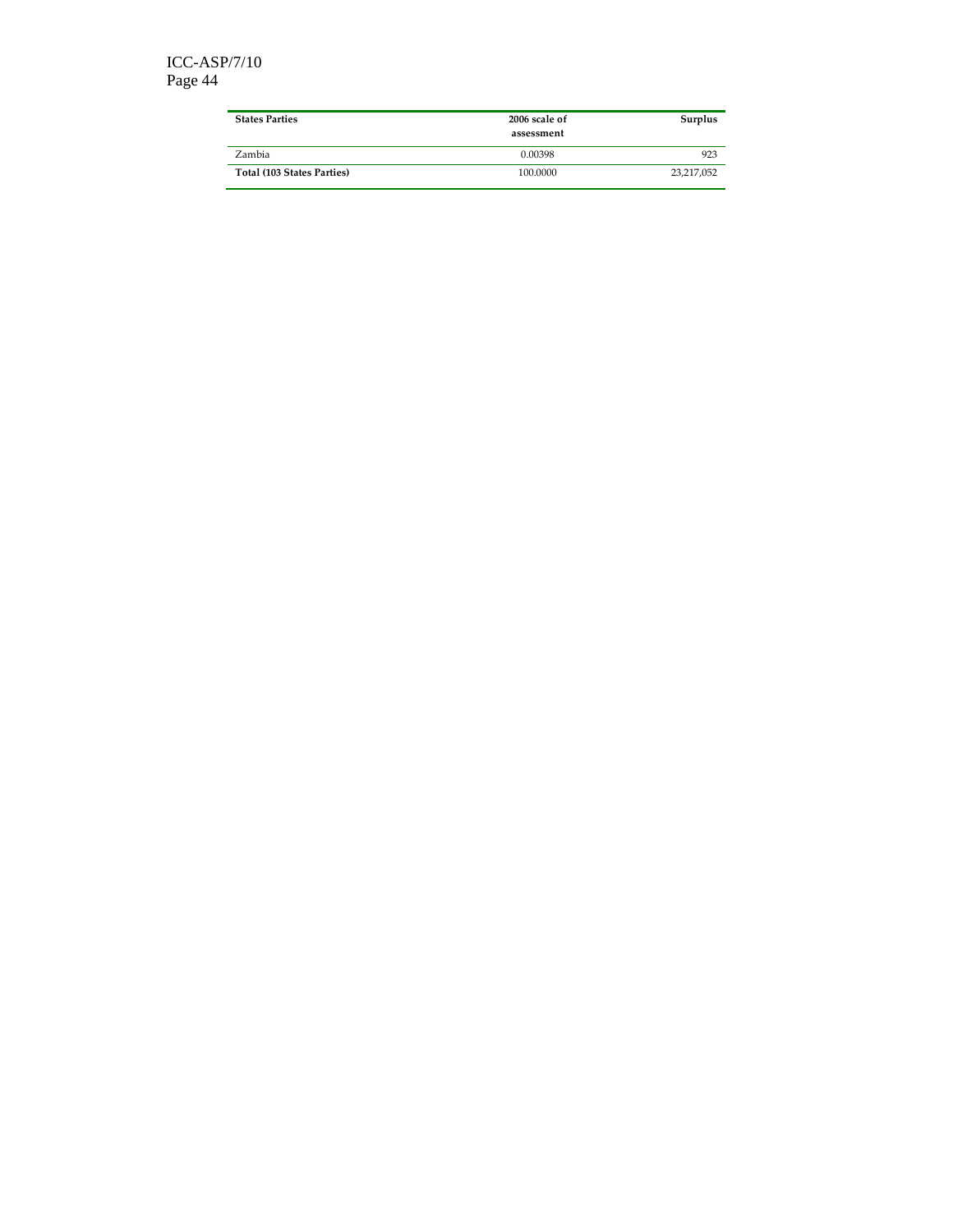| States Parties | 2006 scale of assessment | Surplus |
|---|---|---|
| Zambia | 0.00398 | 923 |
| **Total (103 States Parties)** | 100.0000 | 23,217,052 |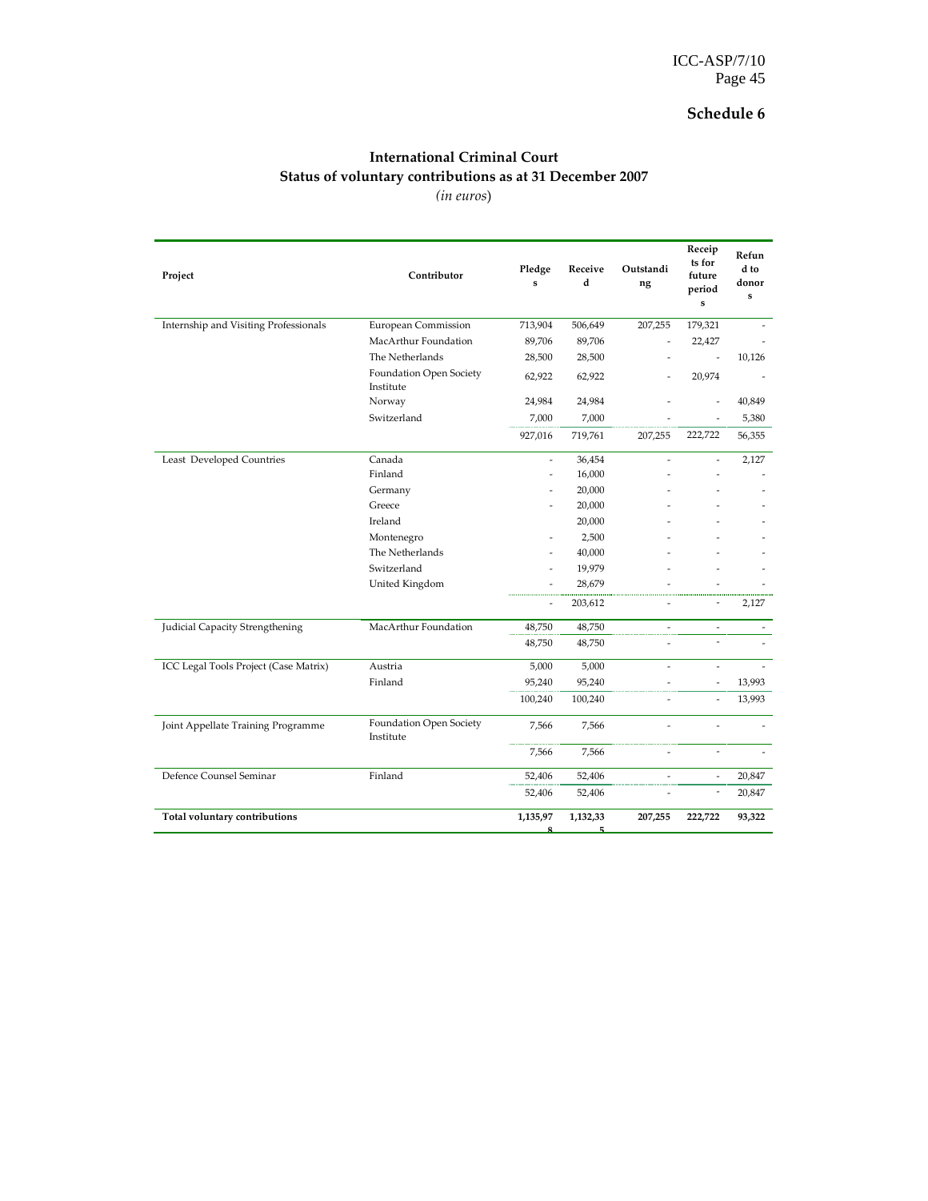# Schedule 6

## International Criminal Court
## Status of voluntary contributions as at 31 December 2007
*(in euros)*

| Project | Contributor | Pledges | Received | Outstanding | Receipts for future periods | Refund to donors |
|---|---|---|---|---|---|---|
| Internship and Visiting Professionals | European Commission | 713,904 | 506,649 | 207,255 | 179,321 | - |
| | MacArthur Foundation | 89,706 | 89,706 | - | 22,427 | - |
| | The Netherlands | 28,500 | 28,500 | - | - | 10,126 |
| | Foundation Open Society Institute | 62,922 | 62,922 | - | 20,974 | - |
| | Norway | 24,984 | 24,984 | - | - | 40,849 |
| | Switzerland | 7,000 | 7,000 | - | - | 5,380 |
| | | 927,016 | 719,761 | 207,255 | 222,722 | 56,355 |
| Least Developed Countries | Canada | - | 36,454 | - | - | 2,127 |
| | Finland | - | 16,000 | - | - | - |
| | Germany | - | 20,000 | - | - | - |
| | Greece | - | 20,000 | - | - | - |
| | Ireland | | 20,000 | - | - | - |
| | Montenegro | - | 2,500 | - | - | - |
| | The Netherlands | - | 40,000 | - | - | - |
| | Switzerland | - | 19,979 | - | - | - |
| | United Kingdom | - | 28,679 | - | - | - |
| | | - | 203,612 | - | - | 2,127 |
| Judicial Capacity Strengthening | MacArthur Foundation | 48,750 | 48,750 | - | - | - |
| | | 48,750 | 48,750 | - | - | - |
| ICC Legal Tools Project (Case Matrix) | Austria | 5,000 | 5,000 | - | - | - |
| | Finland | 95,240 | 95,240 | - | - | 13,993 |
| | | 100,240 | 100,240 | - | - | 13,993 |
| Joint Appellate Training Programme | Foundation Open Society Institute | 7,566 | 7,566 | - | - | - |
| | | 7,566 | 7,566 | - | - | - |
| Defence Counsel Seminar | Finland | 52,406 | 52,406 | - | - | 20,847 |
| | | 52,406 | 52,406 | - | - | 20,847 |
| **Total voluntary contributions** | | **1,135,978** | **1,132,335** | **207,255** | **222,722** | **93,322** |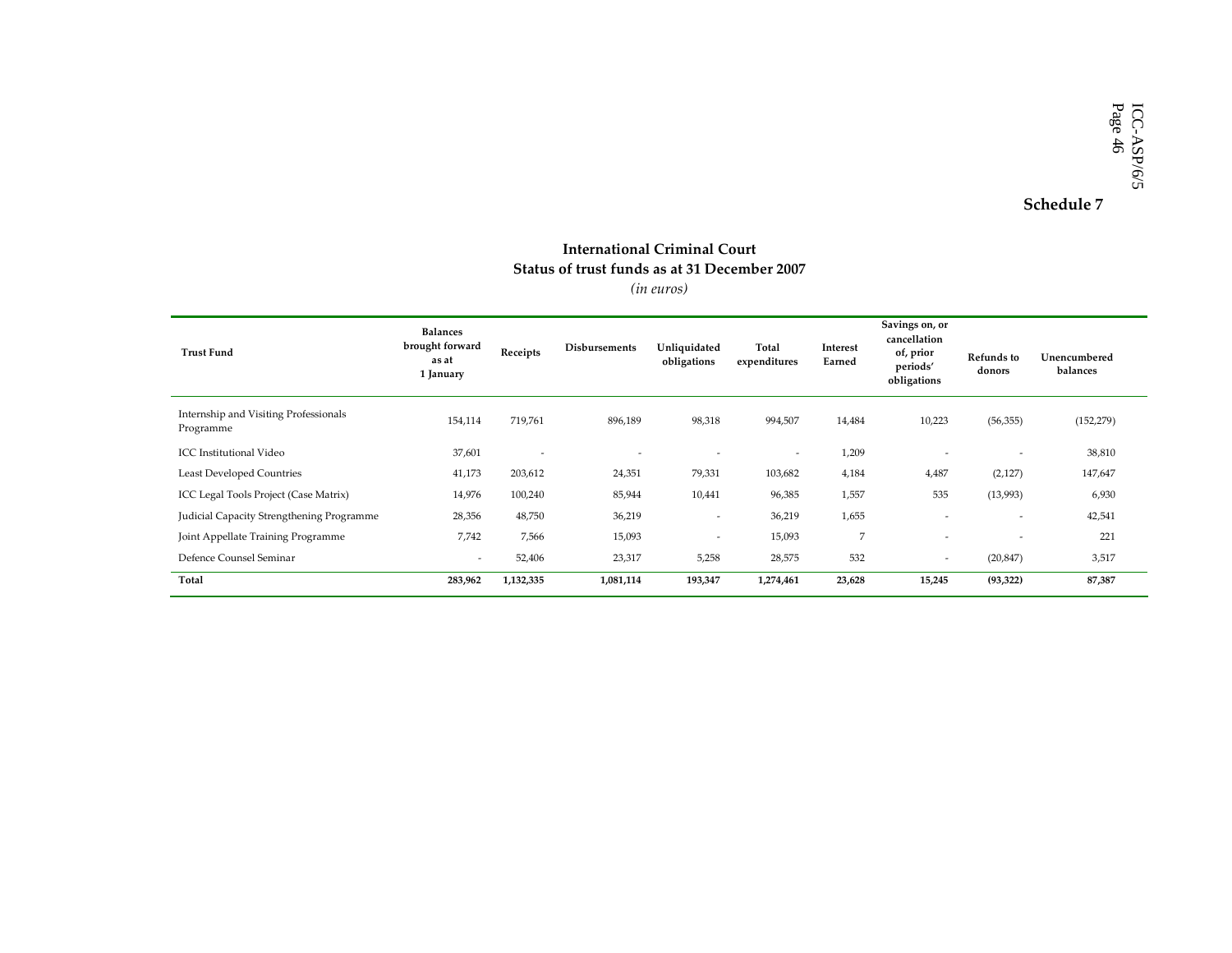**Schedule 7**

**International Criminal Court**
**Status of trust funds as at 31 December 2007**
*(in euros)*

| Trust Fund | Balances brought forward as at 1 January | Receipts | Disbursements | Unliquidated obligations | Total expenditures | Interest Earned | Savings on, or cancellation of, prior periods' obligations | Refunds to donors | Unencumbered balances |
|---|---|---|---|---|---|---|---|---|---|
| Internship and Visiting Professionals Programme | 154,114 | 719,761 | 896,189 | 98,318 | 994,507 | 14,484 | 10,223 | (56,355) | (152,279) |
| ICC Institutional Video | 37,601 | - | - | - | - | 1,209 | - | - | 38,810 |
| Least Developed Countries | 41,173 | 203,612 | 24,351 | 79,331 | 103,682 | 4,184 | 4,487 | (2,127) | 147,647 |
| ICC Legal Tools Project (Case Matrix) | 14,976 | 100,240 | 85,944 | 10,441 | 96,385 | 1,557 | 535 | (13,993) | 6,930 |
| Judicial Capacity Strengthening Programme | 28,356 | 48,750 | 36,219 | - | 36,219 | 1,655 | - | - | 42,541 |
| Joint Appellate Training Programme | 7,742 | 7,566 | 15,093 | - | 15,093 | 7 | - | - | 221 |
| Defence Counsel Seminar | - | 52,406 | 23,317 | 5,258 | 28,575 | 532 | - | (20,847) | 3,517 |
| **Total** | **283,962** | **1,132,335** | **1,081,114** | **193,347** | **1,274,461** | **23,628** | **15,245** | **(93,322)** | **87,387** |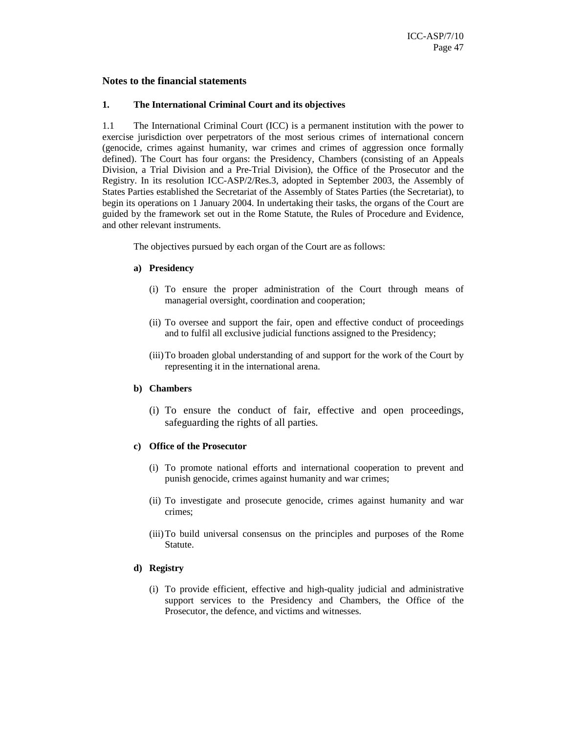## Notes to the financial statements

### 1. The International Criminal Court and its objectives

1.1 The International Criminal Court (ICC) is a permanent institution with the power to exercise jurisdiction over perpetrators of the most serious crimes of international concern (genocide, crimes against humanity, war crimes and crimes of aggression once formally defined). The Court has four organs: the Presidency, Chambers (consisting of an Appeals Division, a Trial Division and a Pre-Trial Division), the Office of the Prosecutor and the Registry. In its resolution ICC-ASP/2/Res.3, adopted in September 2003, the Assembly of States Parties established the Secretariat of the Assembly of States Parties (the Secretariat), to begin its operations on 1 January 2004. In undertaking their tasks, the organs of the Court are guided by the framework set out in the Rome Statute, the Rules of Procedure and Evidence, and other relevant instruments.

The objectives pursued by each organ of the Court are as follows:

**a) Presidency**

(i) To ensure the proper administration of the Court through means of managerial oversight, coordination and cooperation;

(ii) To oversee and support the fair, open and effective conduct of proceedings and to fulfil all exclusive judicial functions assigned to the Presidency;

(iii) To broaden global understanding of and support for the work of the Court by representing it in the international arena.

**b) Chambers**

(i) To ensure the conduct of fair, effective and open proceedings, safeguarding the rights of all parties.

**c) Office of the Prosecutor**

(i) To promote national efforts and international cooperation to prevent and punish genocide, crimes against humanity and war crimes;

(ii) To investigate and prosecute genocide, crimes against humanity and war crimes;

(iii) To build universal consensus on the principles and purposes of the Rome Statute.

**d) Registry**

(i) To provide efficient, effective and high-quality judicial and administrative support services to the Presidency and Chambers, the Office of the Prosecutor, the defence, and victims and witnesses.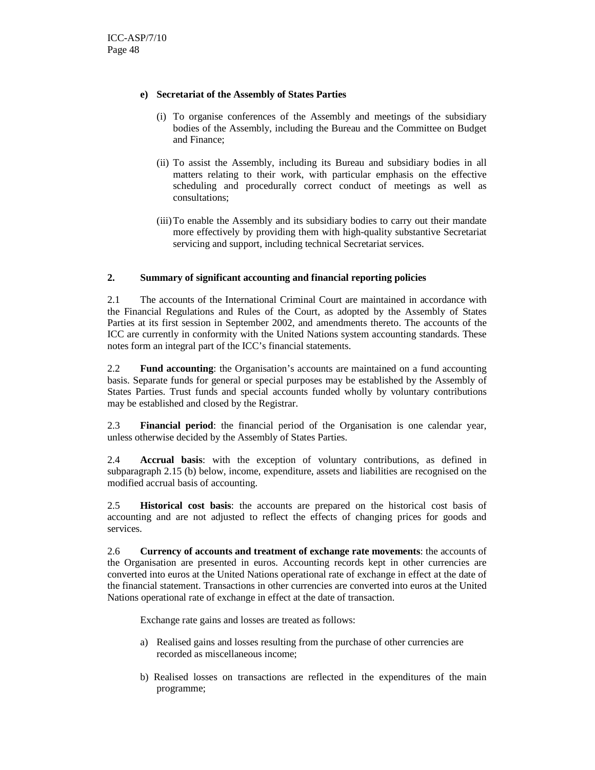**e) Secretariat of the Assembly of States Parties**

(i) To organise conferences of the Assembly and meetings of the subsidiary bodies of the Assembly, including the Bureau and the Committee on Budget and Finance;

(ii) To assist the Assembly, including its Bureau and subsidiary bodies in all matters relating to their work, with particular emphasis on the effective scheduling and procedurally correct conduct of meetings as well as consultations;

(iii) To enable the Assembly and its subsidiary bodies to carry out their mandate more effectively by providing them with high-quality substantive Secretariat servicing and support, including technical Secretariat services.

## 2. Summary of significant accounting and financial reporting policies

2.1 The accounts of the International Criminal Court are maintained in accordance with the Financial Regulations and Rules of the Court, as adopted by the Assembly of States Parties at its first session in September 2002, and amendments thereto. The accounts of the ICC are currently in conformity with the United Nations system accounting standards. These notes form an integral part of the ICC's financial statements.

2.2 **Fund accounting**: the Organisation's accounts are maintained on a fund accounting basis. Separate funds for general or special purposes may be established by the Assembly of States Parties. Trust funds and special accounts funded wholly by voluntary contributions may be established and closed by the Registrar.

2.3 **Financial period**: the financial period of the Organisation is one calendar year, unless otherwise decided by the Assembly of States Parties.

2.4 **Accrual basis**: with the exception of voluntary contributions, as defined in subparagraph 2.15 (b) below, income, expenditure, assets and liabilities are recognised on the modified accrual basis of accounting.

2.5 **Historical cost basis**: the accounts are prepared on the historical cost basis of accounting and are not adjusted to reflect the effects of changing prices for goods and services.

2.6 **Currency of accounts and treatment of exchange rate movements**: the accounts of the Organisation are presented in euros. Accounting records kept in other currencies are converted into euros at the United Nations operational rate of exchange in effect at the date of the financial statement. Transactions in other currencies are converted into euros at the United Nations operational rate of exchange in effect at the date of transaction.

Exchange rate gains and losses are treated as follows:

a) Realised gains and losses resulting from the purchase of other currencies are recorded as miscellaneous income;

b) Realised losses on transactions are reflected in the expenditures of the main programme;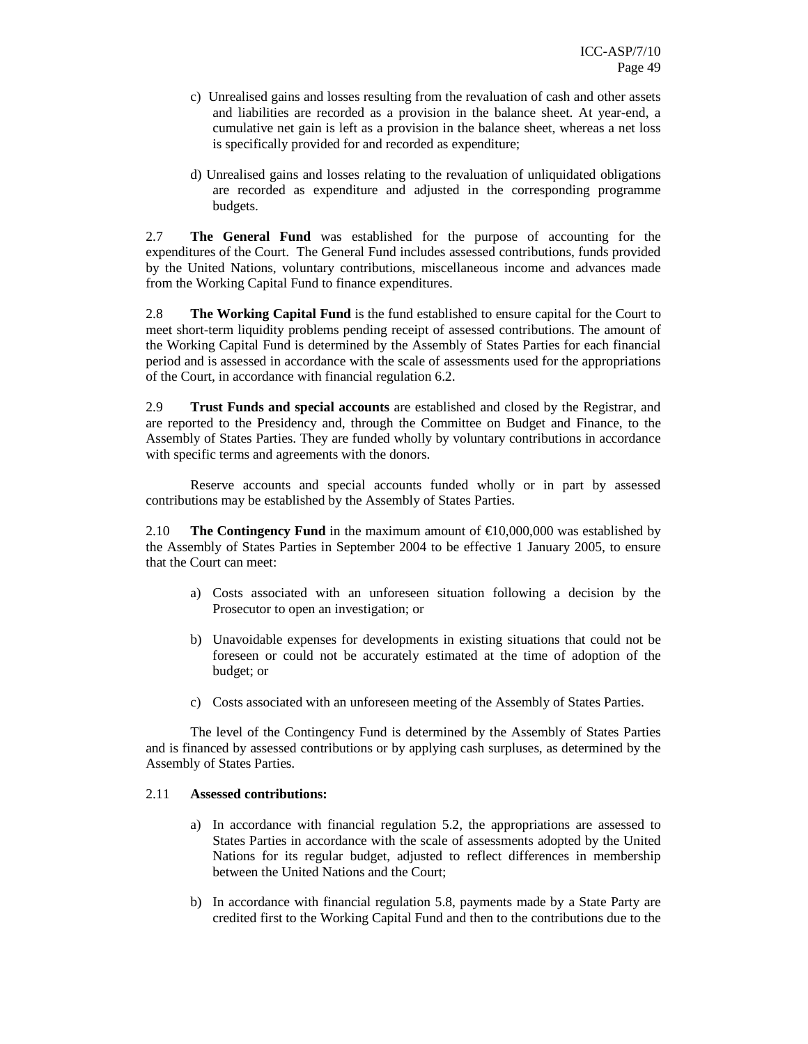c) Unrealised gains and losses resulting from the revaluation of cash and other assets and liabilities are recorded as a provision in the balance sheet. At year-end, a cumulative net gain is left as a provision in the balance sheet, whereas a net loss is specifically provided for and recorded as expenditure;

d) Unrealised gains and losses relating to the revaluation of unliquidated obligations are recorded as expenditure and adjusted in the corresponding programme budgets.

2.7 **The General Fund** was established for the purpose of accounting for the expenditures of the Court. The General Fund includes assessed contributions, funds provided by the United Nations, voluntary contributions, miscellaneous income and advances made from the Working Capital Fund to finance expenditures.

2.8 **The Working Capital Fund** is the fund established to ensure capital for the Court to meet short-term liquidity problems pending receipt of assessed contributions. The amount of the Working Capital Fund is determined by the Assembly of States Parties for each financial period and is assessed in accordance with the scale of assessments used for the appropriations of the Court, in accordance with financial regulation 6.2.

2.9 **Trust Funds and special accounts** are established and closed by the Registrar, and are reported to the Presidency and, through the Committee on Budget and Finance, to the Assembly of States Parties. They are funded wholly by voluntary contributions in accordance with specific terms and agreements with the donors.

Reserve accounts and special accounts funded wholly or in part by assessed contributions may be established by the Assembly of States Parties.

2.10 **The Contingency Fund** in the maximum amount of €10,000,000 was established by the Assembly of States Parties in September 2004 to be effective 1 January 2005, to ensure that the Court can meet:

a) Costs associated with an unforeseen situation following a decision by the Prosecutor to open an investigation; or

b) Unavoidable expenses for developments in existing situations that could not be foreseen or could not be accurately estimated at the time of adoption of the budget; or

c) Costs associated with an unforeseen meeting of the Assembly of States Parties.

The level of the Contingency Fund is determined by the Assembly of States Parties and is financed by assessed contributions or by applying cash surpluses, as determined by the Assembly of States Parties.

2.11 **Assessed contributions:**

a) In accordance with financial regulation 5.2, the appropriations are assessed to States Parties in accordance with the scale of assessments adopted by the United Nations for its regular budget, adjusted to reflect differences in membership between the United Nations and the Court;

b) In accordance with financial regulation 5.8, payments made by a State Party are credited first to the Working Capital Fund and then to the contributions due to the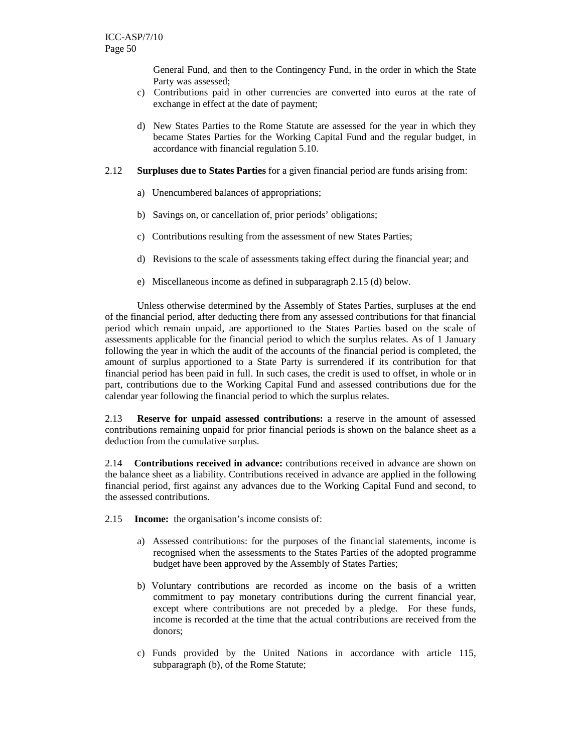General Fund, and then to the Contingency Fund, in the order in which the State Party was assessed;

c) Contributions paid in other currencies are converted into euros at the rate of exchange in effect at the date of payment;

d) New States Parties to the Rome Statute are assessed for the year in which they became States Parties for the Working Capital Fund and the regular budget, in accordance with financial regulation 5.10.

2.12 **Surpluses due to States Parties** for a given financial period are funds arising from:

a) Unencumbered balances of appropriations;

b) Savings on, or cancellation of, prior periods' obligations;

c) Contributions resulting from the assessment of new States Parties;

d) Revisions to the scale of assessments taking effect during the financial year; and

e) Miscellaneous income as defined in subparagraph 2.15 (d) below.

Unless otherwise determined by the Assembly of States Parties, surpluses at the end of the financial period, after deducting there from any assessed contributions for that financial period which remain unpaid, are apportioned to the States Parties based on the scale of assessments applicable for the financial period to which the surplus relates. As of 1 January following the year in which the audit of the accounts of the financial period is completed, the amount of surplus apportioned to a State Party is surrendered if its contribution for that financial period has been paid in full. In such cases, the credit is used to offset, in whole or in part, contributions due to the Working Capital Fund and assessed contributions due for the calendar year following the financial period to which the surplus relates.

2.13 **Reserve for unpaid assessed contributions:** a reserve in the amount of assessed contributions remaining unpaid for prior financial periods is shown on the balance sheet as a deduction from the cumulative surplus.

2.14 **Contributions received in advance:** contributions received in advance are shown on the balance sheet as a liability. Contributions received in advance are applied in the following financial period, first against any advances due to the Working Capital Fund and second, to the assessed contributions.

2.15 **Income:** the organisation's income consists of:

a) Assessed contributions: for the purposes of the financial statements, income is recognised when the assessments to the States Parties of the adopted programme budget have been approved by the Assembly of States Parties;

b) Voluntary contributions are recorded as income on the basis of a written commitment to pay monetary contributions during the current financial year, except where contributions are not preceded by a pledge. For these funds, income is recorded at the time that the actual contributions are received from the donors;

c) Funds provided by the United Nations in accordance with article 115, subparagraph (b), of the Rome Statute;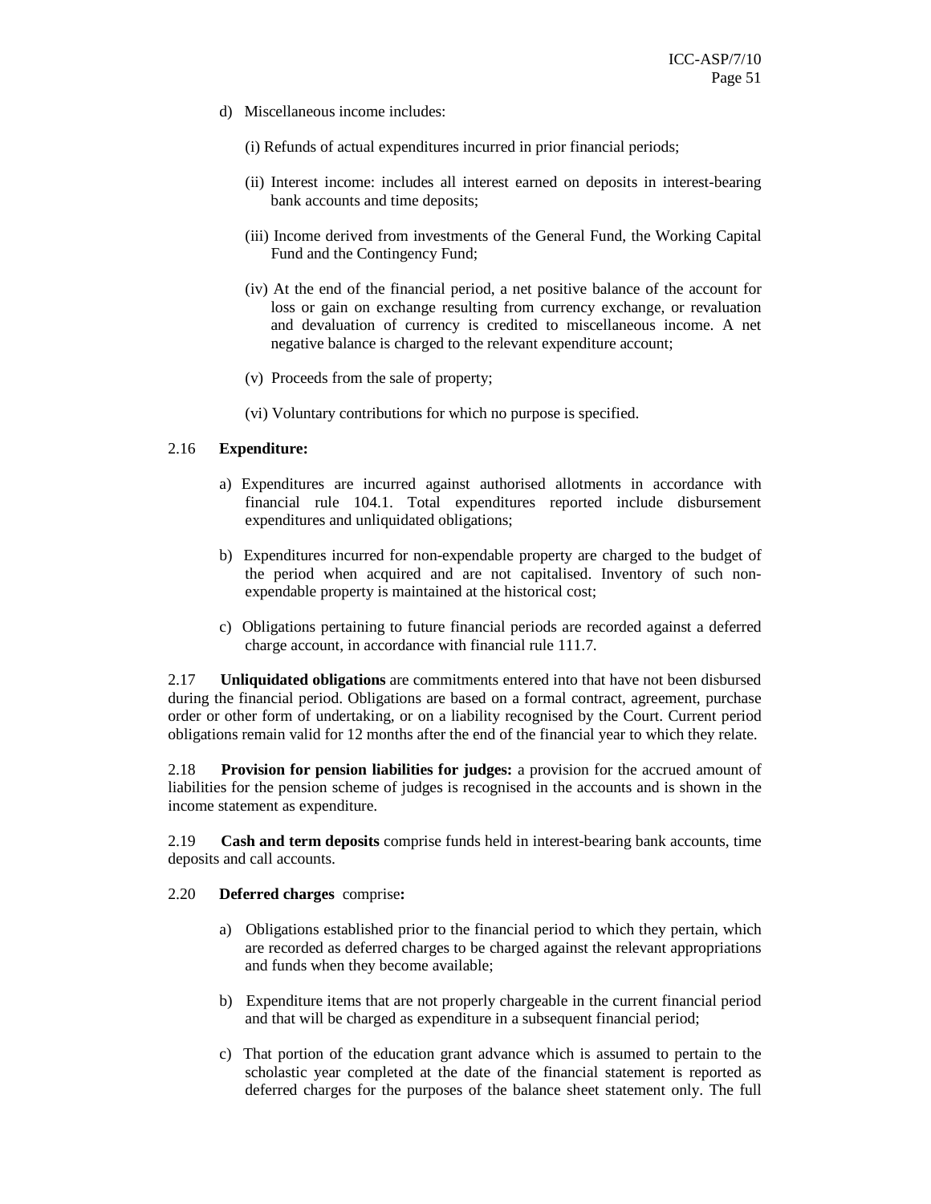d) Miscellaneous income includes:

   (i) Refunds of actual expenditures incurred in prior financial periods;

   (ii) Interest income: includes all interest earned on deposits in interest-bearing bank accounts and time deposits;

   (iii) Income derived from investments of the General Fund, the Working Capital Fund and the Contingency Fund;

   (iv) At the end of the financial period, a net positive balance of the account for loss or gain on exchange resulting from currency exchange, or revaluation and devaluation of currency is credited to miscellaneous income. A net negative balance is charged to the relevant expenditure account;

   (v) Proceeds from the sale of property;

   (vi) Voluntary contributions for which no purpose is specified.

2.16 **Expenditure:**

a) Expenditures are incurred against authorised allotments in accordance with financial rule 104.1. Total expenditures reported include disbursement expenditures and unliquidated obligations;

b) Expenditures incurred for non-expendable property are charged to the budget of the period when acquired and are not capitalised. Inventory of such non-expendable property is maintained at the historical cost;

c) Obligations pertaining to future financial periods are recorded against a deferred charge account, in accordance with financial rule 111.7.

2.17 **Unliquidated obligations** are commitments entered into that have not been disbursed during the financial period. Obligations are based on a formal contract, agreement, purchase order or other form of undertaking, or on a liability recognised by the Court. Current period obligations remain valid for 12 months after the end of the financial year to which they relate.

2.18 **Provision for pension liabilities for judges:** a provision for the accrued amount of liabilities for the pension scheme of judges is recognised in the accounts and is shown in the income statement as expenditure.

2.19 **Cash and term deposits** comprise funds held in interest-bearing bank accounts, time deposits and call accounts.

2.20 **Deferred charges** comprise**:**

a) Obligations established prior to the financial period to which they pertain, which are recorded as deferred charges to be charged against the relevant appropriations and funds when they become available;

b) Expenditure items that are not properly chargeable in the current financial period and that will be charged as expenditure in a subsequent financial period;

c) That portion of the education grant advance which is assumed to pertain to the scholastic year completed at the date of the financial statement is reported as deferred charges for the purposes of the balance sheet statement only. The full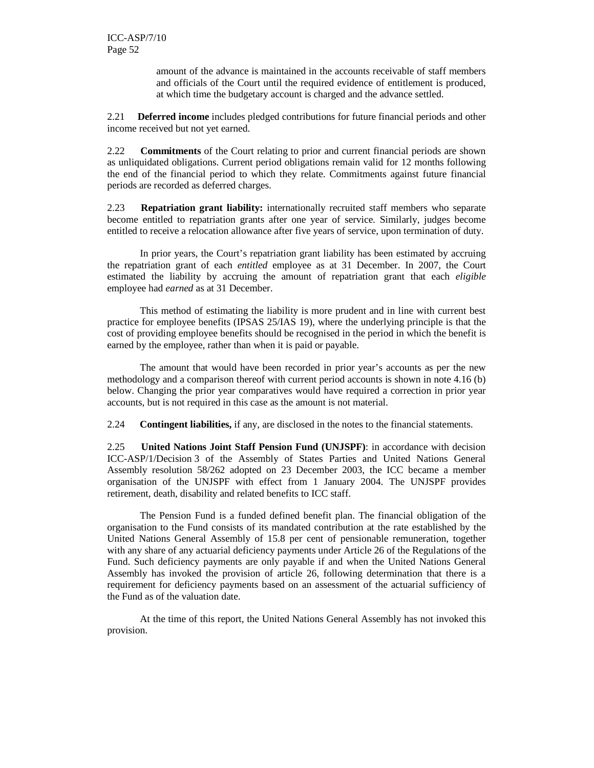amount of the advance is maintained in the accounts receivable of staff members and officials of the Court until the required evidence of entitlement is produced, at which time the budgetary account is charged and the advance settled.

2.21 **Deferred income** includes pledged contributions for future financial periods and other income received but not yet earned.

2.22 **Commitments** of the Court relating to prior and current financial periods are shown as unliquidated obligations. Current period obligations remain valid for 12 months following the end of the financial period to which they relate. Commitments against future financial periods are recorded as deferred charges.

2.23 **Repatriation grant liability:** internationally recruited staff members who separate become entitled to repatriation grants after one year of service. Similarly, judges become entitled to receive a relocation allowance after five years of service, upon termination of duty.

In prior years, the Court's repatriation grant liability has been estimated by accruing the repatriation grant of each *entitled* employee as at 31 December. In 2007, the Court estimated the liability by accruing the amount of repatriation grant that each *eligible* employee had *earned* as at 31 December.

This method of estimating the liability is more prudent and in line with current best practice for employee benefits (IPSAS 25/IAS 19), where the underlying principle is that the cost of providing employee benefits should be recognised in the period in which the benefit is earned by the employee, rather than when it is paid or payable.

The amount that would have been recorded in prior year's accounts as per the new methodology and a comparison thereof with current period accounts is shown in note 4.16 (b) below. Changing the prior year comparatives would have required a correction in prior year accounts, but is not required in this case as the amount is not material.

2.24 **Contingent liabilities,** if any, are disclosed in the notes to the financial statements.

2.25 **United Nations Joint Staff Pension Fund (UNJSPF)**: in accordance with decision ICC-ASP/1/Decision 3 of the Assembly of States Parties and United Nations General Assembly resolution 58/262 adopted on 23 December 2003, the ICC became a member organisation of the UNJSPF with effect from 1 January 2004. The UNJSPF provides retirement, death, disability and related benefits to ICC staff.

The Pension Fund is a funded defined benefit plan. The financial obligation of the organisation to the Fund consists of its mandated contribution at the rate established by the United Nations General Assembly of 15.8 per cent of pensionable remuneration, together with any share of any actuarial deficiency payments under Article 26 of the Regulations of the Fund. Such deficiency payments are only payable if and when the United Nations General Assembly has invoked the provision of article 26, following determination that there is a requirement for deficiency payments based on an assessment of the actuarial sufficiency of the Fund as of the valuation date.

At the time of this report, the United Nations General Assembly has not invoked this provision.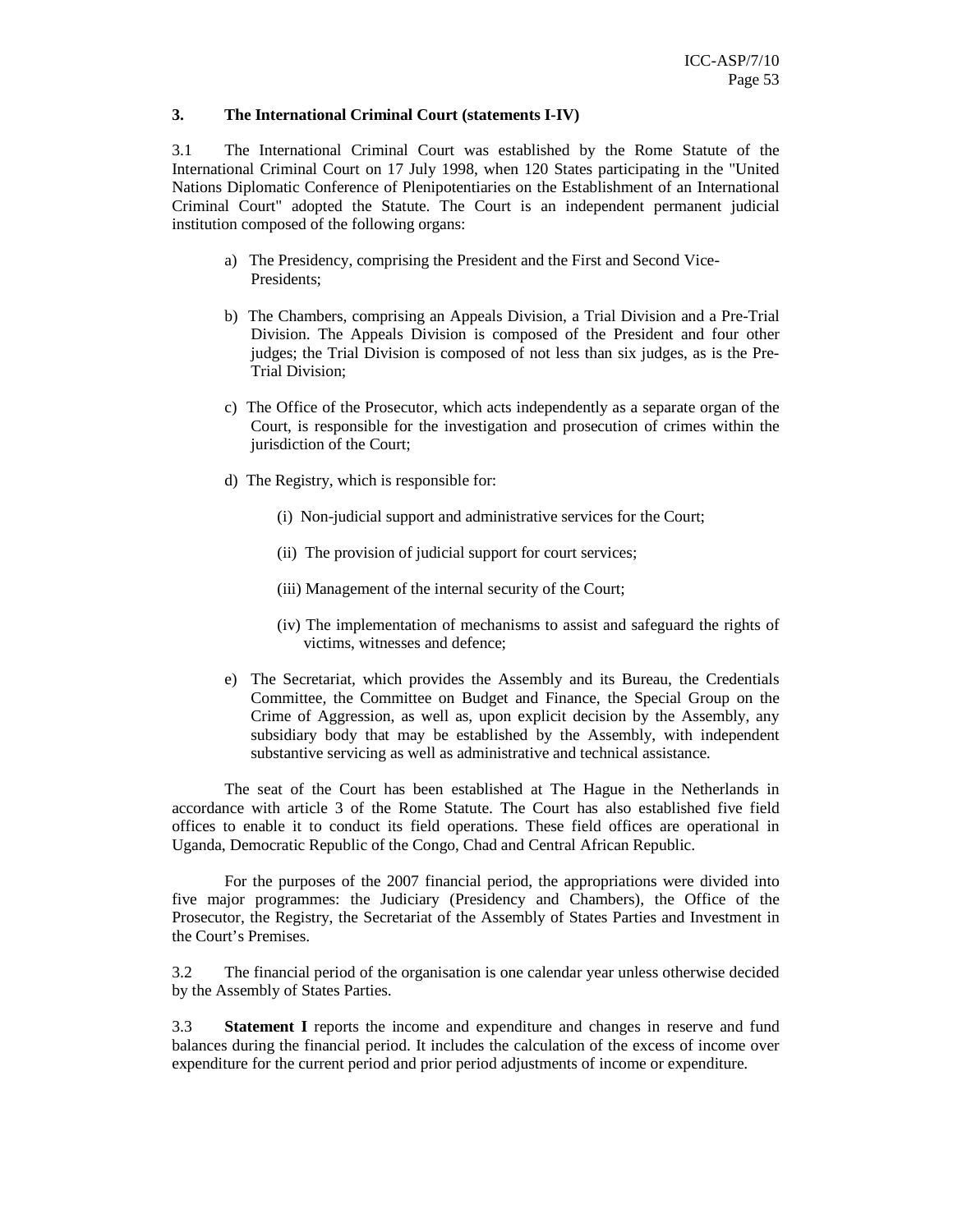### 3. The International Criminal Court (statements I-IV)

3.1 The International Criminal Court was established by the Rome Statute of the International Criminal Court on 17 July 1998, when 120 States participating in the "United Nations Diplomatic Conference of Plenipotentiaries on the Establishment of an International Criminal Court" adopted the Statute. The Court is an independent permanent judicial institution composed of the following organs:

a) The Presidency, comprising the President and the First and Second Vice-Presidents;

b) The Chambers, comprising an Appeals Division, a Trial Division and a Pre-Trial Division. The Appeals Division is composed of the President and four other judges; the Trial Division is composed of not less than six judges, as is the Pre-Trial Division;

c) The Office of the Prosecutor, which acts independently as a separate organ of the Court, is responsible for the investigation and prosecution of crimes within the jurisdiction of the Court;

d) The Registry, which is responsible for:

(i) Non-judicial support and administrative services for the Court;

(ii) The provision of judicial support for court services;

(iii) Management of the internal security of the Court;

(iv) The implementation of mechanisms to assist and safeguard the rights of victims, witnesses and defence;

e) The Secretariat, which provides the Assembly and its Bureau, the Credentials Committee, the Committee on Budget and Finance, the Special Group on the Crime of Aggression, as well as, upon explicit decision by the Assembly, any subsidiary body that may be established by the Assembly, with independent substantive servicing as well as administrative and technical assistance.

The seat of the Court has been established at The Hague in the Netherlands in accordance with article 3 of the Rome Statute. The Court has also established five field offices to enable it to conduct its field operations. These field offices are operational in Uganda, Democratic Republic of the Congo, Chad and Central African Republic.

For the purposes of the 2007 financial period, the appropriations were divided into five major programmes: the Judiciary (Presidency and Chambers), the Office of the Prosecutor, the Registry, the Secretariat of the Assembly of States Parties and Investment in the Court's Premises.

3.2 The financial period of the organisation is one calendar year unless otherwise decided by the Assembly of States Parties.

3.3 **Statement I** reports the income and expenditure and changes in reserve and fund balances during the financial period. It includes the calculation of the excess of income over expenditure for the current period and prior period adjustments of income or expenditure.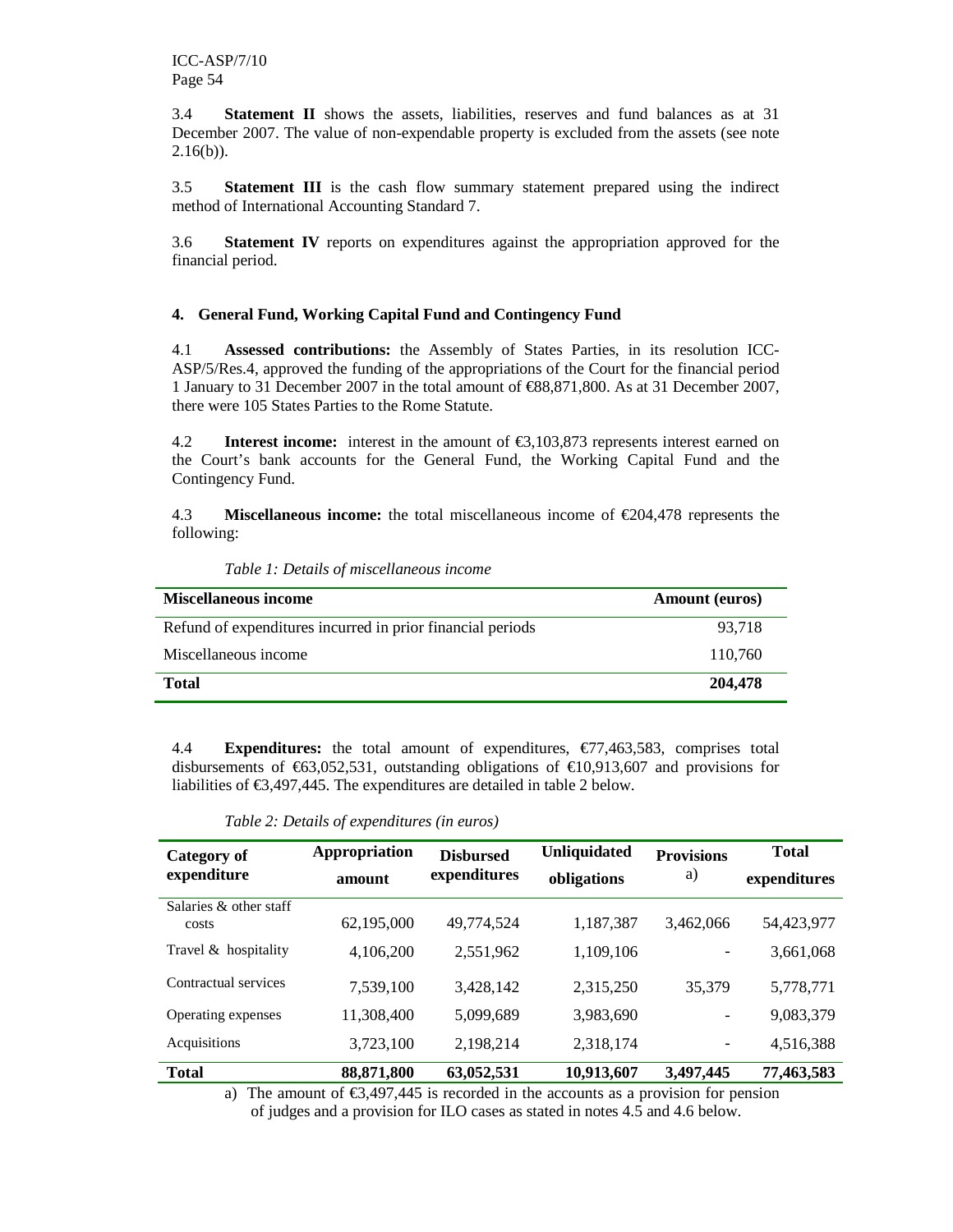3.4 **Statement II** shows the assets, liabilities, reserves and fund balances as at 31 December 2007. The value of non-expendable property is excluded from the assets (see note 2.16(b)).

3.5 **Statement III** is the cash flow summary statement prepared using the indirect method of International Accounting Standard 7.

3.6 **Statement IV** reports on expenditures against the appropriation approved for the financial period.

## 4. General Fund, Working Capital Fund and Contingency Fund

4.1 **Assessed contributions:** the Assembly of States Parties, in its resolution ICC-ASP/5/Res.4, approved the funding of the appropriations of the Court for the financial period 1 January to 31 December 2007 in the total amount of €88,871,800. As at 31 December 2007, there were 105 States Parties to the Rome Statute.

4.2 **Interest income:** interest in the amount of €3,103,873 represents interest earned on the Court's bank accounts for the General Fund, the Working Capital Fund and the Contingency Fund.

4.3 **Miscellaneous income:** the total miscellaneous income of €204,478 represents the following:

*Table 1: Details of miscellaneous income*

| Miscellaneous income | Amount (euros) |
|---|---:|
| Refund of expenditures incurred in prior financial periods | 93,718 |
| Miscellaneous income | 110,760 |
| **Total** | **204,478** |

4.4 **Expenditures:** the total amount of expenditures, €77,463,583, comprises total disbursements of €63,052,531, outstanding obligations of €10,913,607 and provisions for liabilities of €3,497,445. The expenditures are detailed in table 2 below.

*Table 2: Details of expenditures (in euros)*

| Category of expenditure | Appropriation amount | Disbursed expenditures | Unliquidated obligations | Provisions a) | Total expenditures |
|---|---:|---:|---:|---:|---:|
| Salaries & other staff costs | 62,195,000 | 49,774,524 | 1,187,387 | 3,462,066 | 54,423,977 |
| Travel & hospitality | 4,106,200 | 2,551,962 | 1,109,106 | - | 3,661,068 |
| Contractual services | 7,539,100 | 3,428,142 | 2,315,250 | 35,379 | 5,778,771 |
| Operating expenses | 11,308,400 | 5,099,689 | 3,983,690 | - | 9,083,379 |
| Acquisitions | 3,723,100 | 2,198,214 | 2,318,174 | - | 4,516,388 |
| **Total** | **88,871,800** | **63,052,531** | **10,913,607** | **3,497,445** | **77,463,583** |

a) The amount of €3,497,445 is recorded in the accounts as a provision for pension of judges and a provision for ILO cases as stated in notes 4.5 and 4.6 below.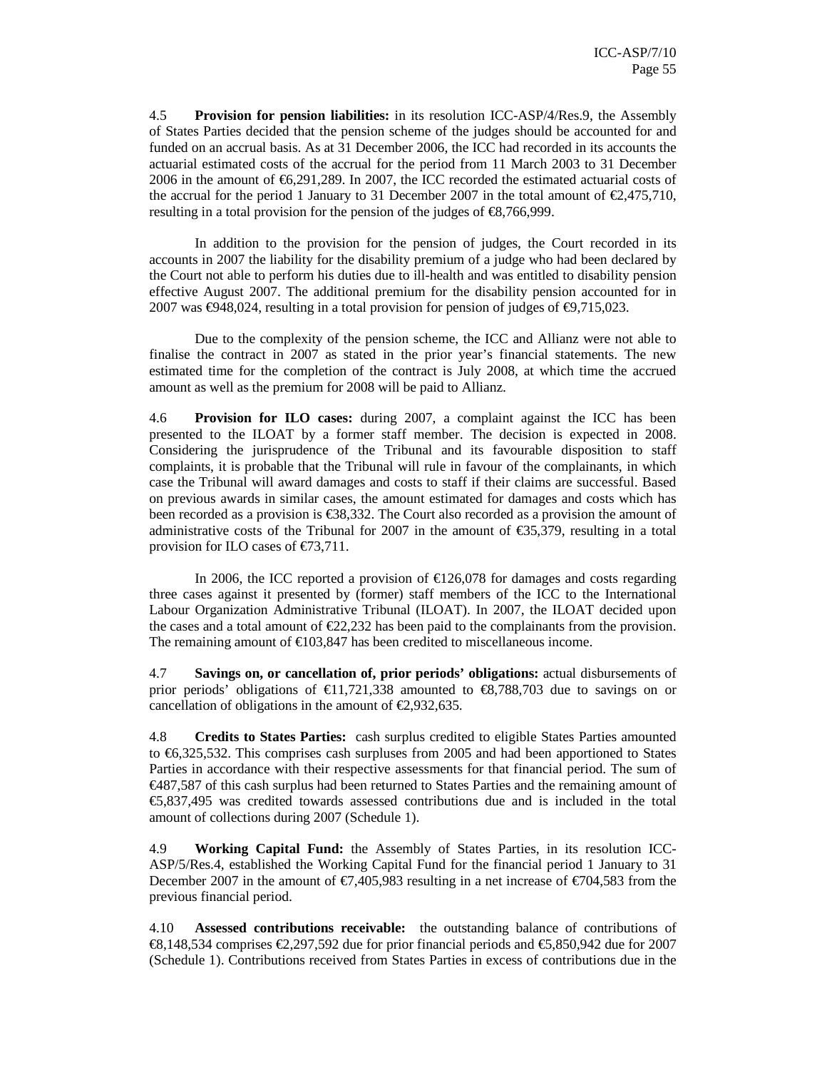4.5 **Provision for pension liabilities:** in its resolution ICC-ASP/4/Res.9, the Assembly of States Parties decided that the pension scheme of the judges should be accounted for and funded on an accrual basis. As at 31 December 2006, the ICC had recorded in its accounts the actuarial estimated costs of the accrual for the period from 11 March 2003 to 31 December 2006 in the amount of €6,291,289. In 2007, the ICC recorded the estimated actuarial costs of the accrual for the period 1 January to 31 December 2007 in the total amount of €2,475,710, resulting in a total provision for the pension of the judges of €8,766,999.

In addition to the provision for the pension of judges, the Court recorded in its accounts in 2007 the liability for the disability premium of a judge who had been declared by the Court not able to perform his duties due to ill-health and was entitled to disability pension effective August 2007. The additional premium for the disability pension accounted for in 2007 was €948,024, resulting in a total provision for pension of judges of €9,715,023.

Due to the complexity of the pension scheme, the ICC and Allianz were not able to finalise the contract in 2007 as stated in the prior year's financial statements. The new estimated time for the completion of the contract is July 2008, at which time the accrued amount as well as the premium for 2008 will be paid to Allianz.

4.6 **Provision for ILO cases:** during 2007, a complaint against the ICC has been presented to the ILOAT by a former staff member. The decision is expected in 2008. Considering the jurisprudence of the Tribunal and its favourable disposition to staff complaints, it is probable that the Tribunal will rule in favour of the complainants, in which case the Tribunal will award damages and costs to staff if their claims are successful. Based on previous awards in similar cases, the amount estimated for damages and costs which has been recorded as a provision is €38,332. The Court also recorded as a provision the amount of administrative costs of the Tribunal for 2007 in the amount of €35,379, resulting in a total provision for ILO cases of €73,711.

In 2006, the ICC reported a provision of €126,078 for damages and costs regarding three cases against it presented by (former) staff members of the ICC to the International Labour Organization Administrative Tribunal (ILOAT). In 2007, the ILOAT decided upon the cases and a total amount of €22,232 has been paid to the complainants from the provision. The remaining amount of €103,847 has been credited to miscellaneous income.

4.7 **Savings on, or cancellation of, prior periods' obligations:** actual disbursements of prior periods' obligations of €11,721,338 amounted to €8,788,703 due to savings on or cancellation of obligations in the amount of €2,932,635.

4.8 **Credits to States Parties:** cash surplus credited to eligible States Parties amounted to €6,325,532. This comprises cash surpluses from 2005 and had been apportioned to States Parties in accordance with their respective assessments for that financial period. The sum of €487,587 of this cash surplus had been returned to States Parties and the remaining amount of €5,837,495 was credited towards assessed contributions due and is included in the total amount of collections during 2007 (Schedule 1).

4.9 **Working Capital Fund:** the Assembly of States Parties, in its resolution ICC-ASP/5/Res.4, established the Working Capital Fund for the financial period 1 January to 31 December 2007 in the amount of €7,405,983 resulting in a net increase of €704,583 from the previous financial period.

4.10 **Assessed contributions receivable:** the outstanding balance of contributions of €8,148,534 comprises €2,297,592 due for prior financial periods and €5,850,942 due for 2007 (Schedule 1). Contributions received from States Parties in excess of contributions due in the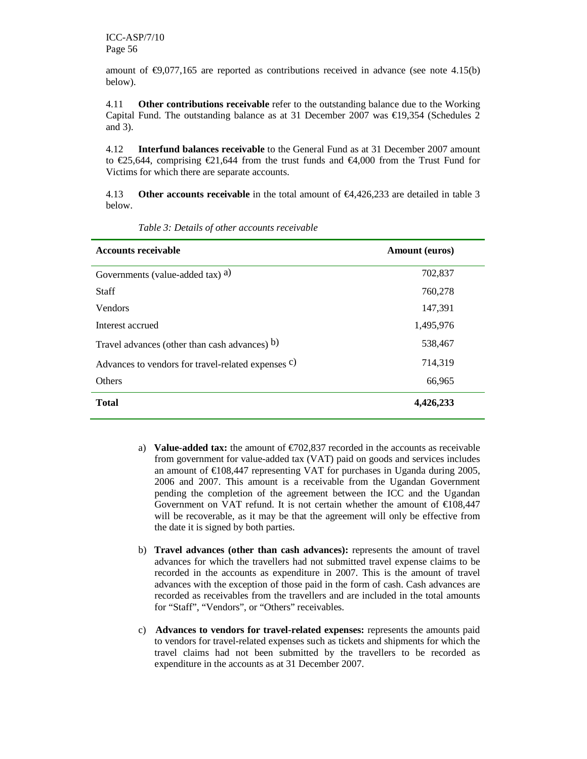amount of €9,077,165 are reported as contributions received in advance (see note 4.15(b) below).

4.11 **Other contributions receivable** refer to the outstanding balance due to the Working Capital Fund. The outstanding balance as at 31 December 2007 was €19,354 (Schedules 2 and 3).

4.12 **Interfund balances receivable** to the General Fund as at 31 December 2007 amount to €25,644, comprising €21,644 from the trust funds and €4,000 from the Trust Fund for Victims for which there are separate accounts.

4.13 **Other accounts receivable** in the total amount of €4,426,233 are detailed in table 3 below.

*Table 3: Details of other accounts receivable*

| **Accounts receivable** | **Amount (euros)** |
|---|---|
| Governments (value-added tax) a) | 702,837 |
| Staff | 760,278 |
| Vendors | 147,391 |
| Interest accrued | 1,495,976 |
| Travel advances (other than cash advances) b) | 538,467 |
| Advances to vendors for travel-related expenses c) | 714,319 |
| Others | 66,965 |
| **Total** | **4,426,233** |

a) **Value-added tax:** the amount of €702,837 recorded in the accounts as receivable from government for value-added tax (VAT) paid on goods and services includes an amount of €108,447 representing VAT for purchases in Uganda during 2005, 2006 and 2007. This amount is a receivable from the Ugandan Government pending the completion of the agreement between the ICC and the Ugandan Government on VAT refund. It is not certain whether the amount of €108,447 will be recoverable, as it may be that the agreement will only be effective from the date it is signed by both parties.

b) **Travel advances (other than cash advances):** represents the amount of travel advances for which the travellers had not submitted travel expense claims to be recorded in the accounts as expenditure in 2007. This is the amount of travel advances with the exception of those paid in the form of cash. Cash advances are recorded as receivables from the travellers and are included in the total amounts for "Staff", "Vendors", or "Others" receivables.

c) **Advances to vendors for travel-related expenses:** represents the amounts paid to vendors for travel-related expenses such as tickets and shipments for which the travel claims had not been submitted by the travellers to be recorded as expenditure in the accounts as at 31 December 2007.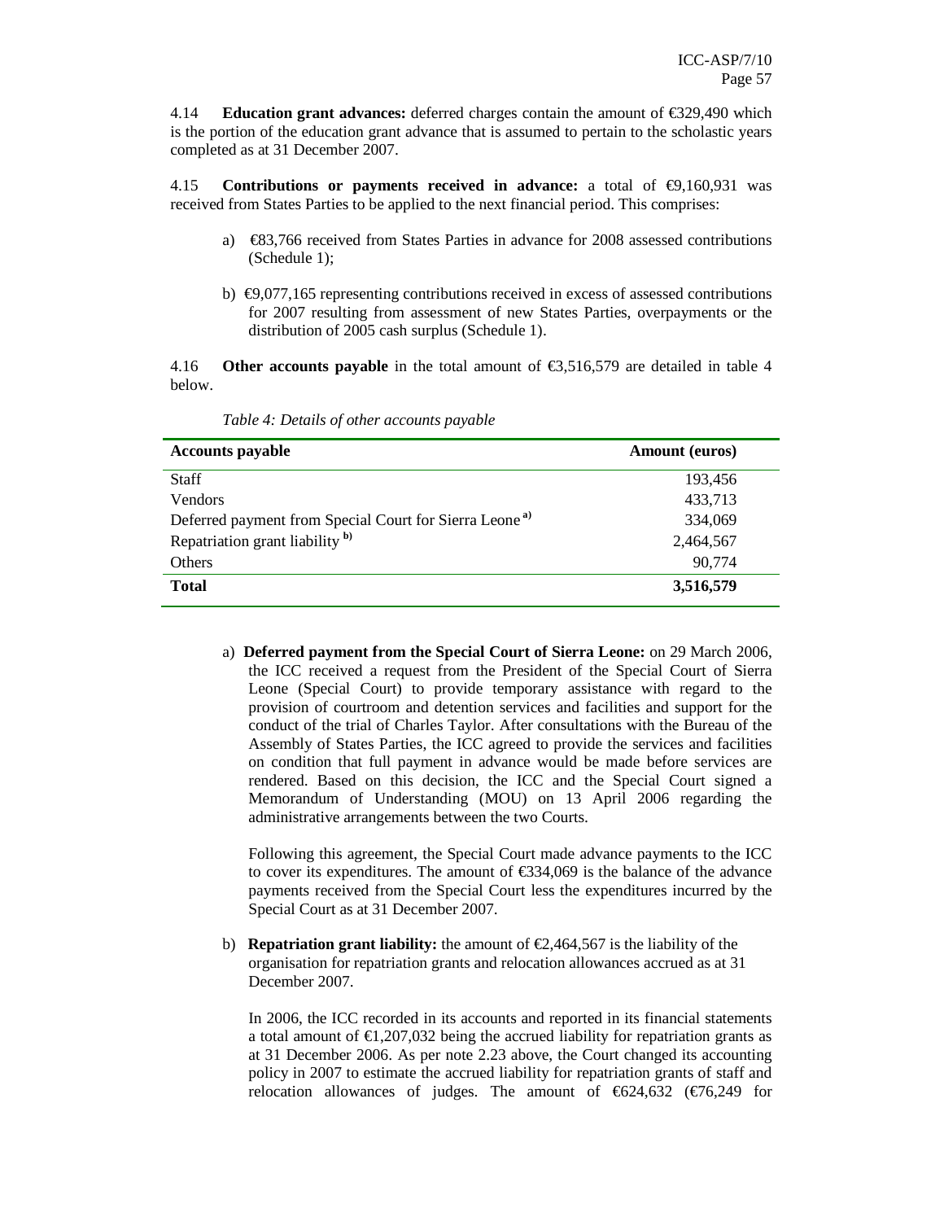4.14 **Education grant advances:** deferred charges contain the amount of €329,490 which is the portion of the education grant advance that is assumed to pertain to the scholastic years completed as at 31 December 2007.

4.15 **Contributions or payments received in advance:** a total of €9,160,931 was received from States Parties to be applied to the next financial period. This comprises:

a) €83,766 received from States Parties in advance for 2008 assessed contributions (Schedule 1);

b) €9,077,165 representing contributions received in excess of assessed contributions for 2007 resulting from assessment of new States Parties, overpayments or the distribution of 2005 cash surplus (Schedule 1).

4.16 **Other accounts payable** in the total amount of €3,516,579 are detailed in table 4 below.

*Table 4: Details of other accounts payable*

| Accounts payable | Amount (euros) |
|---|---|
| Staff | 193,456 |
| Vendors | 433,713 |
| Deferred payment from Special Court for Sierra Leone [a)] | 334,069 |
| Repatriation grant liability [b)] | 2,464,567 |
| Others | 90,774 |
| **Total** | **3,516,579** |

a) **Deferred payment from the Special Court of Sierra Leone:** on 29 March 2006, the ICC received a request from the President of the Special Court of Sierra Leone (Special Court) to provide temporary assistance with regard to the provision of courtroom and detention services and facilities and support for the conduct of the trial of Charles Taylor. After consultations with the Bureau of the Assembly of States Parties, the ICC agreed to provide the services and facilities on condition that full payment in advance would be made before services are rendered. Based on this decision, the ICC and the Special Court signed a Memorandum of Understanding (MOU) on 13 April 2006 regarding the administrative arrangements between the two Courts.

Following this agreement, the Special Court made advance payments to the ICC to cover its expenditures. The amount of €334,069 is the balance of the advance payments received from the Special Court less the expenditures incurred by the Special Court as at 31 December 2007.

b) **Repatriation grant liability:** the amount of €2,464,567 is the liability of the organisation for repatriation grants and relocation allowances accrued as at 31 December 2007.

In 2006, the ICC recorded in its accounts and reported in its financial statements a total amount of €1,207,032 being the accrued liability for repatriation grants as at 31 December 2006. As per note 2.23 above, the Court changed its accounting policy in 2007 to estimate the accrued liability for repatriation grants of staff and relocation allowances of judges. The amount of €624,632 (€76,249 for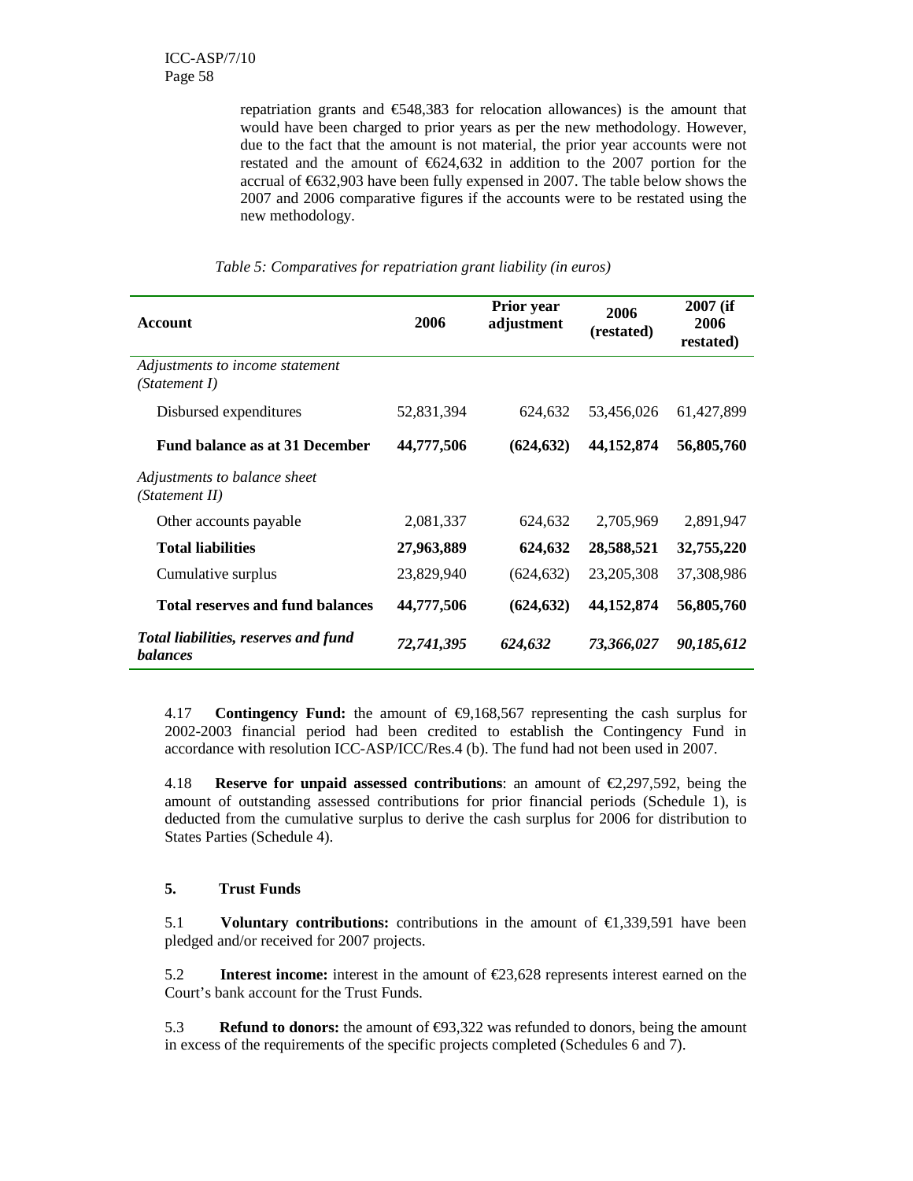repatriation grants and €548,383 for relocation allowances) is the amount that would have been charged to prior years as per the new methodology. However, due to the fact that the amount is not material, the prior year accounts were not restated and the amount of €624,632 in addition to the 2007 portion for the accrual of €632,903 have been fully expensed in 2007. The table below shows the 2007 and 2006 comparative figures if the accounts were to be restated using the new methodology.

*Table 5: Comparatives for repatriation grant liability (in euros)*

| Account | 2006 | Prior year adjustment | 2006 (restated) | 2007 (if 2006 restated) |
|---|---|---|---|---|
| *Adjustments to income statement (Statement I)* | | | | |
| Disbursed expenditures | 52,831,394 | 624,632 | 53,456,026 | 61,427,899 |
| **Fund balance as at 31 December** | **44,777,506** | **(624,632)** | **44,152,874** | **56,805,760** |
| *Adjustments to balance sheet (Statement II)* | | | | |
| Other accounts payable | 2,081,337 | 624,632 | 2,705,969 | 2,891,947 |
| **Total liabilities** | **27,963,889** | **624,632** | **28,588,521** | **32,755,220** |
| Cumulative surplus | 23,829,940 | (624,632) | 23,205,308 | 37,308,986 |
| **Total reserves and fund balances** | **44,777,506** | **(624,632)** | **44,152,874** | **56,805,760** |
| ***Total liabilities, reserves and fund balances*** | ***72,741,395*** | ***624,632*** | ***73,366,027*** | ***90,185,612*** |

4.17 **Contingency Fund:** the amount of €9,168,567 representing the cash surplus for 2002-2003 financial period had been credited to establish the Contingency Fund in accordance with resolution ICC-ASP/ICC/Res.4 (b). The fund had not been used in 2007.

4.18 **Reserve for unpaid assessed contributions**: an amount of €2,297,592, being the amount of outstanding assessed contributions for prior financial periods (Schedule 1), is deducted from the cumulative surplus to derive the cash surplus for 2006 for distribution to States Parties (Schedule 4).

### 5. Trust Funds

5.1 **Voluntary contributions:** contributions in the amount of €1,339,591 have been pledged and/or received for 2007 projects.

5.2 **Interest income:** interest in the amount of €23,628 represents interest earned on the Court's bank account for the Trust Funds.

5.3 **Refund to donors:** the amount of €93,322 was refunded to donors, being the amount in excess of the requirements of the specific projects completed (Schedules 6 and 7).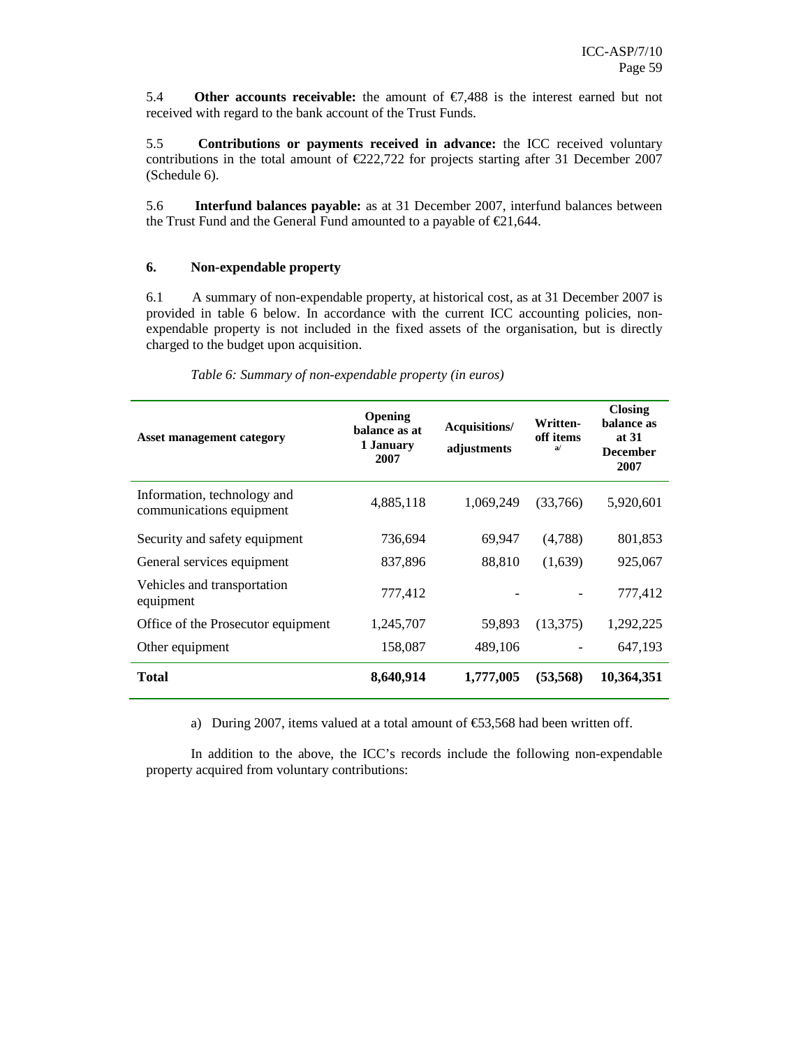5.4 **Other accounts receivable:** the amount of €7,488 is the interest earned but not received with regard to the bank account of the Trust Funds.

5.5 **Contributions or payments received in advance:** the ICC received voluntary contributions in the total amount of €222,722 for projects starting after 31 December 2007 (Schedule 6).

5.6 **Interfund balances payable:** as at 31 December 2007, interfund balances between the Trust Fund and the General Fund amounted to a payable of €21,644.

## 6. Non-expendable property

6.1 A summary of non-expendable property, at historical cost, as at 31 December 2007 is provided in table 6 below. In accordance with the current ICC accounting policies, non-expendable property is not included in the fixed assets of the organisation, but is directly charged to the budget upon acquisition.

*Table 6: Summary of non-expendable property (in euros)*

| Asset management category | Opening balance as at 1 January 2007 | Acquisitions/ adjustments | Written-off items a/ | Closing balance as at 31 December 2007 |
|---|---|---|---|---|
| Information, technology and communications equipment | 4,885,118 | 1,069,249 | (33,766) | 5,920,601 |
| Security and safety equipment | 736,694 | 69,947 | (4,788) | 801,853 |
| General services equipment | 837,896 | 88,810 | (1,639) | 925,067 |
| Vehicles and transportation equipment | 777,412 | - | - | 777,412 |
| Office of the Prosecutor equipment | 1,245,707 | 59,893 | (13,375) | 1,292,225 |
| Other equipment | 158,087 | 489,106 | - | 647,193 |
| **Total** | **8,640,914** | **1,777,005** | **(53,568)** | **10,364,351** |

a) During 2007, items valued at a total amount of €53,568 had been written off.

In addition to the above, the ICC's records include the following non-expendable property acquired from voluntary contributions: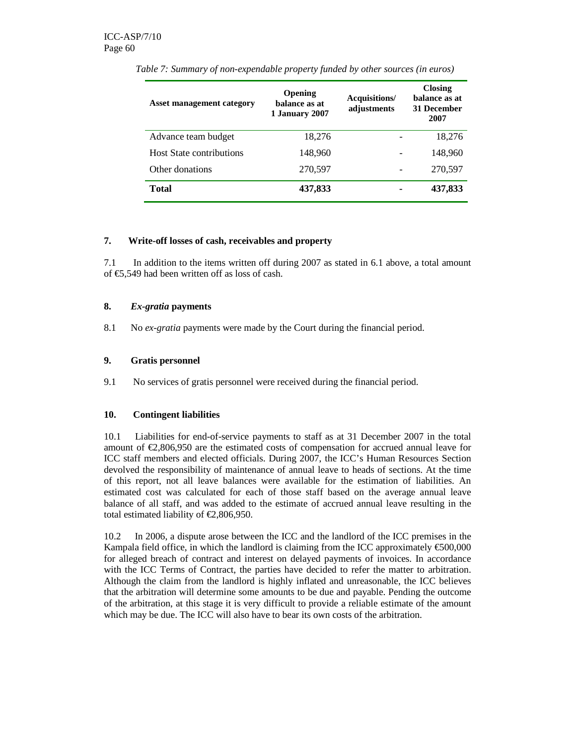*Table 7: Summary of non-expendable property funded by other sources (in euros)*

| Asset management category | Opening balance as at 1 January 2007 | Acquisitions/ adjustments | Closing balance as at 31 December 2007 |
|---|---|---|---|
| Advance team budget | 18,276 | - | 18,276 |
| Host State contributions | 148,960 | - | 148,960 |
| Other donations | 270,597 | - | 270,597 |
| **Total** | **437,833** | **-** | **437,833** |

## 7. Write-off losses of cash, receivables and property

7.1 In addition to the items written off during 2007 as stated in 6.1 above, a total amount of €5,549 had been written off as loss of cash.

## 8. *Ex-gratia* payments

8.1 No *ex-gratia* payments were made by the Court during the financial period.

## 9. Gratis personnel

9.1 No services of gratis personnel were received during the financial period.

## 10. Contingent liabilities

10.1 Liabilities for end-of-service payments to staff as at 31 December 2007 in the total amount of €2,806,950 are the estimated costs of compensation for accrued annual leave for ICC staff members and elected officials. During 2007, the ICC's Human Resources Section devolved the responsibility of maintenance of annual leave to heads of sections. At the time of this report, not all leave balances were available for the estimation of liabilities. An estimated cost was calculated for each of those staff based on the average annual leave balance of all staff, and was added to the estimate of accrued annual leave resulting in the total estimated liability of €2,806,950.

10.2 In 2006, a dispute arose between the ICC and the landlord of the ICC premises in the Kampala field office, in which the landlord is claiming from the ICC approximately €500,000 for alleged breach of contract and interest on delayed payments of invoices. In accordance with the ICC Terms of Contract, the parties have decided to refer the matter to arbitration. Although the claim from the landlord is highly inflated and unreasonable, the ICC believes that the arbitration will determine some amounts to be due and payable. Pending the outcome of the arbitration, at this stage it is very difficult to provide a reliable estimate of the amount which may be due. The ICC will also have to bear its own costs of the arbitration.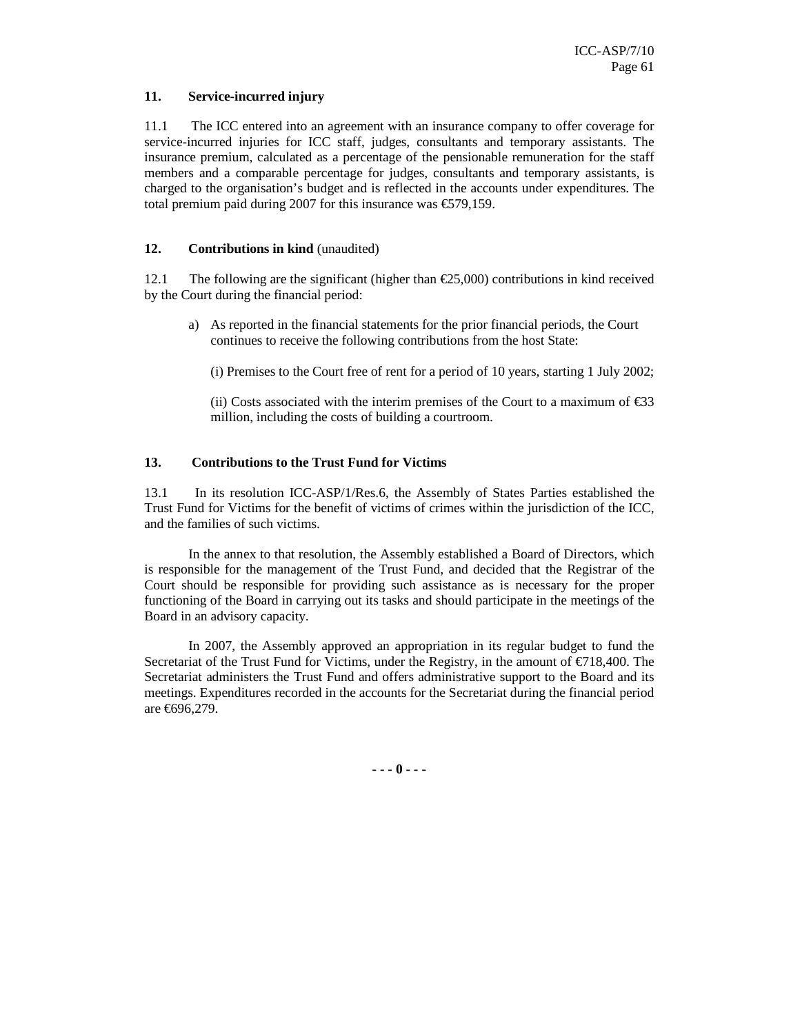### 11. Service-incurred injury

11.1 The ICC entered into an agreement with an insurance company to offer coverage for service-incurred injuries for ICC staff, judges, consultants and temporary assistants. The insurance premium, calculated as a percentage of the pensionable remuneration for the staff members and a comparable percentage for judges, consultants and temporary assistants, is charged to the organisation's budget and is reflected in the accounts under expenditures. The total premium paid during 2007 for this insurance was €579,159.

### 12. Contributions in kind (unaudited)

12.1 The following are the significant (higher than €25,000) contributions in kind received by the Court during the financial period:

a) As reported in the financial statements for the prior financial periods, the Court continues to receive the following contributions from the host State:

(i) Premises to the Court free of rent for a period of 10 years, starting 1 July 2002;

(ii) Costs associated with the interim premises of the Court to a maximum of €33 million, including the costs of building a courtroom.

### 13. Contributions to the Trust Fund for Victims

13.1 In its resolution ICC-ASP/1/Res.6, the Assembly of States Parties established the Trust Fund for Victims for the benefit of victims of crimes within the jurisdiction of the ICC, and the families of such victims.

In the annex to that resolution, the Assembly established a Board of Directors, which is responsible for the management of the Trust Fund, and decided that the Registrar of the Court should be responsible for providing such assistance as is necessary for the proper functioning of the Board in carrying out its tasks and should participate in the meetings of the Board in an advisory capacity.

In 2007, the Assembly approved an appropriation in its regular budget to fund the Secretariat of the Trust Fund for Victims, under the Registry, in the amount of €718,400. The Secretariat administers the Trust Fund and offers administrative support to the Board and its meetings. Expenditures recorded in the accounts for the Secretariat during the financial period are €696,279.

- - - 0 - - -